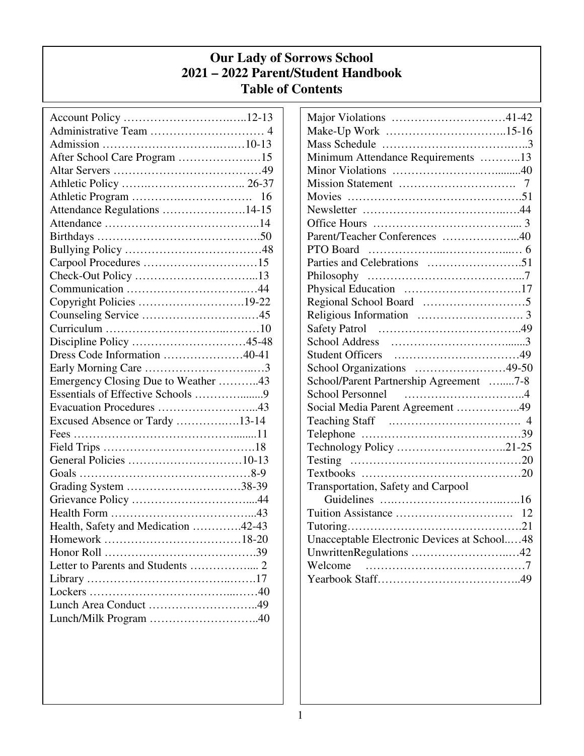# Our Lady of Sorrows School
# 2021 – 2022 Parent/Student Handbook
# Table of Contents

Account Policy …………………………..…..12-13
Administrative Team ………………………… 4
Admission ……………………………..…10-13
After School Care Program …………………15
Altar Servers …………………………………49
Athletic Policy …….……………………... 26-37
Athletic Program ……………………………. 16
Attendance Regulations ……………………14-15
Attendance …………………………………..14
Birthdays …………………………………….50
Bullying Policy ………………………………48
Carpool Procedures …………………………15
Check-Out Policy …………………………...13
Communication ………………………..…44
Copyright Policies ……………………….19-22
Counseling Service …………………….…45
Curriculum ……………………..………10
Discipline Policy …………………………45-48
Dress Code Information …………………40-41
Early Morning Care ……………………..…3
Emergency Closing Due to Weather ………..43
Essentials of Effective Schools ………….......9
Evacuation Procedures ……………………...43
Excused Absence or Tardy ……………….13-14
Fees ……………………………………........11
Field Trips ………………………………….18
General Policies …………………………10-13
Goals ………………………………………8-9
Grading System …………………………38-39
Grievance Policy …………………………....44
Health Form ………………………………...43
Health, Safety and Medication ………….42-43
Homework ………………………………18-20
Honor Roll ………………………………….39
Letter to Parents and Students …………….... 2
Library ……………………………..…….17
Lockers …………………………….....……40
Lunch Area Conduct ………………………..49
Lunch/Milk Program ………………………..40
Major Violations …………………………41-42
Make-Up Work …………………………..15-16
Mass Schedule …………………………….…..3
Minimum Attendance Requirements ………..13
Minor Violations ………………………........40
Mission Statement ………………………….  7
Movies ……………………………………….51
Newsletter ……………………………..….44
Office Hours ……………………………….... 3
Parent/Teacher Conferences ………………...40
PTO Board ………………...……………..… 6
Parties and Celebrations …………………….51
Philosophy …………………………………...7
Physical Education ………………………….17
Regional School Board ………………………5
Religious Information ………………………. 3
Safety Patrol ………………………………..49
School Address ……………………….......3
Student Officers ……………………………49
School Organizations ……………………49-50
School/Parent Partnership Agreement …....7-8
School Personnel …………………………..4
Social Media Parent Agreement ……………..49
Teaching Staff .……………………………. 4
Telephone ……………………………………39
Technology Policy ………………………..21-25
Testing ……………………………………….20
Textbooks ……………………………………20
Transportation, Safety and Carpool Guidelines ….………………………..…..16
Tuition Assistance ………………………….  12
Tutoring……………………………………….21
Unacceptable Electronic Devices at School..…48
UnwrittenRegulations ……………………..…42
Welcome ……………………………………7
Yearbook Staff………………………………..49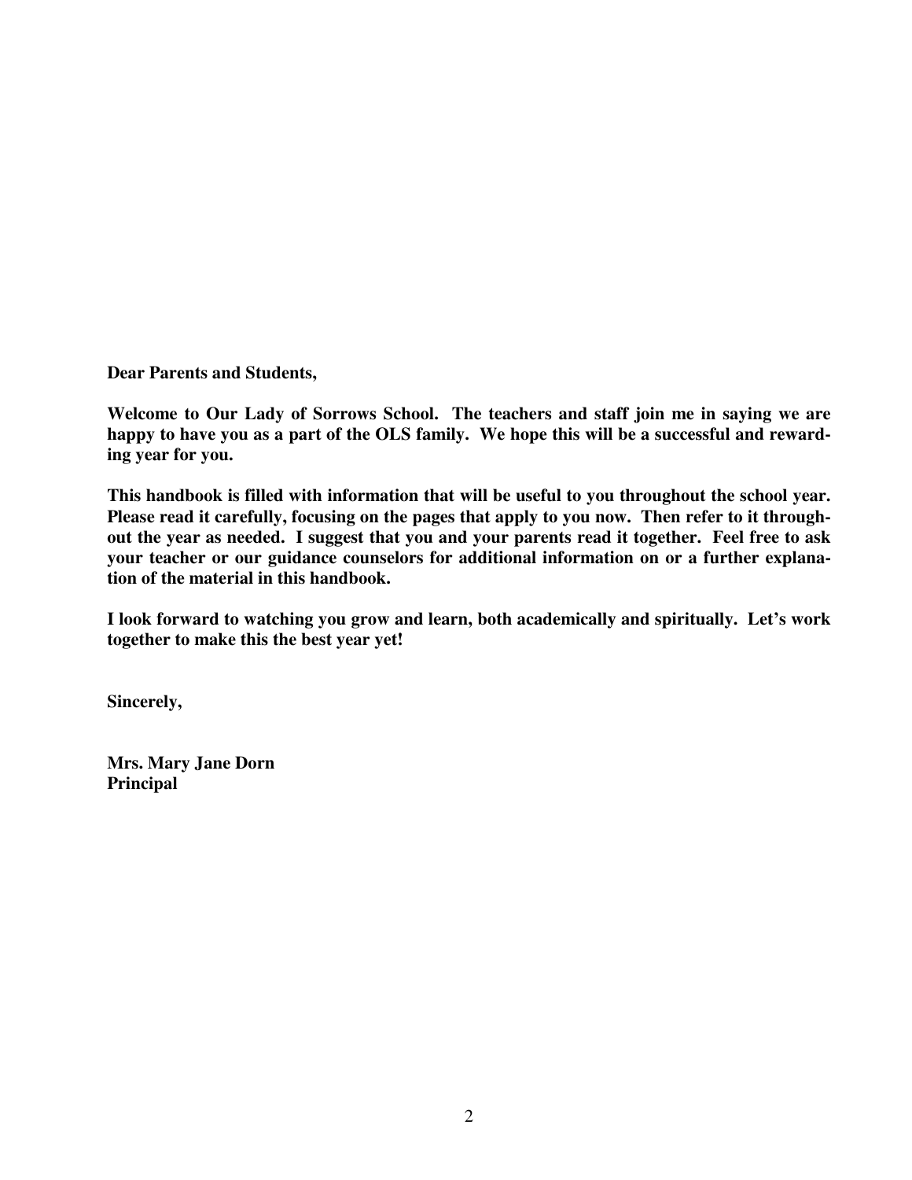**Dear Parents and Students,**

**Welcome to Our Lady of Sorrows School. The teachers and staff join me in saying we are happy to have you as a part of the OLS family. We hope this will be a successful and rewarding year for you.**

**This handbook is filled with information that will be useful to you throughout the school year. Please read it carefully, focusing on the pages that apply to you now. Then refer to it throughout the year as needed. I suggest that you and your parents read it together. Feel free to ask your teacher or our guidance counselors for additional information on or a further explanation of the material in this handbook.**

**I look forward to watching you grow and learn, both academically and spiritually. Let's work together to make this the best year yet!**

**Sincerely,**

**Mrs. Mary Jane Dorn**
**Principal**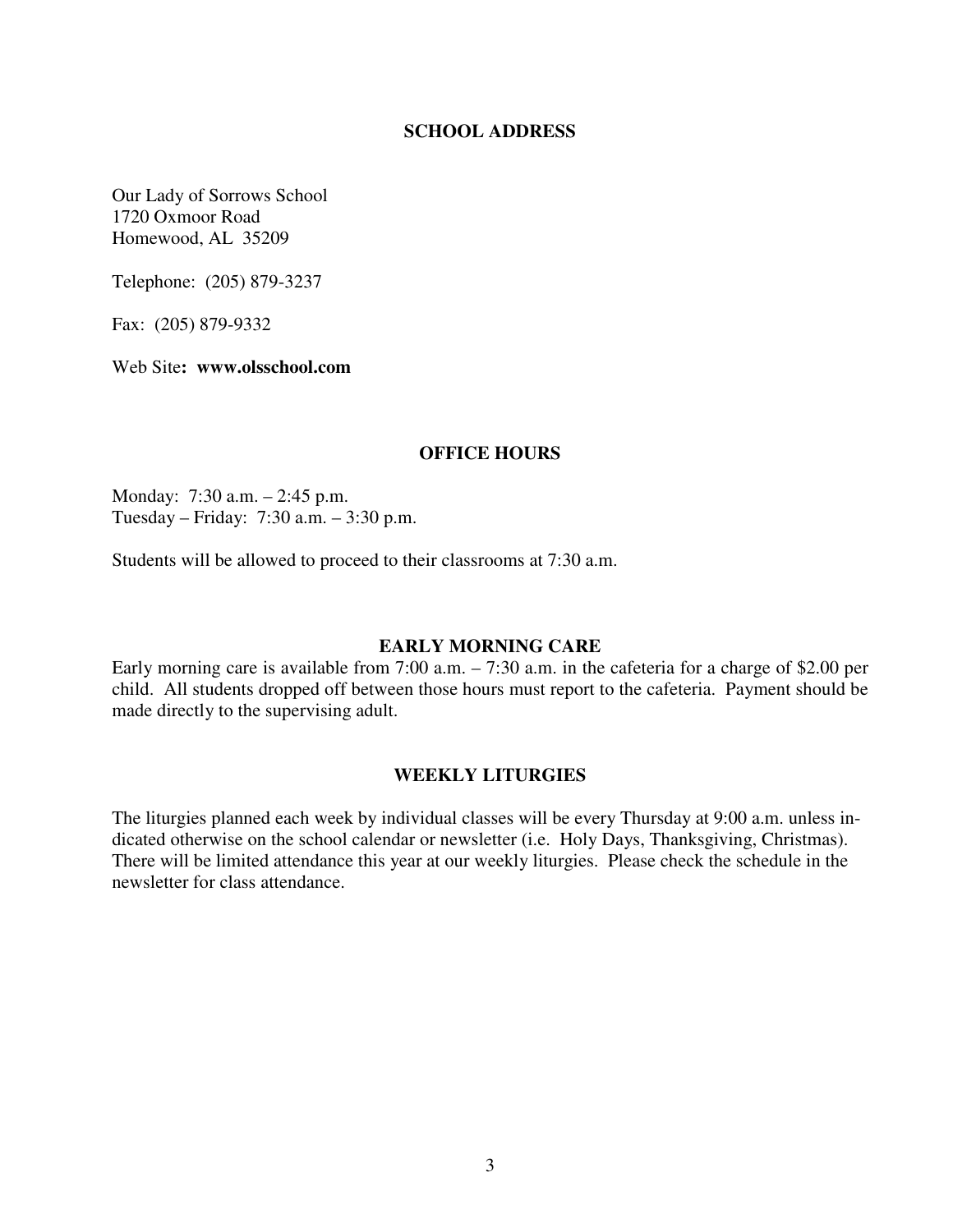## SCHOOL ADDRESS

Our Lady of Sorrows School
1720 Oxmoor Road
Homewood, AL 35209

Telephone: (205) 879-3237

Fax: (205) 879-9332

Web Site**: www.olsschool.com**

## OFFICE HOURS

Monday: 7:30 a.m. – 2:45 p.m.
Tuesday – Friday: 7:30 a.m. – 3:30 p.m.

Students will be allowed to proceed to their classrooms at 7:30 a.m.

## EARLY MORNING CARE

Early morning care is available from 7:00 a.m. – 7:30 a.m. in the cafeteria for a charge of $2.00 per child. All students dropped off between those hours must report to the cafeteria. Payment should be made directly to the supervising adult.

## WEEKLY LITURGIES

The liturgies planned each week by individual classes will be every Thursday at 9:00 a.m. unless indicated otherwise on the school calendar or newsletter (i.e. Holy Days, Thanksgiving, Christmas). There will be limited attendance this year at our weekly liturgies. Please check the schedule in the newsletter for class attendance.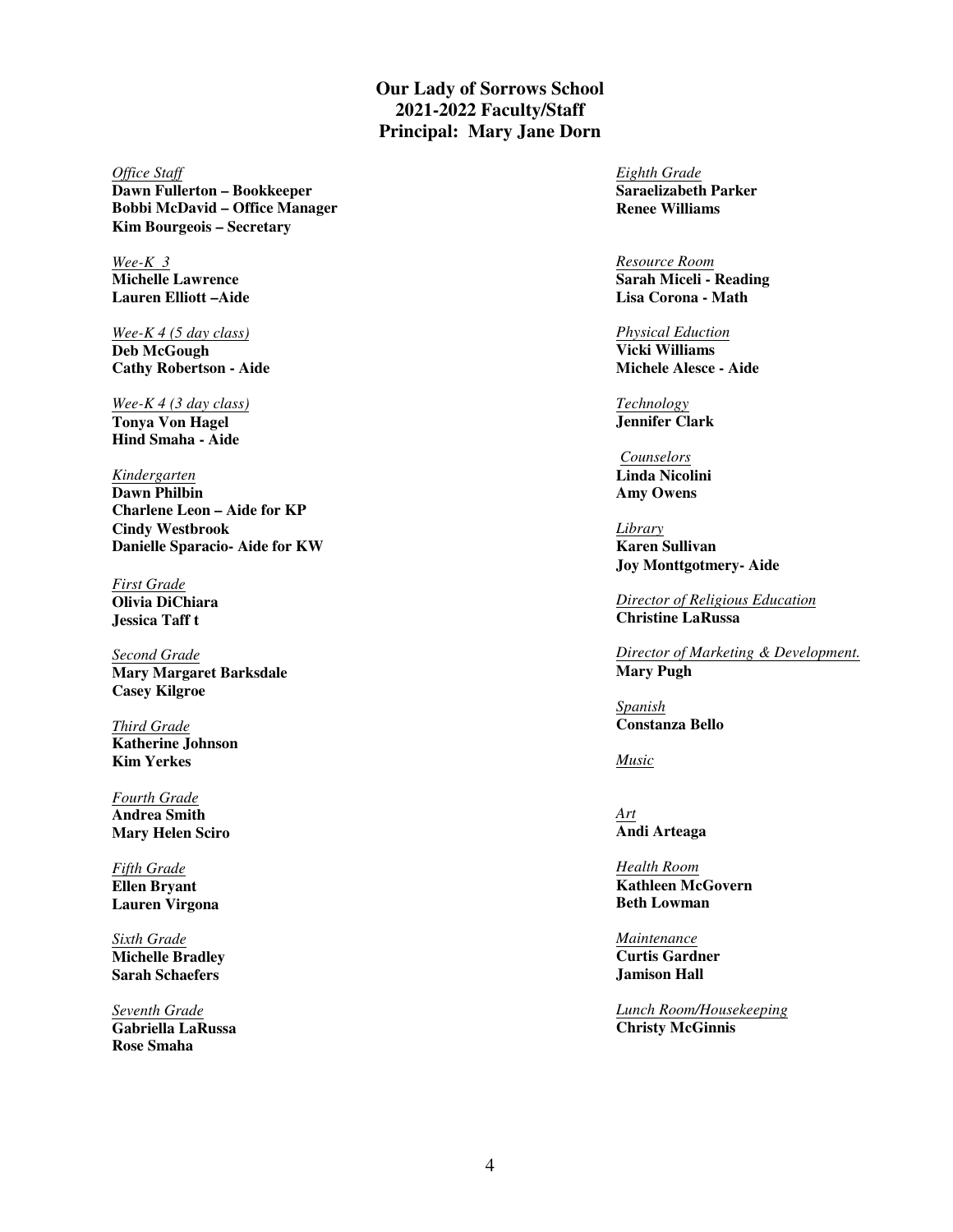# Our Lady of Sorrows School
## 2021-2022 Faculty/Staff
## Principal: Mary Jane Dorn

*Office Staff*
**Dawn Fullerton – Bookkeeper**
**Bobbi McDavid – Office Manager**
**Kim Bourgeois – Secretary**

*Wee-K 3*
**Michelle Lawrence**
**Lauren Elliott –Aide**

*Wee-K 4 (5 day class)*
**Deb McGough**
**Cathy Robertson - Aide**

*Wee-K 4 (3 day class)*
**Tonya Von Hagel**
**Hind Smaha - Aide**

*Kindergarten*
**Dawn Philbin**
**Charlene Leon – Aide for KP**
**Cindy Westbrook**
**Danielle Sparacio- Aide for KW**

*First Grade*
**Olivia DiChiara**
**Jessica Taff t**

*Second Grade*
**Mary Margaret Barksdale**
**Casey Kilgroe**

*Third Grade*
**Katherine Johnson**
**Kim Yerkes**

*Fourth Grade*
**Andrea Smith**
**Mary Helen Sciro**

*Fifth Grade*
**Ellen Bryant**
**Lauren Virgona**

*Sixth Grade*
**Michelle Bradley**
**Sarah Schaefers**

*Seventh Grade*
**Gabriella LaRussa**
**Rose Smaha**

*Eighth Grade*
**Saraelizabeth Parker**
**Renee Williams**

*Resource Room*
**Sarah Miceli - Reading**
**Lisa Corona - Math**

*Physical Eduction*
**Vicki Williams**
**Michele Alesce - Aide**

*Technology*
**Jennifer Clark**

*Counselors*
**Linda Nicolini**
**Amy Owens**

*Library*
**Karen Sullivan**
**Joy Monttgotmery- Aide**

*Director of Religious Education*
**Christine LaRussa**

*Director of Marketing & Development.*
**Mary Pugh**

*Spanish*
**Constanza Bello**

*Music*

*Art*
**Andi Arteaga**

*Health Room*
**Kathleen McGovern**
**Beth Lowman**

*Maintenance*
**Curtis Gardner**
**Jamison Hall**

*Lunch Room/Housekeeping*
**Christy McGinnis**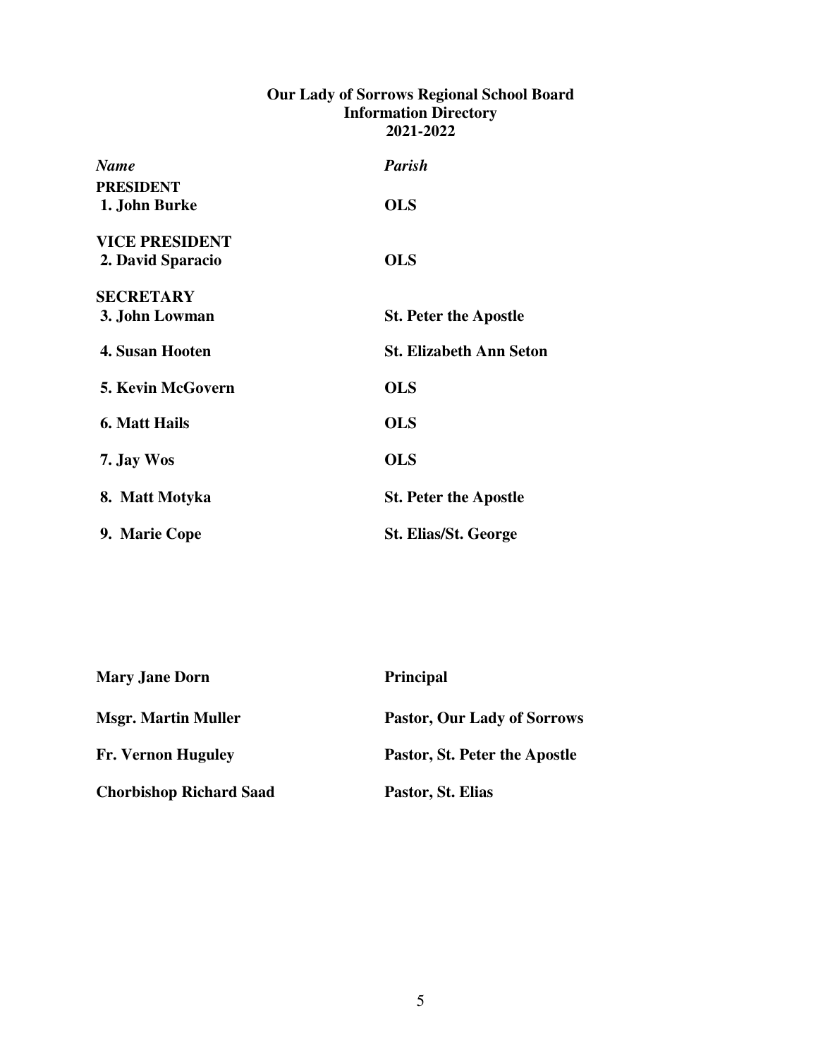**Our Lady of Sorrows Regional School Board**
**Information Directory**
**2021-2022**

| *Name* | *Parish* |
|---|---|
| **PRESIDENT** | |
| **1. John Burke** | **OLS** |
| **VICE PRESIDENT** | |
| **2. David Sparacio** | **OLS** |
| **SECRETARY** | |
| **3. John Lowman** | **St. Peter the Apostle** |
| **4. Susan Hooten** | **St. Elizabeth Ann Seton** |
| **5. Kevin McGovern** | **OLS** |
| **6. Matt Hails** | **OLS** |
| **7. Jay Wos** | **OLS** |
| **8. Matt Motyka** | **St. Peter the Apostle** |
| **9. Marie Cope** | **St. Elias/St. George** |

| | |
|---|---|
| **Mary Jane Dorn** | **Principal** |
| **Msgr. Martin Muller** | **Pastor, Our Lady of Sorrows** |
| **Fr. Vernon Huguley** | **Pastor, St. Peter the Apostle** |
| **Chorbishop Richard Saad** | **Pastor, St. Elias** |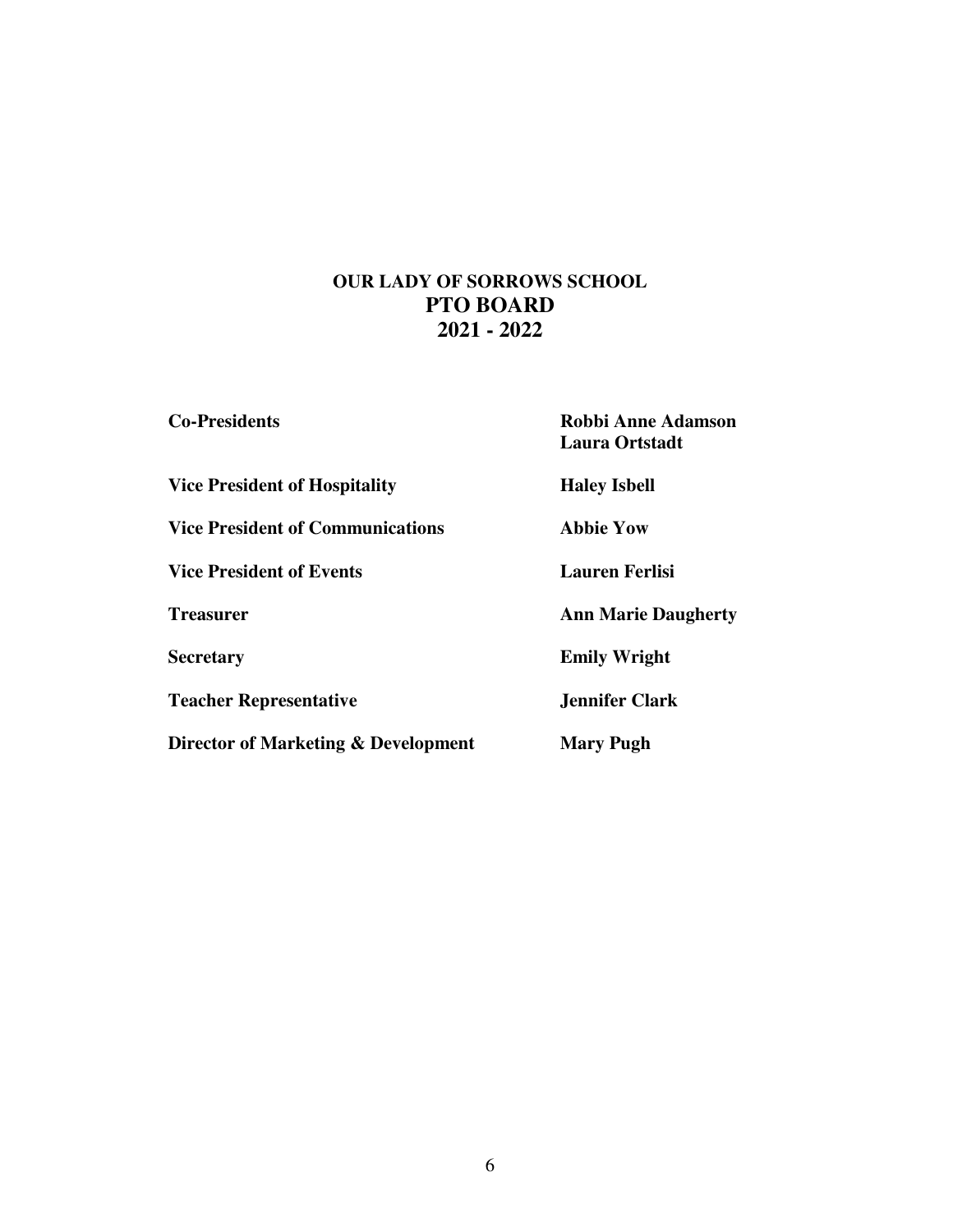# OUR LADY OF SORROWS SCHOOL
## PTO BOARD
## 2021 - 2022

| | |
|---|---|
| **Co-Presidents** | **Robbi Anne Adamson**<br>**Laura Ortstadt** |
| **Vice President of Hospitality** | **Haley Isbell** |
| **Vice President of Communications** | **Abbie Yow** |
| **Vice President of Events** | **Lauren Ferlisi** |
| **Treasurer** | **Ann Marie Daugherty** |
| **Secretary** | **Emily Wright** |
| **Teacher Representative** | **Jennifer Clark** |
| **Director of Marketing & Development** | **Mary Pugh** |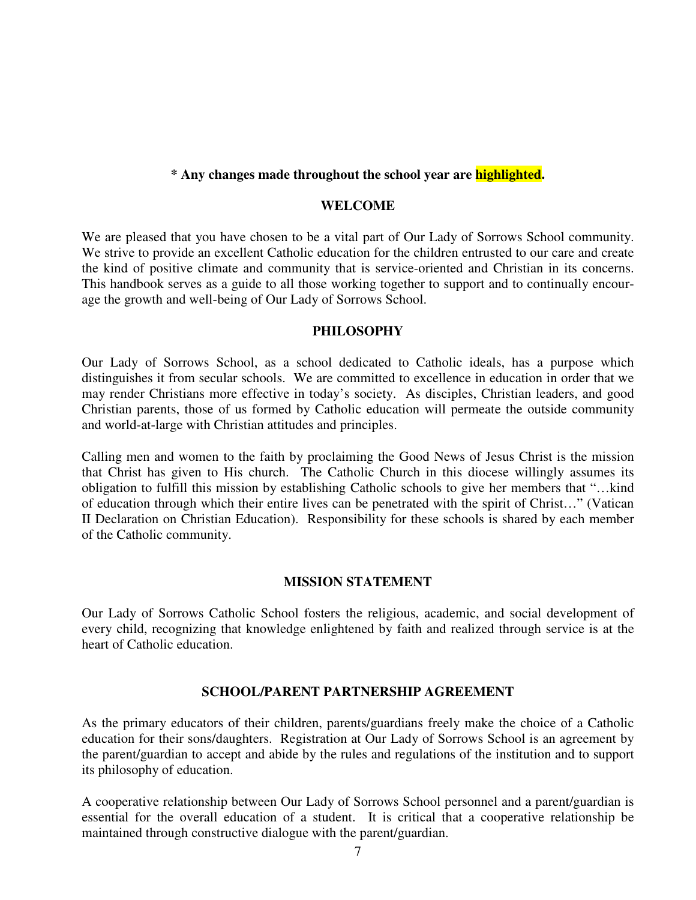**\* Any changes made throughout the school year are highlighted.**

## WELCOME

We are pleased that you have chosen to be a vital part of Our Lady of Sorrows School community. We strive to provide an excellent Catholic education for the children entrusted to our care and create the kind of positive climate and community that is service-oriented and Christian in its concerns. This handbook serves as a guide to all those working together to support and to continually encourage the growth and well-being of Our Lady of Sorrows School.

## PHILOSOPHY

Our Lady of Sorrows School, as a school dedicated to Catholic ideals, has a purpose which distinguishes it from secular schools. We are committed to excellence in education in order that we may render Christians more effective in today's society. As disciples, Christian leaders, and good Christian parents, those of us formed by Catholic education will permeate the outside community and world-at-large with Christian attitudes and principles.

Calling men and women to the faith by proclaiming the Good News of Jesus Christ is the mission that Christ has given to His church. The Catholic Church in this diocese willingly assumes its obligation to fulfill this mission by establishing Catholic schools to give her members that "…kind of education through which their entire lives can be penetrated with the spirit of Christ…" (Vatican II Declaration on Christian Education). Responsibility for these schools is shared by each member of the Catholic community.

## MISSION STATEMENT

Our Lady of Sorrows Catholic School fosters the religious, academic, and social development of every child, recognizing that knowledge enlightened by faith and realized through service is at the heart of Catholic education.

## SCHOOL/PARENT PARTNERSHIP AGREEMENT

As the primary educators of their children, parents/guardians freely make the choice of a Catholic education for their sons/daughters. Registration at Our Lady of Sorrows School is an agreement by the parent/guardian to accept and abide by the rules and regulations of the institution and to support its philosophy of education.

A cooperative relationship between Our Lady of Sorrows School personnel and a parent/guardian is essential for the overall education of a student. It is critical that a cooperative relationship be maintained through constructive dialogue with the parent/guardian.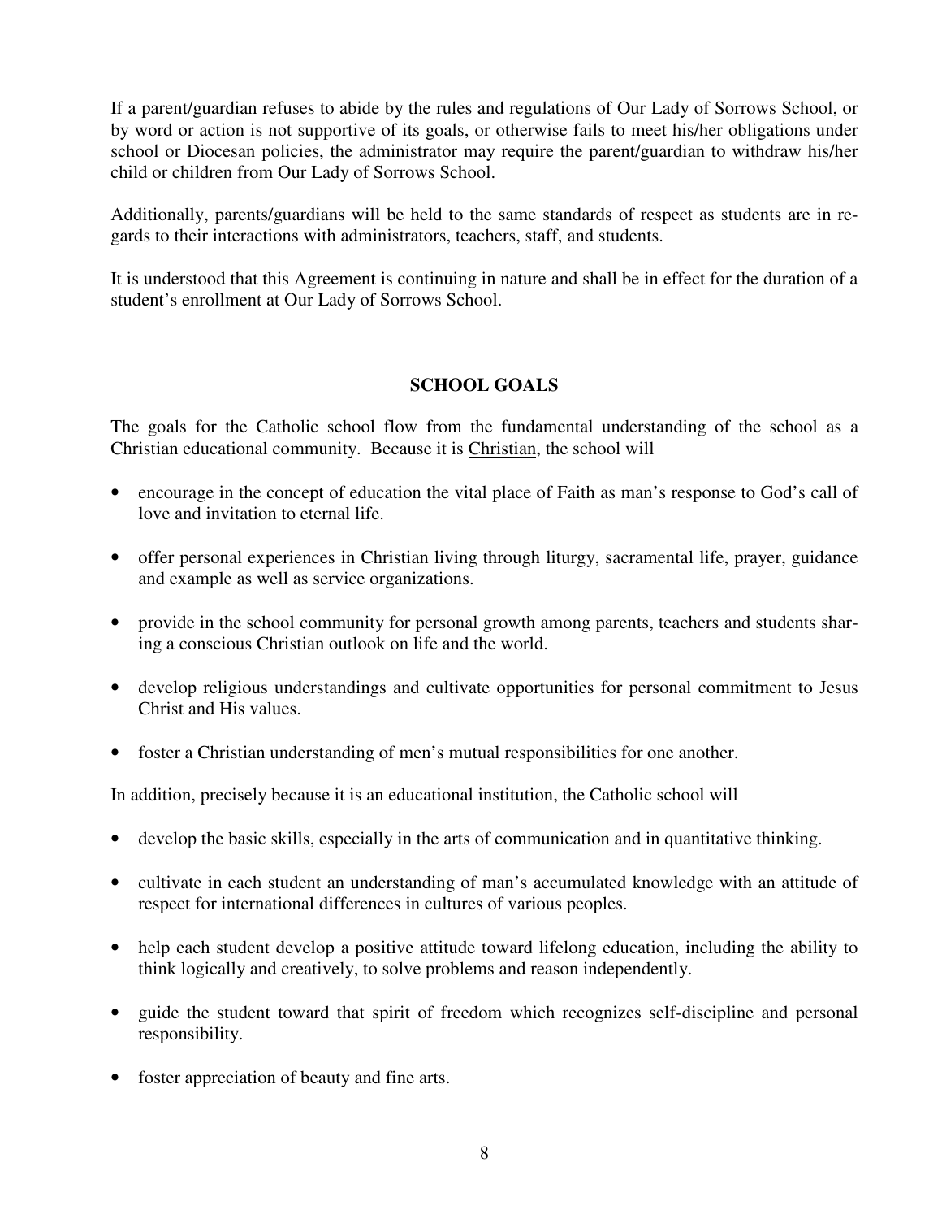If a parent/guardian refuses to abide by the rules and regulations of Our Lady of Sorrows School, or by word or action is not supportive of its goals, or otherwise fails to meet his/her obligations under school or Diocesan policies, the administrator may require the parent/guardian to withdraw his/her child or children from Our Lady of Sorrows School.

Additionally, parents/guardians will be held to the same standards of respect as students are in regards to their interactions with administrators, teachers, staff, and students.

It is understood that this Agreement is continuing in nature and shall be in effect for the duration of a student's enrollment at Our Lady of Sorrows School.

## SCHOOL GOALS

The goals for the Catholic school flow from the fundamental understanding of the school as a Christian educational community. Because it is <u>Christian</u>, the school will

- encourage in the concept of education the vital place of Faith as man's response to God's call of love and invitation to eternal life.
- offer personal experiences in Christian living through liturgy, sacramental life, prayer, guidance and example as well as service organizations.
- provide in the school community for personal growth among parents, teachers and students sharing a conscious Christian outlook on life and the world.
- develop religious understandings and cultivate opportunities for personal commitment to Jesus Christ and His values.
- foster a Christian understanding of men's mutual responsibilities for one another.

In addition, precisely because it is an educational institution, the Catholic school will

- develop the basic skills, especially in the arts of communication and in quantitative thinking.
- cultivate in each student an understanding of man's accumulated knowledge with an attitude of respect for international differences in cultures of various peoples.
- help each student develop a positive attitude toward lifelong education, including the ability to think logically and creatively, to solve problems and reason independently.
- guide the student toward that spirit of freedom which recognizes self-discipline and personal responsibility.
- foster appreciation of beauty and fine arts.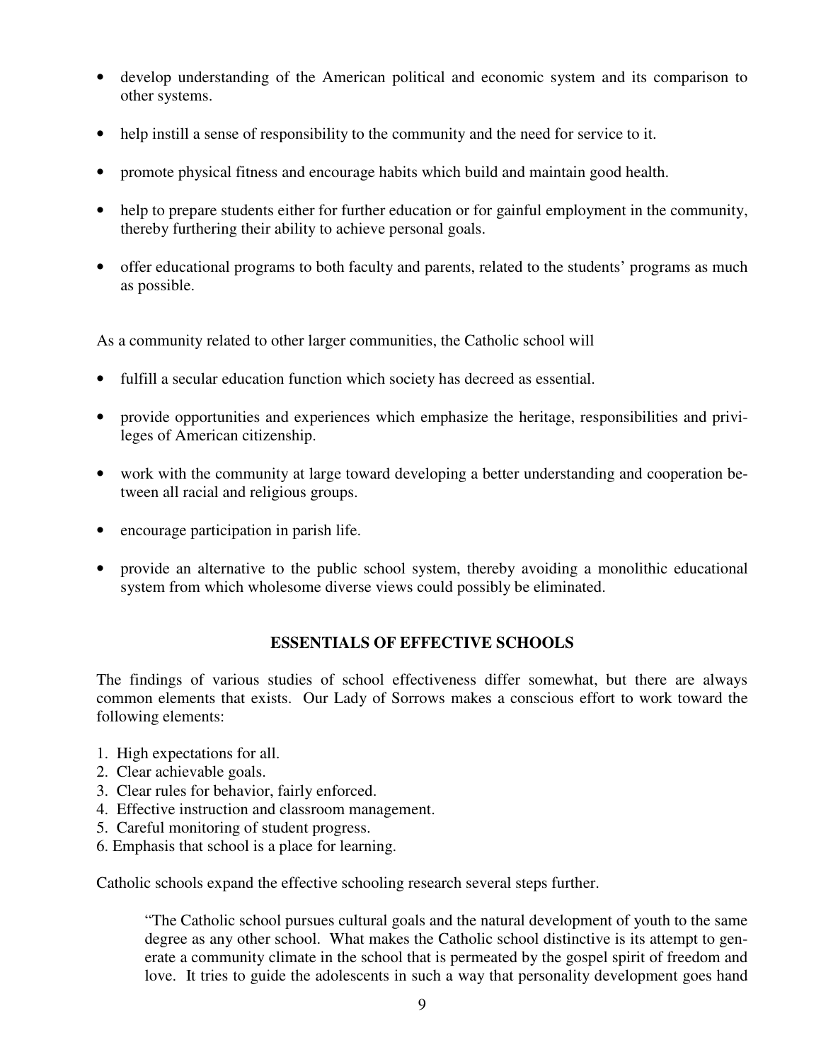- develop understanding of the American political and economic system and its comparison to other systems.
- help instill a sense of responsibility to the community and the need for service to it.
- promote physical fitness and encourage habits which build and maintain good health.
- help to prepare students either for further education or for gainful employment in the community, thereby furthering their ability to achieve personal goals.
- offer educational programs to both faculty and parents, related to the students' programs as much as possible.

As a community related to other larger communities, the Catholic school will

- fulfill a secular education function which society has decreed as essential.
- provide opportunities and experiences which emphasize the heritage, responsibilities and privileges of American citizenship.
- work with the community at large toward developing a better understanding and cooperation between all racial and religious groups.
- encourage participation in parish life.
- provide an alternative to the public school system, thereby avoiding a monolithic educational system from which wholesome diverse views could possibly be eliminated.

## ESSENTIALS OF EFFECTIVE SCHOOLS

The findings of various studies of school effectiveness differ somewhat, but there are always common elements that exists. Our Lady of Sorrows makes a conscious effort to work toward the following elements:

1. High expectations for all.
2. Clear achievable goals.
3. Clear rules for behavior, fairly enforced.
4. Effective instruction and classroom management.
5. Careful monitoring of student progress.
6. Emphasis that school is a place for learning.

Catholic schools expand the effective schooling research several steps further.

> "The Catholic school pursues cultural goals and the natural development of youth to the same degree as any other school. What makes the Catholic school distinctive is its attempt to generate a community climate in the school that is permeated by the gospel spirit of freedom and love. It tries to guide the adolescents in such a way that personality development goes hand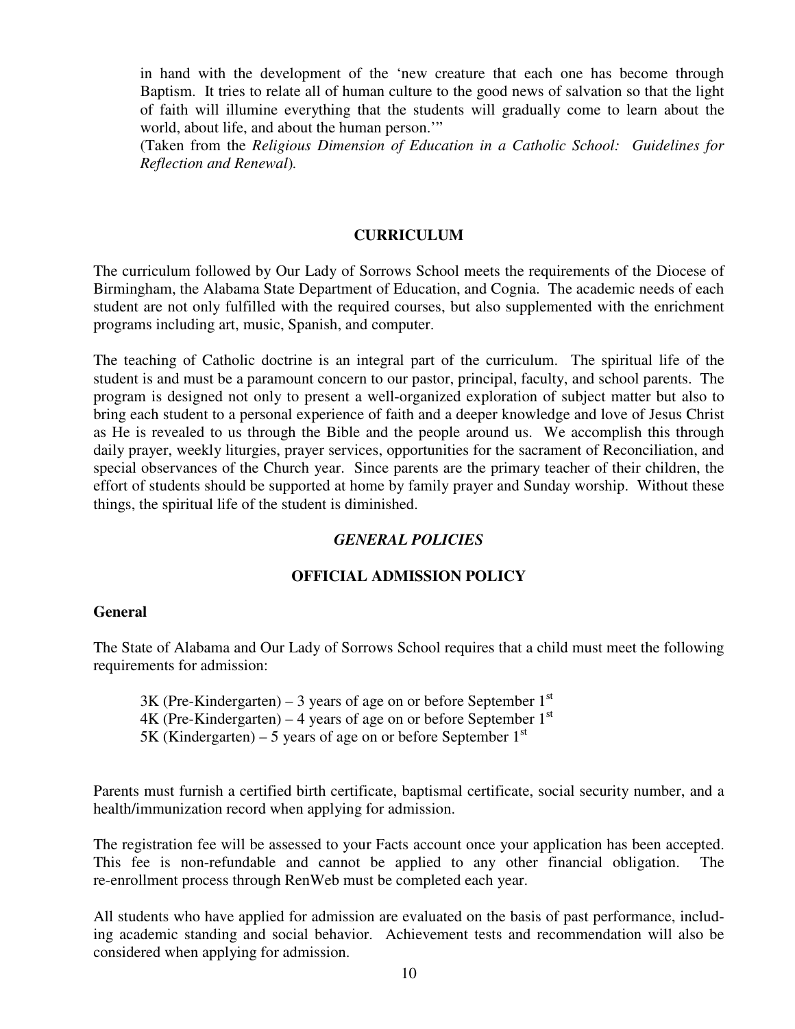in hand with the development of the 'new creature that each one has become through Baptism. It tries to relate all of human culture to the good news of salvation so that the light of faith will illumine everything that the students will gradually come to learn about the world, about life, and about the human person.'"
(Taken from the *Religious Dimension of Education in a Catholic School: Guidelines for Reflection and Renewal*).

## CURRICULUM

The curriculum followed by Our Lady of Sorrows School meets the requirements of the Diocese of Birmingham, the Alabama State Department of Education, and Cognia. The academic needs of each student are not only fulfilled with the required courses, but also supplemented with the enrichment programs including art, music, Spanish, and computer.

The teaching of Catholic doctrine is an integral part of the curriculum. The spiritual life of the student is and must be a paramount concern to our pastor, principal, faculty, and school parents. The program is designed not only to present a well-organized exploration of subject matter but also to bring each student to a personal experience of faith and a deeper knowledge and love of Jesus Christ as He is revealed to us through the Bible and the people around us. We accomplish this through daily prayer, weekly liturgies, prayer services, opportunities for the sacrament of Reconciliation, and special observances of the Church year. Since parents are the primary teacher of their children, the effort of students should be supported at home by family prayer and Sunday worship. Without these things, the spiritual life of the student is diminished.

## *GENERAL POLICIES*

## OFFICIAL ADMISSION POLICY

### General

The State of Alabama and Our Lady of Sorrows School requires that a child must meet the following requirements for admission:

3K (Pre-Kindergarten) – 3 years of age on or before September 1st
4K (Pre-Kindergarten) – 4 years of age on or before September 1st
5K (Kindergarten) – 5 years of age on or before September 1st

Parents must furnish a certified birth certificate, baptismal certificate, social security number, and a health/immunization record when applying for admission.

The registration fee will be assessed to your Facts account once your application has been accepted. This fee is non-refundable and cannot be applied to any other financial obligation. The re-enrollment process through RenWeb must be completed each year.

All students who have applied for admission are evaluated on the basis of past performance, including academic standing and social behavior. Achievement tests and recommendation will also be considered when applying for admission.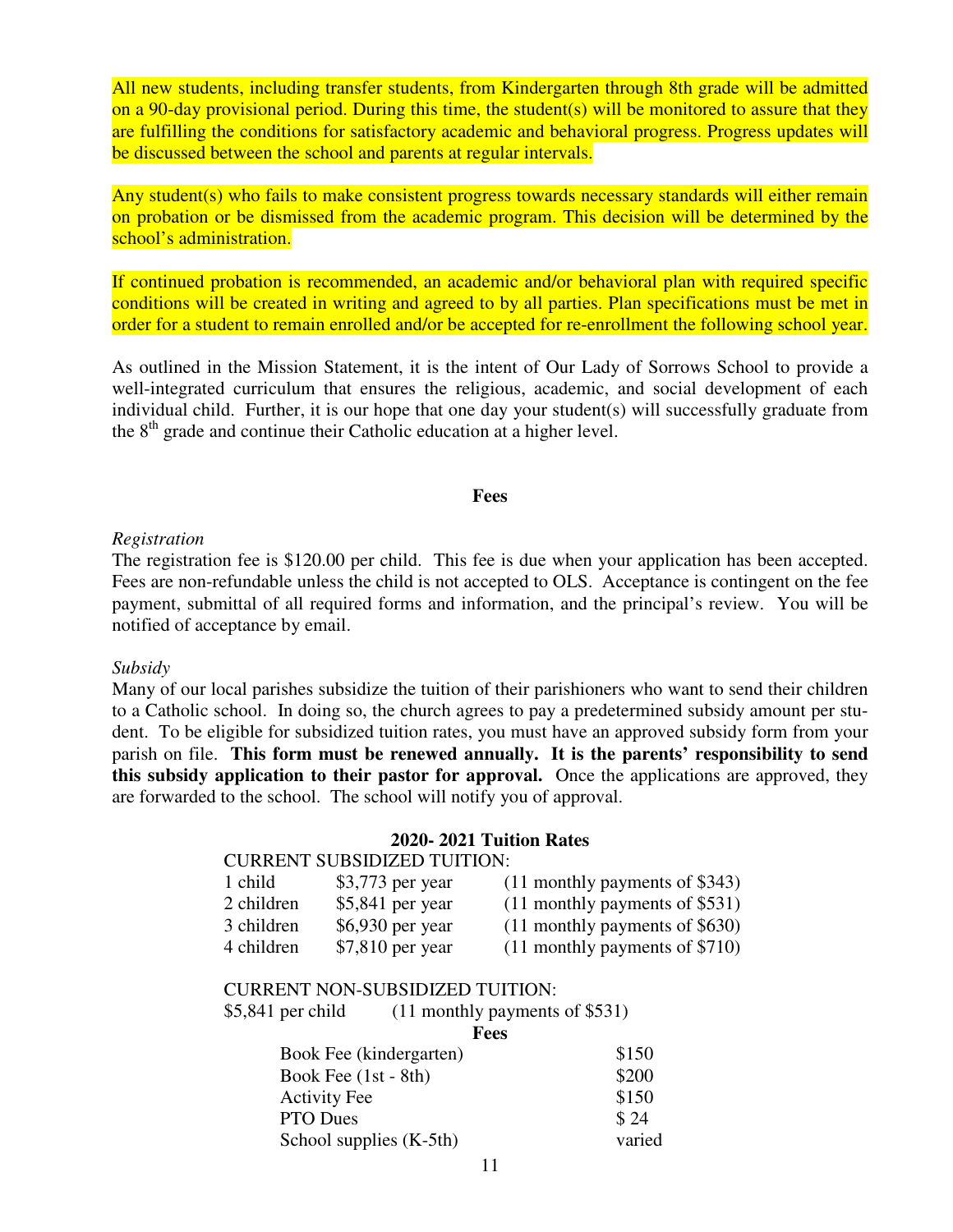All new students, including transfer students, from Kindergarten through 8th grade will be admitted on a 90-day provisional period. During this time, the student(s) will be monitored to assure that they are fulfilling the conditions for satisfactory academic and behavioral progress. Progress updates will be discussed between the school and parents at regular intervals.

Any student(s) who fails to make consistent progress towards necessary standards will either remain on probation or be dismissed from the academic program. This decision will be determined by the school's administration.

If continued probation is recommended, an academic and/or behavioral plan with required specific conditions will be created in writing and agreed to by all parties. Plan specifications must be met in order for a student to remain enrolled and/or be accepted for re-enrollment the following school year.

As outlined in the Mission Statement, it is the intent of Our Lady of Sorrows School to provide a well-integrated curriculum that ensures the religious, academic, and social development of each individual child. Further, it is our hope that one day your student(s) will successfully graduate from the 8th grade and continue their Catholic education at a higher level.

## Fees

*Registration*

The registration fee is $120.00 per child. This fee is due when your application has been accepted. Fees are non-refundable unless the child is not accepted to OLS. Acceptance is contingent on the fee payment, submittal of all required forms and information, and the principal's review. You will be notified of acceptance by email.

*Subsidy*

Many of our local parishes subsidize the tuition of their parishioners who want to send their children to a Catholic school. In doing so, the church agrees to pay a predetermined subsidy amount per student. To be eligible for subsidized tuition rates, you must have an approved subsidy form from your parish on file. **This form must be renewed annually. It is the parents' responsibility to send this subsidy application to their pastor for approval.** Once the applications are approved, they are forwarded to the school. The school will notify you of approval.

### 2020- 2021 Tuition Rates

CURRENT SUBSIDIZED TUITION:

| | | |
|---|---|---|
| 1 child | $3,773 per year | (11 monthly payments of $343) |
| 2 children | $5,841 per year | (11 monthly payments of $531) |
| 3 children | $6,930 per year | (11 monthly payments of $630) |
| 4 children | $7,810 per year | (11 monthly payments of $710) |

CURRENT NON-SUBSIDIZED TUITION:

$5,841 per child (11 monthly payments of $531)

**Fees**

| | |
|---|---|
| Book Fee (kindergarten) | $150 |
| Book Fee (1st - 8th) | $200 |
| Activity Fee | $150 |
| PTO Dues | $ 24 |
| School supplies (K-5th) | varied |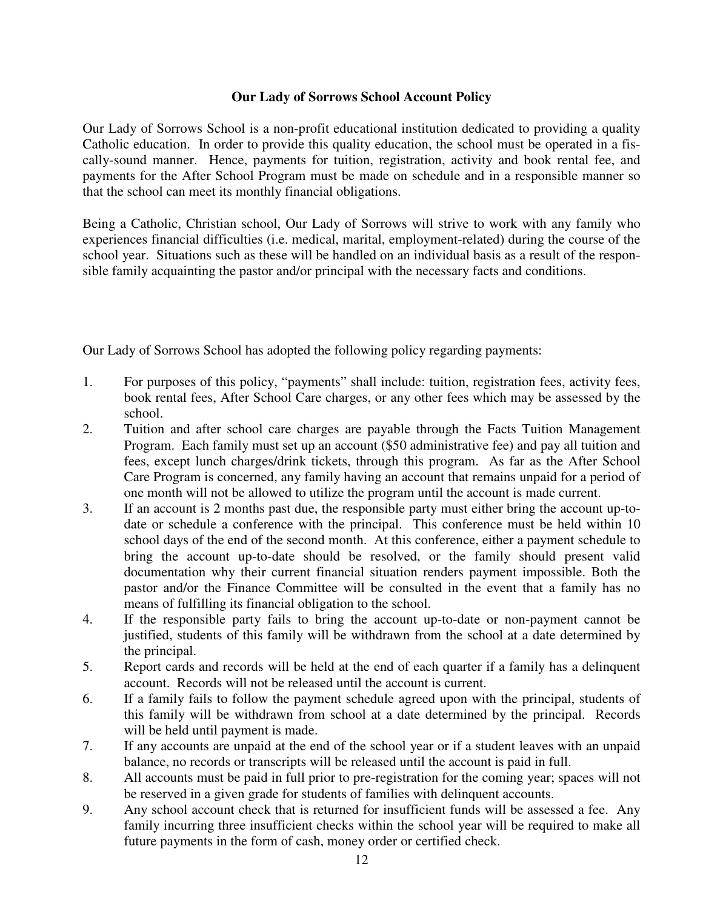**Our Lady of Sorrows School Account Policy**

Our Lady of Sorrows School is a non-profit educational institution dedicated to providing a quality Catholic education. In order to provide this quality education, the school must be operated in a fiscally-sound manner. Hence, payments for tuition, registration, activity and book rental fee, and payments for the After School Program must be made on schedule and in a responsible manner so that the school can meet its monthly financial obligations.

Being a Catholic, Christian school, Our Lady of Sorrows will strive to work with any family who experiences financial difficulties (i.e. medical, marital, employment-related) during the course of the school year. Situations such as these will be handled on an individual basis as a result of the responsible family acquainting the pastor and/or principal with the necessary facts and conditions.

Our Lady of Sorrows School has adopted the following policy regarding payments:

1. For purposes of this policy, "payments" shall include: tuition, registration fees, activity fees, book rental fees, After School Care charges, or any other fees which may be assessed by the school.
2. Tuition and after school care charges are payable through the Facts Tuition Management Program. Each family must set up an account ($50 administrative fee) and pay all tuition and fees, except lunch charges/drink tickets, through this program. As far as the After School Care Program is concerned, any family having an account that remains unpaid for a period of one month will not be allowed to utilize the program until the account is made current.
3. If an account is 2 months past due, the responsible party must either bring the account up-to-date or schedule a conference with the principal. This conference must be held within 10 school days of the end of the second month. At this conference, either a payment schedule to bring the account up-to-date should be resolved, or the family should present valid documentation why their current financial situation renders payment impossible. Both the pastor and/or the Finance Committee will be consulted in the event that a family has no means of fulfilling its financial obligation to the school.
4. If the responsible party fails to bring the account up-to-date or non-payment cannot be justified, students of this family will be withdrawn from the school at a date determined by the principal.
5. Report cards and records will be held at the end of each quarter if a family has a delinquent account. Records will not be released until the account is current.
6. If a family fails to follow the payment schedule agreed upon with the principal, students of this family will be withdrawn from school at a date determined by the principal. Records will be held until payment is made.
7. If any accounts are unpaid at the end of the school year or if a student leaves with an unpaid balance, no records or transcripts will be released until the account is paid in full.
8. All accounts must be paid in full prior to pre-registration for the coming year; spaces will not be reserved in a given grade for students of families with delinquent accounts.
9. Any school account check that is returned for insufficient funds will be assessed a fee. Any family incurring three insufficient checks within the school year will be required to make all future payments in the form of cash, money order or certified check.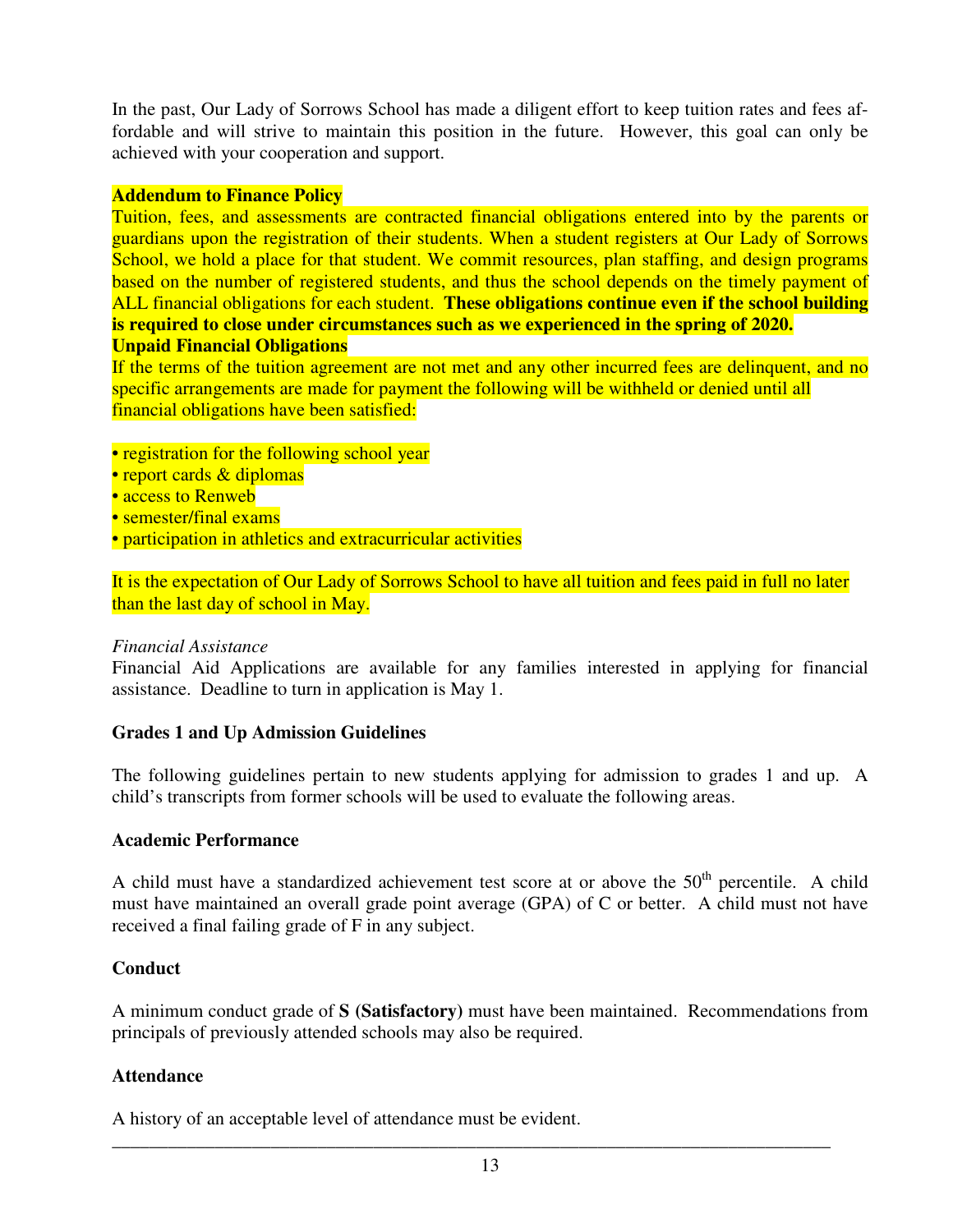In the past, Our Lady of Sorrows School has made a diligent effort to keep tuition rates and fees affordable and will strive to maintain this position in the future. However, this goal can only be achieved with your cooperation and support.

**Addendum to Finance Policy**

Tuition, fees, and assessments are contracted financial obligations entered into by the parents or guardians upon the registration of their students. When a student registers at Our Lady of Sorrows School, we hold a place for that student. We commit resources, plan staffing, and design programs based on the number of registered students, and thus the school depends on the timely payment of ALL financial obligations for each student. **These obligations continue even if the school building is required to close under circumstances such as we experienced in the spring of 2020.**

**Unpaid Financial Obligations**

If the terms of the tuition agreement are not met and any other incurred fees are delinquent, and no specific arrangements are made for payment the following will be withheld or denied until all financial obligations have been satisfied:

- registration for the following school year
- report cards & diplomas
- access to Renweb
- semester/final exams
- participation in athletics and extracurricular activities

It is the expectation of Our Lady of Sorrows School to have all tuition and fees paid in full no later than the last day of school in May.

*Financial Assistance*

Financial Aid Applications are available for any families interested in applying for financial assistance. Deadline to turn in application is May 1.

**Grades 1 and Up Admission Guidelines**

The following guidelines pertain to new students applying for admission to grades 1 and up. A child's transcripts from former schools will be used to evaluate the following areas.

**Academic Performance**

A child must have a standardized achievement test score at or above the 50th percentile. A child must have maintained an overall grade point average (GPA) of C or better. A child must not have received a final failing grade of F in any subject.

**Conduct**

A minimum conduct grade of **S (Satisfactory)** must have been maintained. Recommendations from principals of previously attended schools may also be required.

**Attendance**

A history of an acceptable level of attendance must be evident.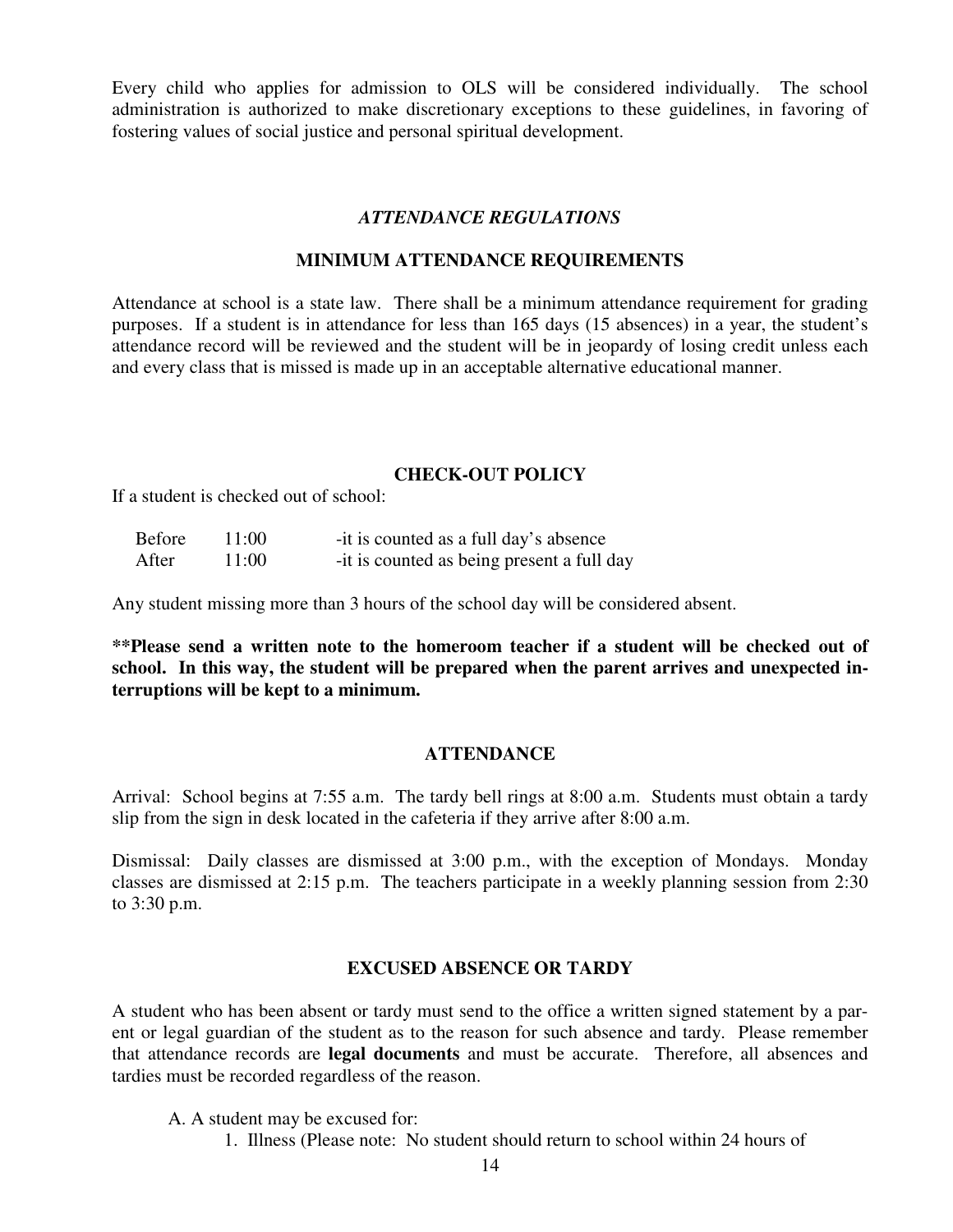Every child who applies for admission to OLS will be considered individually. The school administration is authorized to make discretionary exceptions to these guidelines, in favoring of fostering values of social justice and personal spiritual development.

## *ATTENDANCE REGULATIONS*

### MINIMUM ATTENDANCE REQUIREMENTS

Attendance at school is a state law. There shall be a minimum attendance requirement for grading purposes. If a student is in attendance for less than 165 days (15 absences) in a year, the student's attendance record will be reviewed and the student will be in jeopardy of losing credit unless each and every class that is missed is made up in an acceptable alternative educational manner.

### CHECK-OUT POLICY

If a student is checked out of school:

| | | |
|---|---|---|
| Before | 11:00 | -it is counted as a full day's absence |
| After | 11:00 | -it is counted as being present a full day |

Any student missing more than 3 hours of the school day will be considered absent.

**\*\*Please send a written note to the homeroom teacher if a student will be checked out of school. In this way, the student will be prepared when the parent arrives and unexpected interruptions will be kept to a minimum.**

### ATTENDANCE

Arrival: School begins at 7:55 a.m. The tardy bell rings at 8:00 a.m. Students must obtain a tardy slip from the sign in desk located in the cafeteria if they arrive after 8:00 a.m.

Dismissal: Daily classes are dismissed at 3:00 p.m., with the exception of Mondays. Monday classes are dismissed at 2:15 p.m. The teachers participate in a weekly planning session from 2:30 to 3:30 p.m.

### EXCUSED ABSENCE OR TARDY

A student who has been absent or tardy must send to the office a written signed statement by a parent or legal guardian of the student as to the reason for such absence and tardy. Please remember that attendance records are **legal documents** and must be accurate. Therefore, all absences and tardies must be recorded regardless of the reason.

A. A student may be excused for:
   1. Illness (Please note: No student should return to school within 24 hours of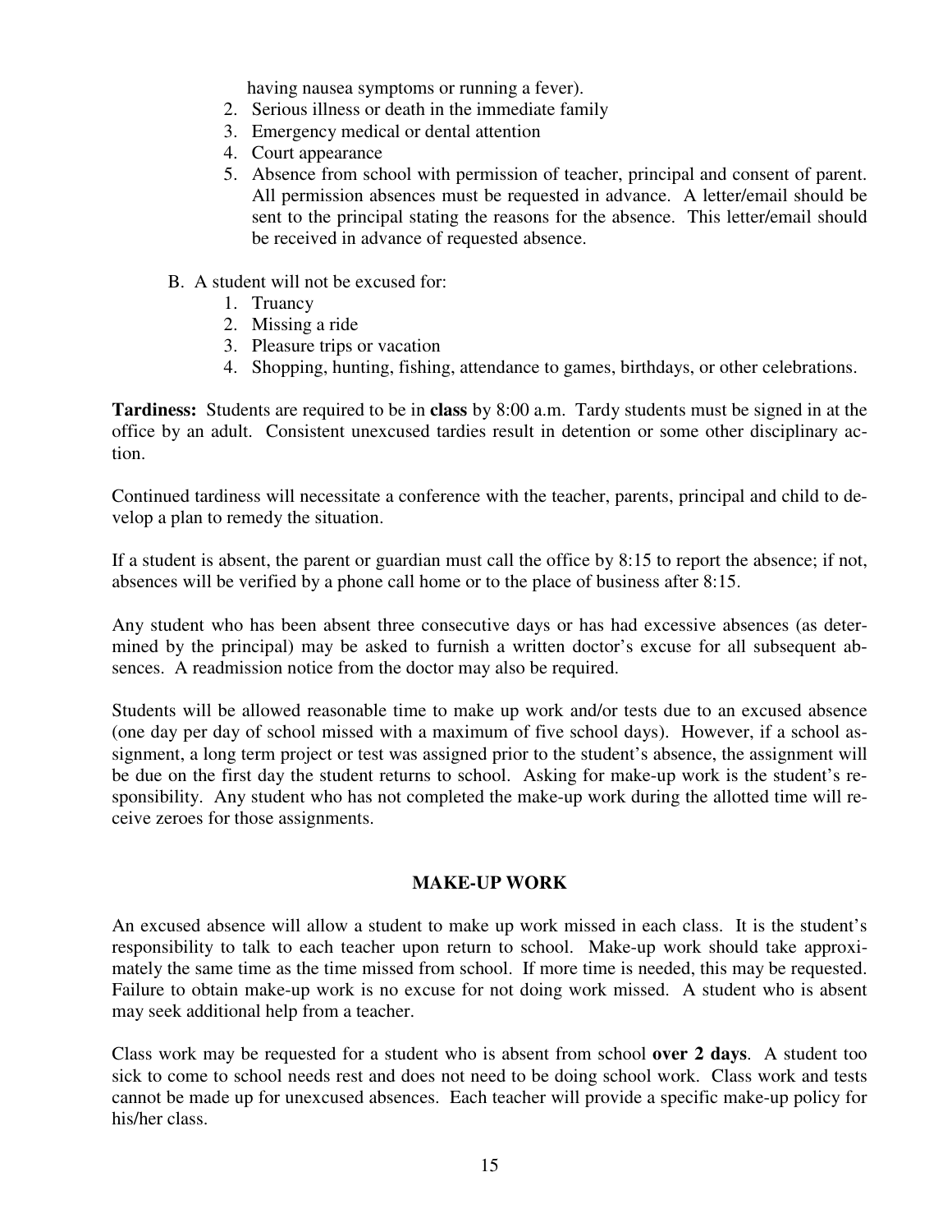having nausea symptoms or running a fever).

2. Serious illness or death in the immediate family
3. Emergency medical or dental attention
4. Court appearance
5. Absence from school with permission of teacher, principal and consent of parent. All permission absences must be requested in advance. A letter/email should be sent to the principal stating the reasons for the absence. This letter/email should be received in advance of requested absence.

B. A student will not be excused for:

1. Truancy
2. Missing a ride
3. Pleasure trips or vacation
4. Shopping, hunting, fishing, attendance to games, birthdays, or other celebrations.

**Tardiness:** Students are required to be in **class** by 8:00 a.m. Tardy students must be signed in at the office by an adult. Consistent unexcused tardies result in detention or some other disciplinary action.

Continued tardiness will necessitate a conference with the teacher, parents, principal and child to develop a plan to remedy the situation.

If a student is absent, the parent or guardian must call the office by 8:15 to report the absence; if not, absences will be verified by a phone call home or to the place of business after 8:15.

Any student who has been absent three consecutive days or has had excessive absences (as determined by the principal) may be asked to furnish a written doctor's excuse for all subsequent absences. A readmission notice from the doctor may also be required.

Students will be allowed reasonable time to make up work and/or tests due to an excused absence (one day per day of school missed with a maximum of five school days). However, if a school assignment, a long term project or test was assigned prior to the student's absence, the assignment will be due on the first day the student returns to school. Asking for make-up work is the student's responsibility. Any student who has not completed the make-up work during the allotted time will receive zeroes for those assignments.

## MAKE-UP WORK

An excused absence will allow a student to make up work missed in each class. It is the student's responsibility to talk to each teacher upon return to school. Make-up work should take approximately the same time as the time missed from school. If more time is needed, this may be requested. Failure to obtain make-up work is no excuse for not doing work missed. A student who is absent may seek additional help from a teacher.

Class work may be requested for a student who is absent from school **over 2 days**. A student too sick to come to school needs rest and does not need to be doing school work. Class work and tests cannot be made up for unexcused absences. Each teacher will provide a specific make-up policy for his/her class.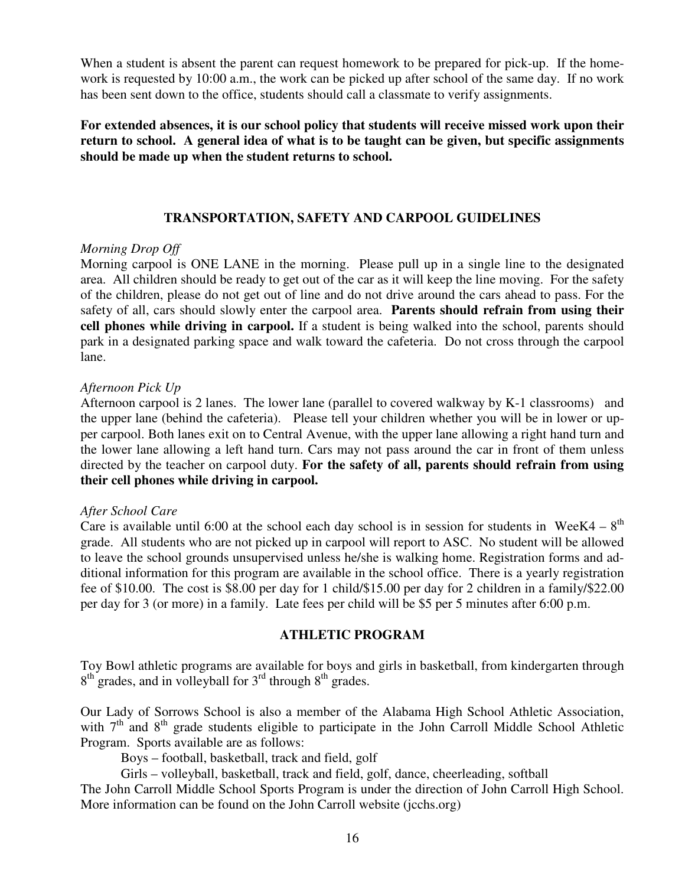When a student is absent the parent can request homework to be prepared for pick-up. If the homework is requested by 10:00 a.m., the work can be picked up after school of the same day. If no work has been sent down to the office, students should call a classmate to verify assignments.

**For extended absences, it is our school policy that students will receive missed work upon their return to school. A general idea of what is to be taught can be given, but specific assignments should be made up when the student returns to school.**

## TRANSPORTATION, SAFETY AND CARPOOL GUIDELINES

*Morning Drop Off*

Morning carpool is ONE LANE in the morning. Please pull up in a single line to the designated area. All children should be ready to get out of the car as it will keep the line moving. For the safety of the children, please do not get out of line and do not drive around the cars ahead to pass. For the safety of all, cars should slowly enter the carpool area. **Parents should refrain from using their cell phones while driving in carpool.** If a student is being walked into the school, parents should park in a designated parking space and walk toward the cafeteria. Do not cross through the carpool lane.

*Afternoon Pick Up*

Afternoon carpool is 2 lanes. The lower lane (parallel to covered walkway by K-1 classrooms) and the upper lane (behind the cafeteria). Please tell your children whether you will be in lower or upper carpool. Both lanes exit on to Central Avenue, with the upper lane allowing a right hand turn and the lower lane allowing a left hand turn. Cars may not pass around the car in front of them unless directed by the teacher on carpool duty. **For the safety of all, parents should refrain from using their cell phones while driving in carpool.**

*After School Care*

Care is available until 6:00 at the school each day school is in session for students in WeeK4 – 8th grade. All students who are not picked up in carpool will report to ASC. No student will be allowed to leave the school grounds unsupervised unless he/she is walking home. Registration forms and additional information for this program are available in the school office. There is a yearly registration fee of $10.00. The cost is $8.00 per day for 1 child/$15.00 per day for 2 children in a family/$22.00 per day for 3 (or more) in a family. Late fees per child will be $5 per 5 minutes after 6:00 p.m.

## ATHLETIC PROGRAM

Toy Bowl athletic programs are available for boys and girls in basketball, from kindergarten through 8th grades, and in volleyball for 3rd through 8th grades.

Our Lady of Sorrows School is also a member of the Alabama High School Athletic Association, with 7th and 8th grade students eligible to participate in the John Carroll Middle School Athletic Program. Sports available are as follows:

Boys – football, basketball, track and field, golf

Girls – volleyball, basketball, track and field, golf, dance, cheerleading, softball

The John Carroll Middle School Sports Program is under the direction of John Carroll High School. More information can be found on the John Carroll website (jcchs.org)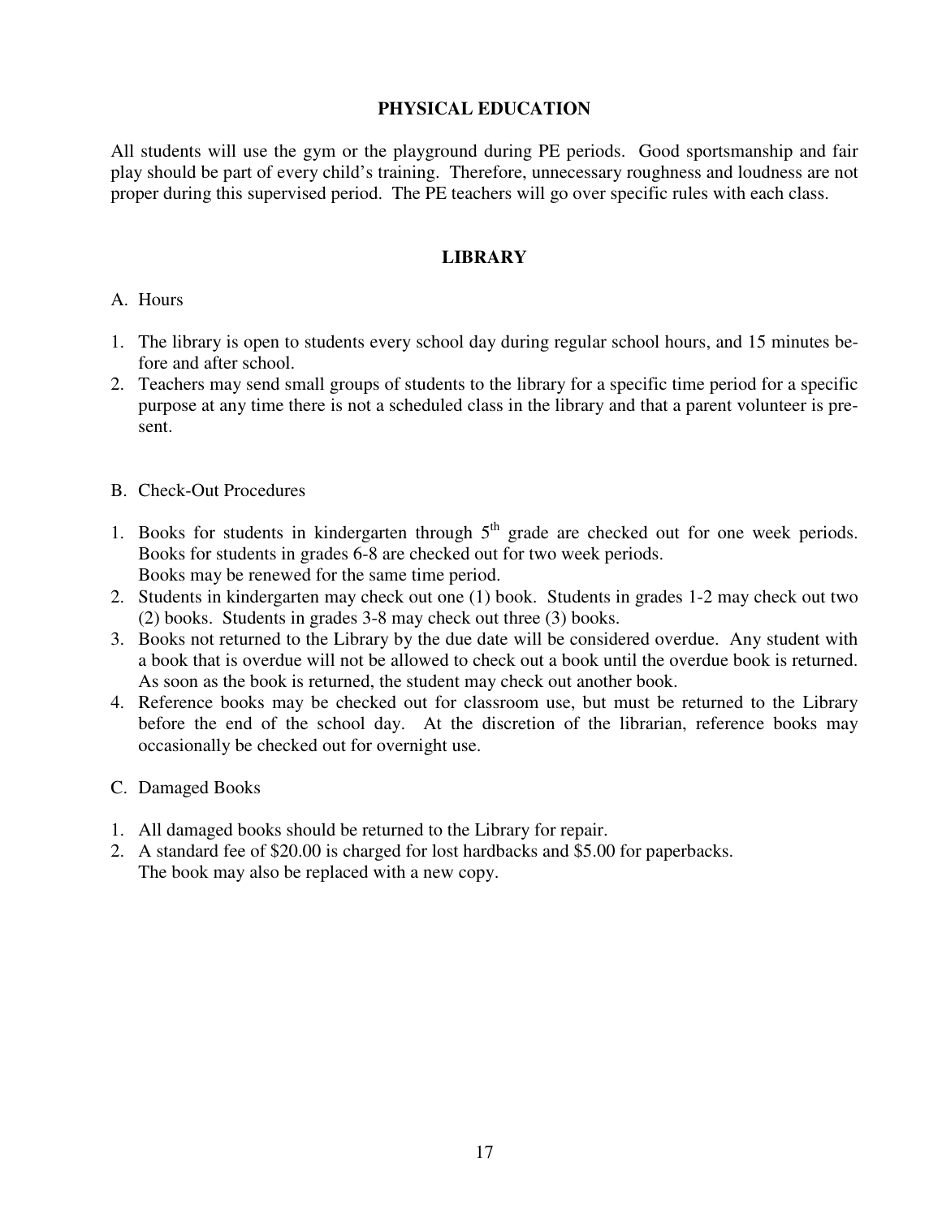## PHYSICAL EDUCATION

All students will use the gym or the playground during PE periods. Good sportsmanship and fair play should be part of every child's training. Therefore, unnecessary roughness and loudness are not proper during this supervised period. The PE teachers will go over specific rules with each class.

## LIBRARY

A. Hours

1. The library is open to students every school day during regular school hours, and 15 minutes before and after school.
2. Teachers may send small groups of students to the library for a specific time period for a specific purpose at any time there is not a scheduled class in the library and that a parent volunteer is present.

B. Check-Out Procedures

1. Books for students in kindergarten through 5th grade are checked out for one week periods. Books for students in grades 6-8 are checked out for two week periods.
   Books may be renewed for the same time period.
2. Students in kindergarten may check out one (1) book. Students in grades 1-2 may check out two (2) books. Students in grades 3-8 may check out three (3) books.
3. Books not returned to the Library by the due date will be considered overdue. Any student with a book that is overdue will not be allowed to check out a book until the overdue book is returned. As soon as the book is returned, the student may check out another book.
4. Reference books may be checked out for classroom use, but must be returned to the Library before the end of the school day. At the discretion of the librarian, reference books may occasionally be checked out for overnight use.

C. Damaged Books

1. All damaged books should be returned to the Library for repair.
2. A standard fee of $20.00 is charged for lost hardbacks and $5.00 for paperbacks.
   The book may also be replaced with a new copy.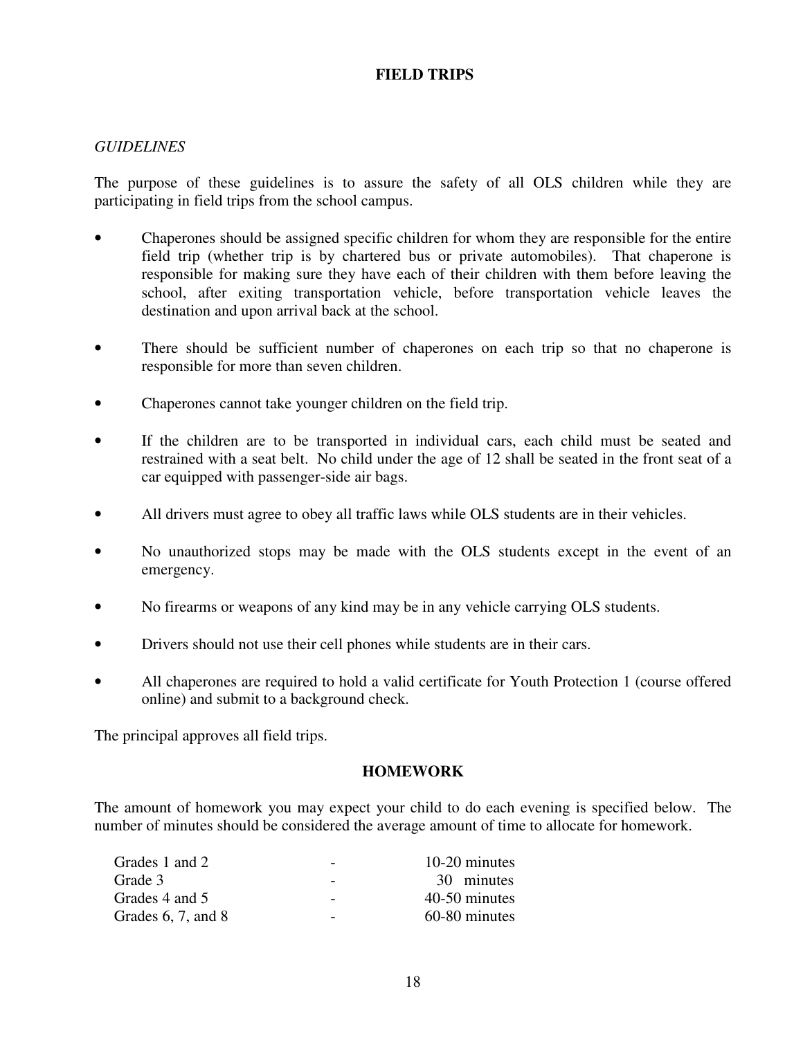## FIELD TRIPS

*GUIDELINES*

The purpose of these guidelines is to assure the safety of all OLS children while they are participating in field trips from the school campus.

- Chaperones should be assigned specific children for whom they are responsible for the entire field trip (whether trip is by chartered bus or private automobiles). That chaperone is responsible for making sure they have each of their children with them before leaving the school, after exiting transportation vehicle, before transportation vehicle leaves the destination and upon arrival back at the school.
- There should be sufficient number of chaperones on each trip so that no chaperone is responsible for more than seven children.
- Chaperones cannot take younger children on the field trip.
- If the children are to be transported in individual cars, each child must be seated and restrained with a seat belt. No child under the age of 12 shall be seated in the front seat of a car equipped with passenger-side air bags.
- All drivers must agree to obey all traffic laws while OLS students are in their vehicles.
- No unauthorized stops may be made with the OLS students except in the event of an emergency.
- No firearms or weapons of any kind may be in any vehicle carrying OLS students.
- Drivers should not use their cell phones while students are in their cars.
- All chaperones are required to hold a valid certificate for Youth Protection 1 (course offered online) and submit to a background check.

The principal approves all field trips.

## HOMEWORK

The amount of homework you may expect your child to do each evening is specified below. The number of minutes should be considered the average amount of time to allocate for homework.

| Grade | | Time |
|---|---|---|
| Grades 1 and 2 | - | 10-20 minutes |
| Grade 3 | - | 30 minutes |
| Grades 4 and 5 | - | 40-50 minutes |
| Grades 6, 7, and 8 | - | 60-80 minutes |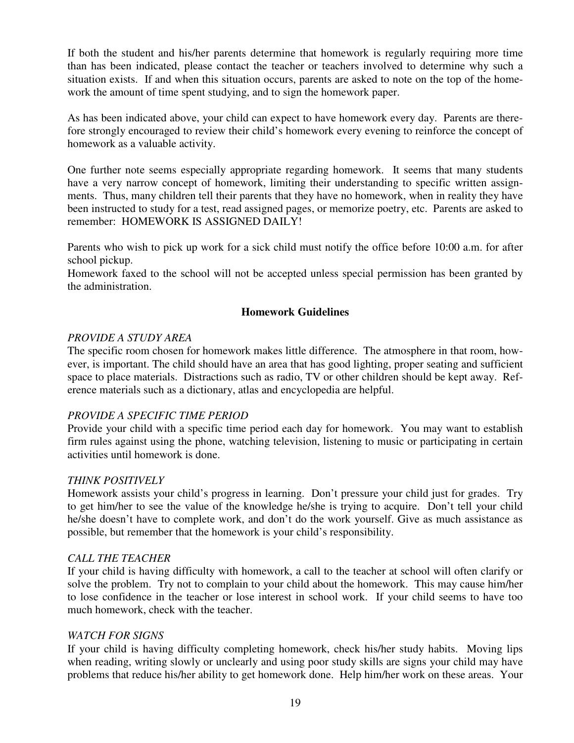If both the student and his/her parents determine that homework is regularly requiring more time than has been indicated, please contact the teacher or teachers involved to determine why such a situation exists. If and when this situation occurs, parents are asked to note on the top of the homework the amount of time spent studying, and to sign the homework paper.

As has been indicated above, your child can expect to have homework every day. Parents are therefore strongly encouraged to review their child's homework every evening to reinforce the concept of homework as a valuable activity.

One further note seems especially appropriate regarding homework. It seems that many students have a very narrow concept of homework, limiting their understanding to specific written assignments. Thus, many children tell their parents that they have no homework, when in reality they have been instructed to study for a test, read assigned pages, or memorize poetry, etc. Parents are asked to remember: HOMEWORK IS ASSIGNED DAILY!

Parents who wish to pick up work for a sick child must notify the office before 10:00 a.m. for after school pickup.
Homework faxed to the school will not be accepted unless special permission has been granted by the administration.

## Homework Guidelines

*PROVIDE A STUDY AREA*
The specific room chosen for homework makes little difference. The atmosphere in that room, however, is important. The child should have an area that has good lighting, proper seating and sufficient space to place materials. Distractions such as radio, TV or other children should be kept away. Reference materials such as a dictionary, atlas and encyclopedia are helpful.

*PROVIDE A SPECIFIC TIME PERIOD*
Provide your child with a specific time period each day for homework. You may want to establish firm rules against using the phone, watching television, listening to music or participating in certain activities until homework is done.

*THINK POSITIVELY*
Homework assists your child's progress in learning. Don't pressure your child just for grades. Try to get him/her to see the value of the knowledge he/she is trying to acquire. Don't tell your child he/she doesn't have to complete work, and don't do the work yourself. Give as much assistance as possible, but remember that the homework is your child's responsibility.

*CALL THE TEACHER*
If your child is having difficulty with homework, a call to the teacher at school will often clarify or solve the problem. Try not to complain to your child about the homework. This may cause him/her to lose confidence in the teacher or lose interest in school work. If your child seems to have too much homework, check with the teacher.

*WATCH FOR SIGNS*
If your child is having difficulty completing homework, check his/her study habits. Moving lips when reading, writing slowly or unclearly and using poor study skills are signs your child may have problems that reduce his/her ability to get homework done. Help him/her work on these areas. Your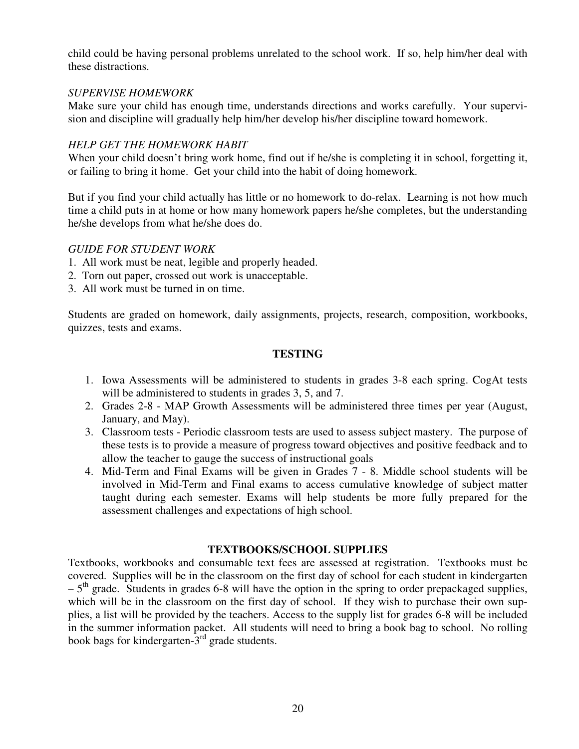child could be having personal problems unrelated to the school work. If so, help him/her deal with these distractions.

*SUPERVISE HOMEWORK*

Make sure your child has enough time, understands directions and works carefully. Your supervision and discipline will gradually help him/her develop his/her discipline toward homework.

*HELP GET THE HOMEWORK HABIT*

When your child doesn't bring work home, find out if he/she is completing it in school, forgetting it, or failing to bring it home. Get your child into the habit of doing homework.

But if you find your child actually has little or no homework to do-relax. Learning is not how much time a child puts in at home or how many homework papers he/she completes, but the understanding he/she develops from what he/she does do.

*GUIDE FOR STUDENT WORK*

1. All work must be neat, legible and properly headed.
2. Torn out paper, crossed out work is unacceptable.
3. All work must be turned in on time.

Students are graded on homework, daily assignments, projects, research, composition, workbooks, quizzes, tests and exams.

## TESTING

1. Iowa Assessments will be administered to students in grades 3-8 each spring. CogAt tests will be administered to students in grades 3, 5, and 7.
2. Grades 2-8 - MAP Growth Assessments will be administered three times per year (August, January, and May).
3. Classroom tests - Periodic classroom tests are used to assess subject mastery. The purpose of these tests is to provide a measure of progress toward objectives and positive feedback and to allow the teacher to gauge the success of instructional goals
4. Mid-Term and Final Exams will be given in Grades 7 - 8. Middle school students will be involved in Mid-Term and Final exams to access cumulative knowledge of subject matter taught during each semester. Exams will help students be more fully prepared for the assessment challenges and expectations of high school.

## TEXTBOOKS/SCHOOL SUPPLIES

Textbooks, workbooks and consumable text fees are assessed at registration. Textbooks must be covered. Supplies will be in the classroom on the first day of school for each student in kindergarten – 5th grade. Students in grades 6-8 will have the option in the spring to order prepackaged supplies, which will be in the classroom on the first day of school. If they wish to purchase their own supplies, a list will be provided by the teachers. Access to the supply list for grades 6-8 will be included in the summer information packet. All students will need to bring a book bag to school. No rolling book bags for kindergarten-3rd grade students.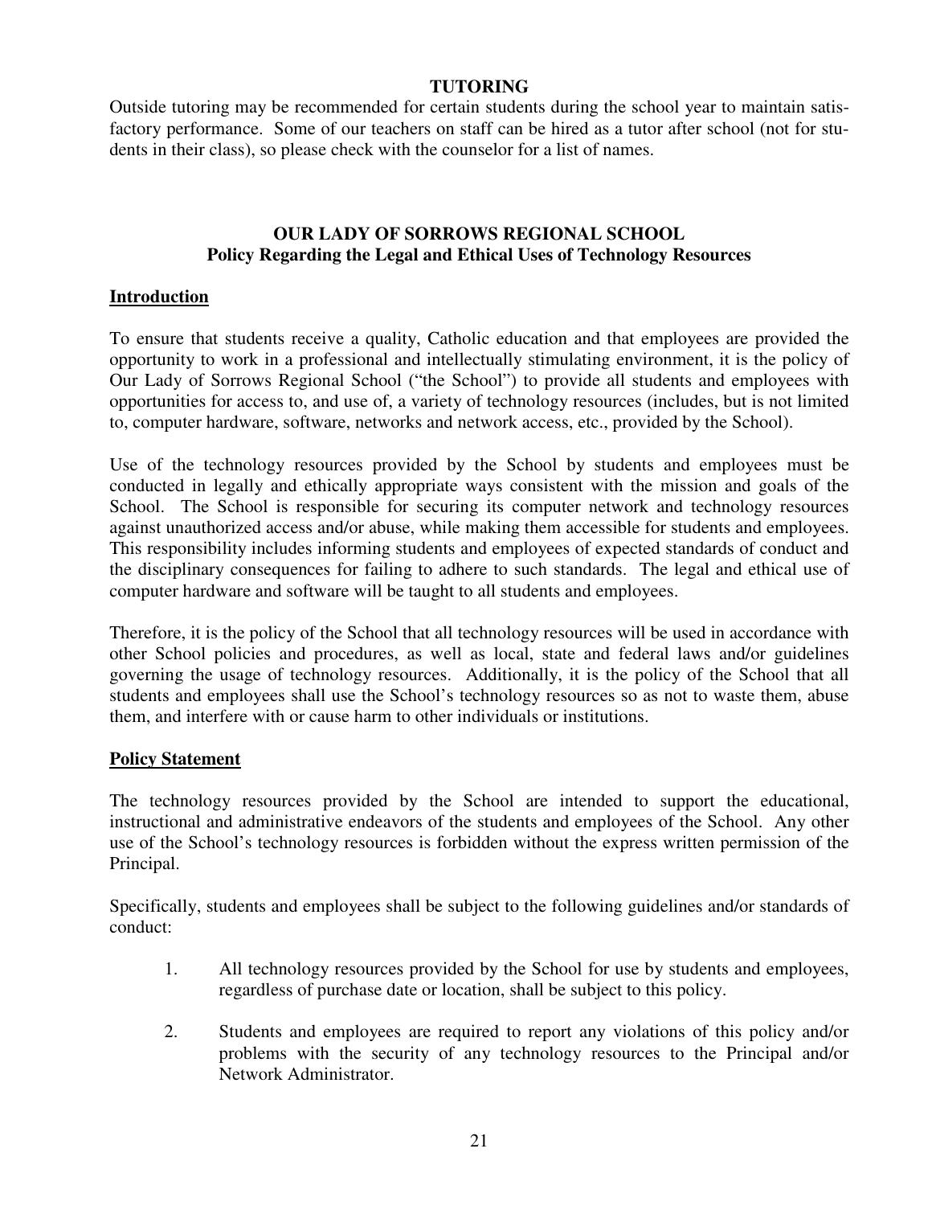## TUTORING

Outside tutoring may be recommended for certain students during the school year to maintain satisfactory performance. Some of our teachers on staff can be hired as a tutor after school (not for students in their class), so please check with the counselor for a list of names.

## OUR LADY OF SORROWS REGIONAL SCHOOL
### Policy Regarding the Legal and Ethical Uses of Technology Resources

**Introduction**

To ensure that students receive a quality, Catholic education and that employees are provided the opportunity to work in a professional and intellectually stimulating environment, it is the policy of Our Lady of Sorrows Regional School ("the School") to provide all students and employees with opportunities for access to, and use of, a variety of technology resources (includes, but is not limited to, computer hardware, software, networks and network access, etc., provided by the School).

Use of the technology resources provided by the School by students and employees must be conducted in legally and ethically appropriate ways consistent with the mission and goals of the School. The School is responsible for securing its computer network and technology resources against unauthorized access and/or abuse, while making them accessible for students and employees. This responsibility includes informing students and employees of expected standards of conduct and the disciplinary consequences for failing to adhere to such standards. The legal and ethical use of computer hardware and software will be taught to all students and employees.

Therefore, it is the policy of the School that all technology resources will be used in accordance with other School policies and procedures, as well as local, state and federal laws and/or guidelines governing the usage of technology resources. Additionally, it is the policy of the School that all students and employees shall use the School's technology resources so as not to waste them, abuse them, and interfere with or cause harm to other individuals or institutions.

**Policy Statement**

The technology resources provided by the School are intended to support the educational, instructional and administrative endeavors of the students and employees of the School. Any other use of the School's technology resources is forbidden without the express written permission of the Principal.

Specifically, students and employees shall be subject to the following guidelines and/or standards of conduct:

1. All technology resources provided by the School for use by students and employees, regardless of purchase date or location, shall be subject to this policy.

2. Students and employees are required to report any violations of this policy and/or problems with the security of any technology resources to the Principal and/or Network Administrator.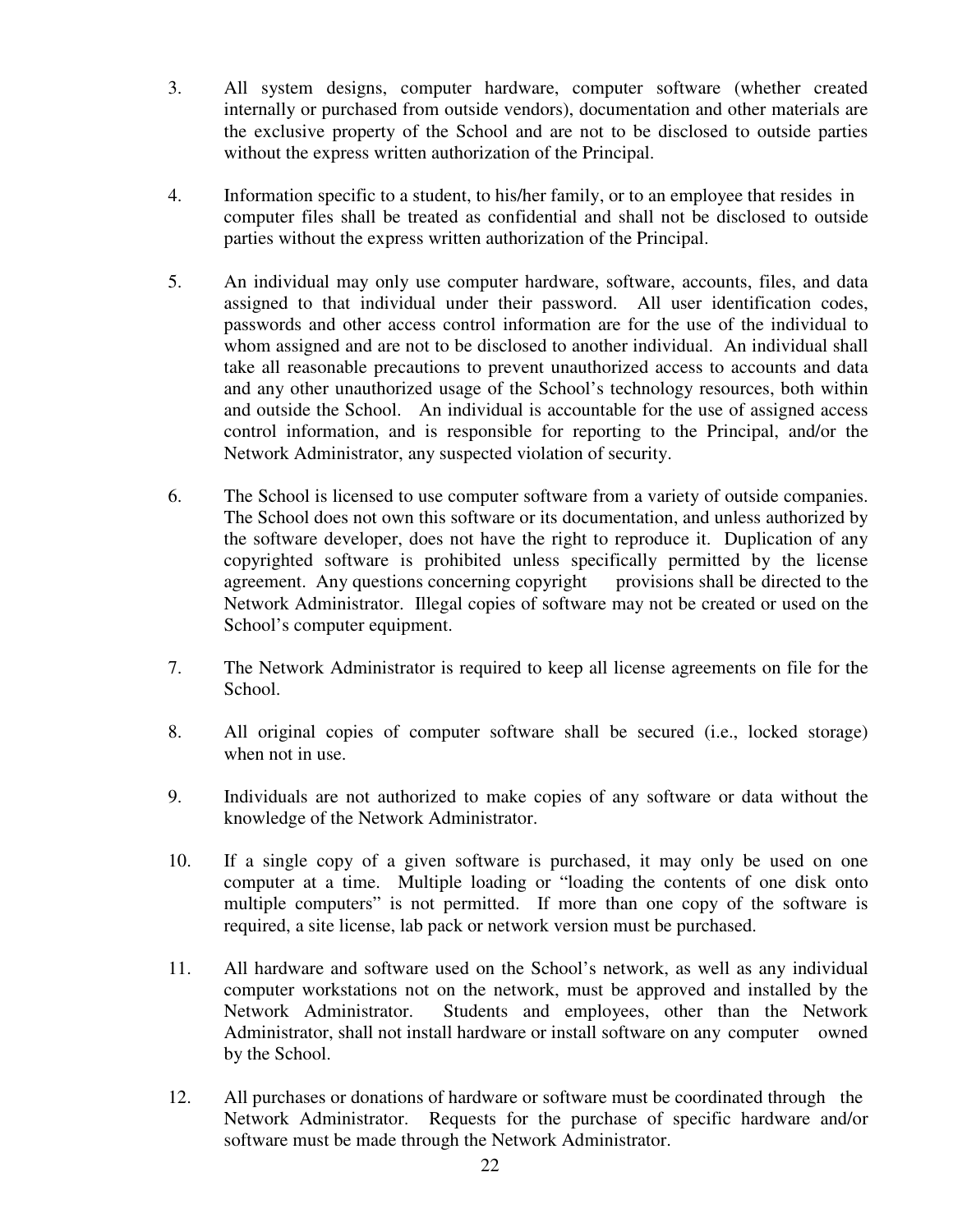3. All system designs, computer hardware, computer software (whether created internally or purchased from outside vendors), documentation and other materials are the exclusive property of the School and are not to be disclosed to outside parties without the express written authorization of the Principal.

4. Information specific to a student, to his/her family, or to an employee that resides in computer files shall be treated as confidential and shall not be disclosed to outside parties without the express written authorization of the Principal.

5. An individual may only use computer hardware, software, accounts, files, and data assigned to that individual under their password. All user identification codes, passwords and other access control information are for the use of the individual to whom assigned and are not to be disclosed to another individual. An individual shall take all reasonable precautions to prevent unauthorized access to accounts and data and any other unauthorized usage of the School's technology resources, both within and outside the School. An individual is accountable for the use of assigned access control information, and is responsible for reporting to the Principal, and/or the Network Administrator, any suspected violation of security.

6. The School is licensed to use computer software from a variety of outside companies. The School does not own this software or its documentation, and unless authorized by the software developer, does not have the right to reproduce it. Duplication of any copyrighted software is prohibited unless specifically permitted by the license agreement. Any questions concerning copyright provisions shall be directed to the Network Administrator. Illegal copies of software may not be created or used on the School's computer equipment.

7. The Network Administrator is required to keep all license agreements on file for the School.

8. All original copies of computer software shall be secured (i.e., locked storage) when not in use.

9. Individuals are not authorized to make copies of any software or data without the knowledge of the Network Administrator.

10. If a single copy of a given software is purchased, it may only be used on one computer at a time. Multiple loading or "loading the contents of one disk onto multiple computers" is not permitted. If more than one copy of the software is required, a site license, lab pack or network version must be purchased.

11. All hardware and software used on the School's network, as well as any individual computer workstations not on the network, must be approved and installed by the Network Administrator. Students and employees, other than the Network Administrator, shall not install hardware or install software on any computer owned by the School.

12. All purchases or donations of hardware or software must be coordinated through the Network Administrator. Requests for the purchase of specific hardware and/or software must be made through the Network Administrator.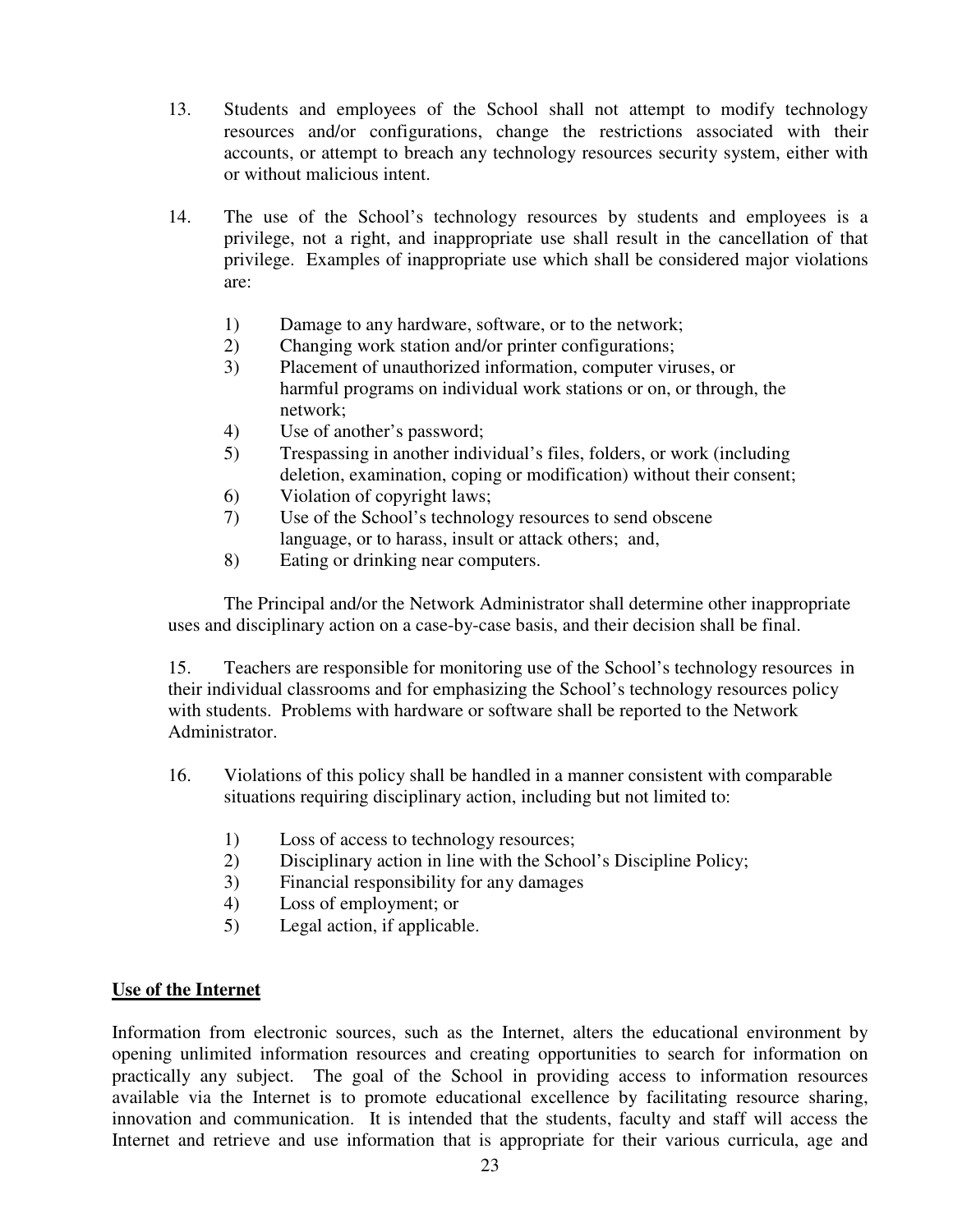13. Students and employees of the School shall not attempt to modify technology resources and/or configurations, change the restrictions associated with their accounts, or attempt to breach any technology resources security system, either with or without malicious intent.

14. The use of the School's technology resources by students and employees is a privilege, not a right, and inappropriate use shall result in the cancellation of that privilege. Examples of inappropriate use which shall be considered major violations are:

    1) Damage to any hardware, software, or to the network;
    2) Changing work station and/or printer configurations;
    3) Placement of unauthorized information, computer viruses, or harmful programs on individual work stations or on, or through, the network;
    4) Use of another's password;
    5) Trespassing in another individual's files, folders, or work (including deletion, examination, coping or modification) without their consent;
    6) Violation of copyright laws;
    7) Use of the School's technology resources to send obscene language, or to harass, insult or attack others; and,
    8) Eating or drinking near computers.

The Principal and/or the Network Administrator shall determine other inappropriate uses and disciplinary action on a case-by-case basis, and their decision shall be final.

15. Teachers are responsible for monitoring use of the School's technology resources in their individual classrooms and for emphasizing the School's technology resources policy with students. Problems with hardware or software shall be reported to the Network Administrator.

16. Violations of this policy shall be handled in a manner consistent with comparable situations requiring disciplinary action, including but not limited to:

    1) Loss of access to technology resources;
    2) Disciplinary action in line with the School's Discipline Policy;
    3) Financial responsibility for any damages
    4) Loss of employment; or
    5) Legal action, if applicable.

**<u>Use of the Internet</u>**

Information from electronic sources, such as the Internet, alters the educational environment by opening unlimited information resources and creating opportunities to search for information on practically any subject. The goal of the School in providing access to information resources available via the Internet is to promote educational excellence by facilitating resource sharing, innovation and communication. It is intended that the students, faculty and staff will access the Internet and retrieve and use information that is appropriate for their various curricula, age and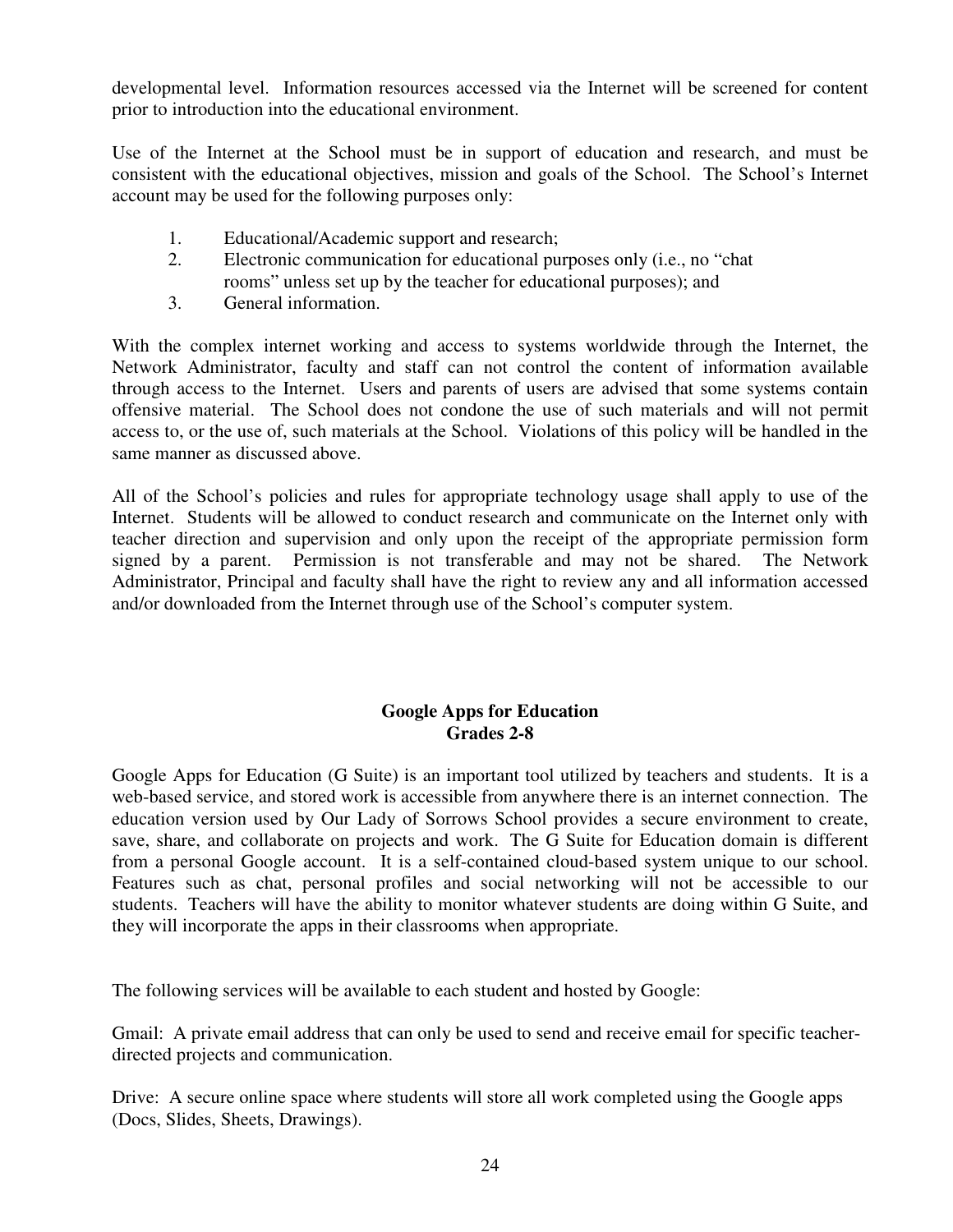developmental level. Information resources accessed via the Internet will be screened for content prior to introduction into the educational environment.

Use of the Internet at the School must be in support of education and research, and must be consistent with the educational objectives, mission and goals of the School. The School's Internet account may be used for the following purposes only:

1. Educational/Academic support and research;
2. Electronic communication for educational purposes only (i.e., no "chat rooms" unless set up by the teacher for educational purposes); and
3. General information.

With the complex internet working and access to systems worldwide through the Internet, the Network Administrator, faculty and staff can not control the content of information available through access to the Internet. Users and parents of users are advised that some systems contain offensive material. The School does not condone the use of such materials and will not permit access to, or the use of, such materials at the School. Violations of this policy will be handled in the same manner as discussed above.

All of the School's policies and rules for appropriate technology usage shall apply to use of the Internet. Students will be allowed to conduct research and communicate on the Internet only with teacher direction and supervision and only upon the receipt of the appropriate permission form signed by a parent. Permission is not transferable and may not be shared. The Network Administrator, Principal and faculty shall have the right to review any and all information accessed and/or downloaded from the Internet through use of the School's computer system.

## Google Apps for Education Grades 2-8

Google Apps for Education (G Suite) is an important tool utilized by teachers and students. It is a web-based service, and stored work is accessible from anywhere there is an internet connection. The education version used by Our Lady of Sorrows School provides a secure environment to create, save, share, and collaborate on projects and work. The G Suite for Education domain is different from a personal Google account. It is a self-contained cloud-based system unique to our school. Features such as chat, personal profiles and social networking will not be accessible to our students. Teachers will have the ability to monitor whatever students are doing within G Suite, and they will incorporate the apps in their classrooms when appropriate.

The following services will be available to each student and hosted by Google:

Gmail: A private email address that can only be used to send and receive email for specific teacher-directed projects and communication.

Drive: A secure online space where students will store all work completed using the Google apps (Docs, Slides, Sheets, Drawings).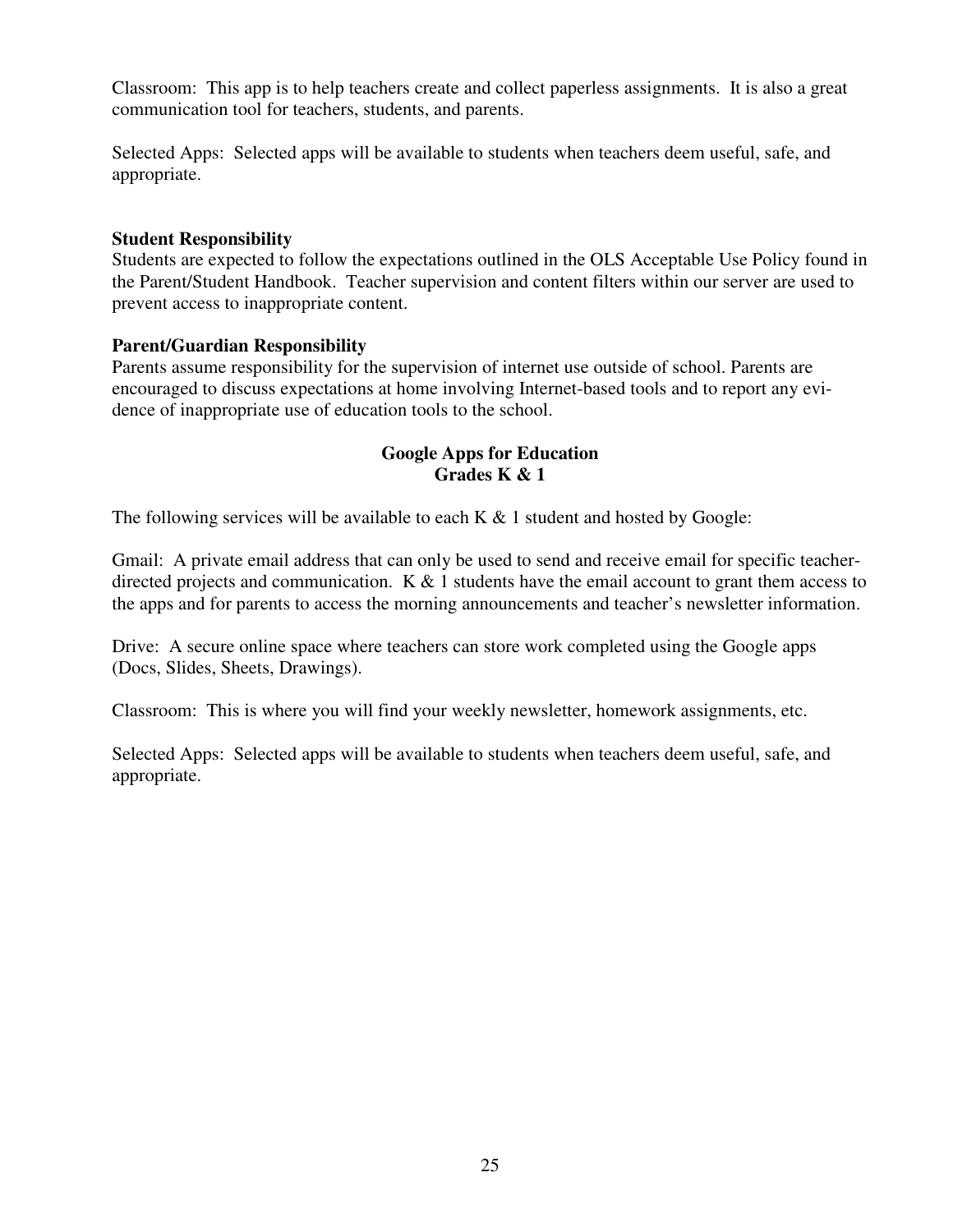Classroom:  This app is to help teachers create and collect paperless assignments.  It is also a great communication tool for teachers, students, and parents.

Selected Apps:  Selected apps will be available to students when teachers deem useful, safe, and appropriate.

**Student Responsibility**

Students are expected to follow the expectations outlined in the OLS Acceptable Use Policy found in the Parent/Student Handbook.  Teacher supervision and content filters within our server are used to prevent access to inappropriate content.

**Parent/Guardian Responsibility**

Parents assume responsibility for the supervision of internet use outside of school. Parents are encouraged to discuss expectations at home involving Internet-based tools and to report any evidence of inappropriate use of education tools to the school.

## Google Apps for Education
## Grades K & 1

The following services will be available to each K & 1 student and hosted by Google:

Gmail:  A private email address that can only be used to send and receive email for specific teacher-directed projects and communication.  K & 1 students have the email account to grant them access to the apps and for parents to access the morning announcements and teacher's newsletter information.

Drive:  A secure online space where teachers can store work completed using the Google apps (Docs, Slides, Sheets, Drawings).

Classroom:  This is where you will find your weekly newsletter, homework assignments, etc.

Selected Apps:  Selected apps will be available to students when teachers deem useful, safe, and appropriate.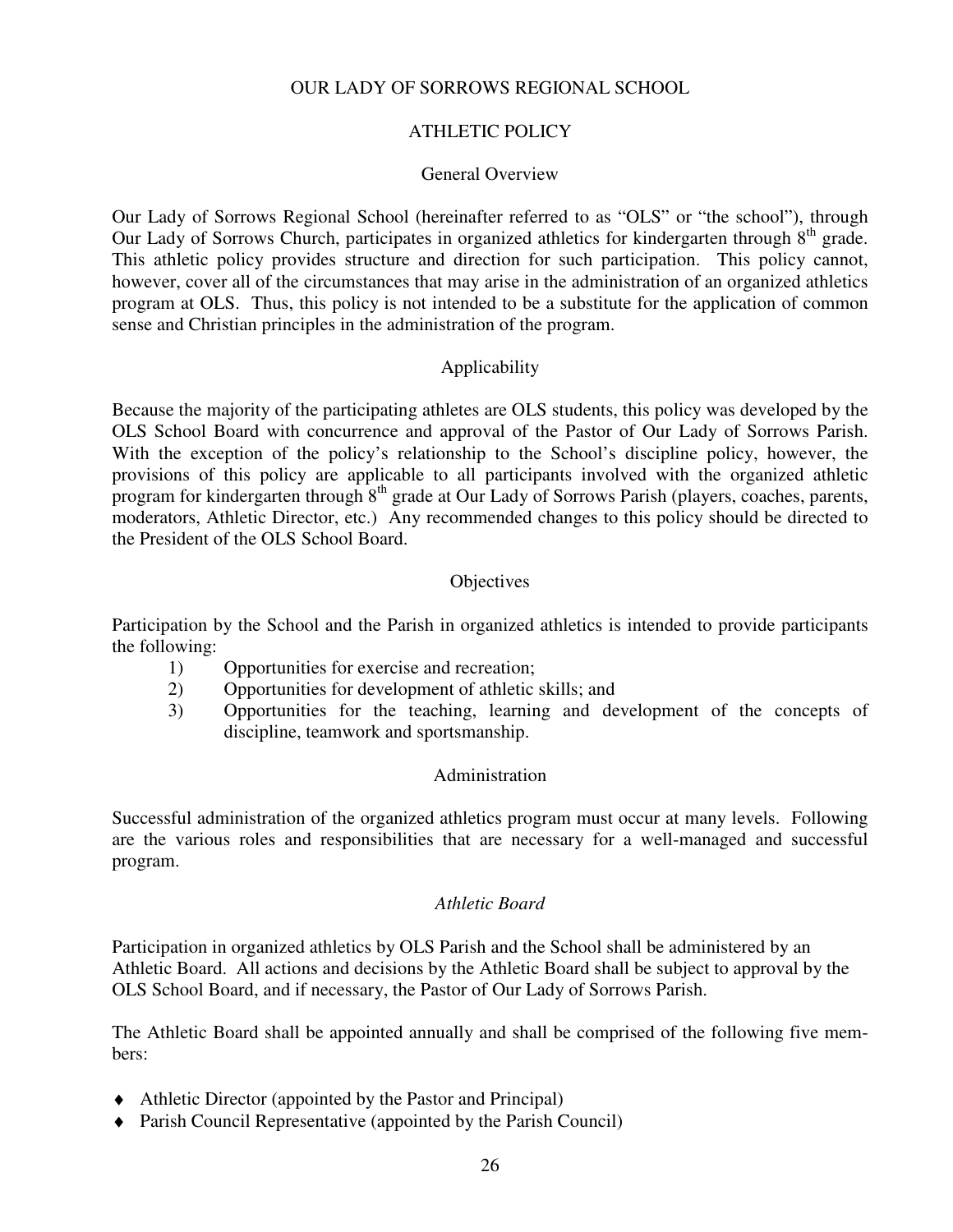# OUR LADY OF SORROWS REGIONAL SCHOOL

## ATHLETIC POLICY

### General Overview

Our Lady of Sorrows Regional School (hereinafter referred to as "OLS" or "the school"), through Our Lady of Sorrows Church, participates in organized athletics for kindergarten through 8th grade. This athletic policy provides structure and direction for such participation. This policy cannot, however, cover all of the circumstances that may arise in the administration of an organized athletics program at OLS. Thus, this policy is not intended to be a substitute for the application of common sense and Christian principles in the administration of the program.

### Applicability

Because the majority of the participating athletes are OLS students, this policy was developed by the OLS School Board with concurrence and approval of the Pastor of Our Lady of Sorrows Parish. With the exception of the policy's relationship to the School's discipline policy, however, the provisions of this policy are applicable to all participants involved with the organized athletic program for kindergarten through 8th grade at Our Lady of Sorrows Parish (players, coaches, parents, moderators, Athletic Director, etc.) Any recommended changes to this policy should be directed to the President of the OLS School Board.

### Objectives

Participation by the School and the Parish in organized athletics is intended to provide participants the following:

1) Opportunities for exercise and recreation;
2) Opportunities for development of athletic skills; and
3) Opportunities for the teaching, learning and development of the concepts of discipline, teamwork and sportsmanship.

### Administration

Successful administration of the organized athletics program must occur at many levels. Following are the various roles and responsibilities that are necessary for a well-managed and successful program.

#### *Athletic Board*

Participation in organized athletics by OLS Parish and the School shall be administered by an Athletic Board. All actions and decisions by the Athletic Board shall be subject to approval by the OLS School Board, and if necessary, the Pastor of Our Lady of Sorrows Parish.

The Athletic Board shall be appointed annually and shall be comprised of the following five members:

- Athletic Director (appointed by the Pastor and Principal)
- Parish Council Representative (appointed by the Parish Council)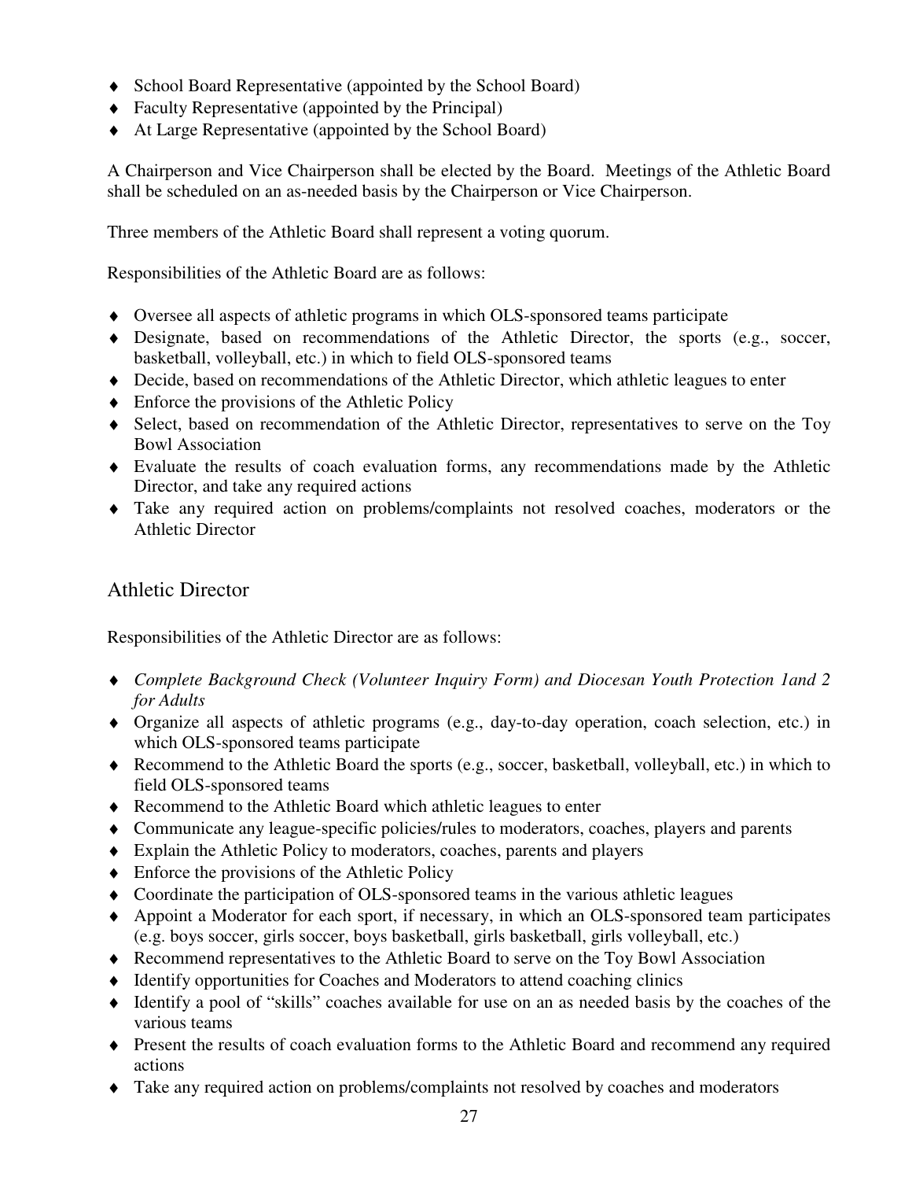- School Board Representative (appointed by the School Board)
- Faculty Representative (appointed by the Principal)
- At Large Representative (appointed by the School Board)

A Chairperson and Vice Chairperson shall be elected by the Board. Meetings of the Athletic Board shall be scheduled on an as-needed basis by the Chairperson or Vice Chairperson.

Three members of the Athletic Board shall represent a voting quorum.

Responsibilities of the Athletic Board are as follows:

- Oversee all aspects of athletic programs in which OLS-sponsored teams participate
- Designate, based on recommendations of the Athletic Director, the sports (e.g., soccer, basketball, volleyball, etc.) in which to field OLS-sponsored teams
- Decide, based on recommendations of the Athletic Director, which athletic leagues to enter
- Enforce the provisions of the Athletic Policy
- Select, based on recommendation of the Athletic Director, representatives to serve on the Toy Bowl Association
- Evaluate the results of coach evaluation forms, any recommendations made by the Athletic Director, and take any required actions
- Take any required action on problems/complaints not resolved coaches, moderators or the Athletic Director

## Athletic Director

Responsibilities of the Athletic Director are as follows:

- *Complete Background Check (Volunteer Inquiry Form) and Diocesan Youth Protection 1and 2 for Adults*
- Organize all aspects of athletic programs (e.g., day-to-day operation, coach selection, etc.) in which OLS-sponsored teams participate
- Recommend to the Athletic Board the sports (e.g., soccer, basketball, volleyball, etc.) in which to field OLS-sponsored teams
- Recommend to the Athletic Board which athletic leagues to enter
- Communicate any league-specific policies/rules to moderators, coaches, players and parents
- Explain the Athletic Policy to moderators, coaches, parents and players
- Enforce the provisions of the Athletic Policy
- Coordinate the participation of OLS-sponsored teams in the various athletic leagues
- Appoint a Moderator for each sport, if necessary, in which an OLS-sponsored team participates (e.g. boys soccer, girls soccer, boys basketball, girls basketball, girls volleyball, etc.)
- Recommend representatives to the Athletic Board to serve on the Toy Bowl Association
- Identify opportunities for Coaches and Moderators to attend coaching clinics
- Identify a pool of "skills" coaches available for use on an as needed basis by the coaches of the various teams
- Present the results of coach evaluation forms to the Athletic Board and recommend any required actions
- Take any required action on problems/complaints not resolved by coaches and moderators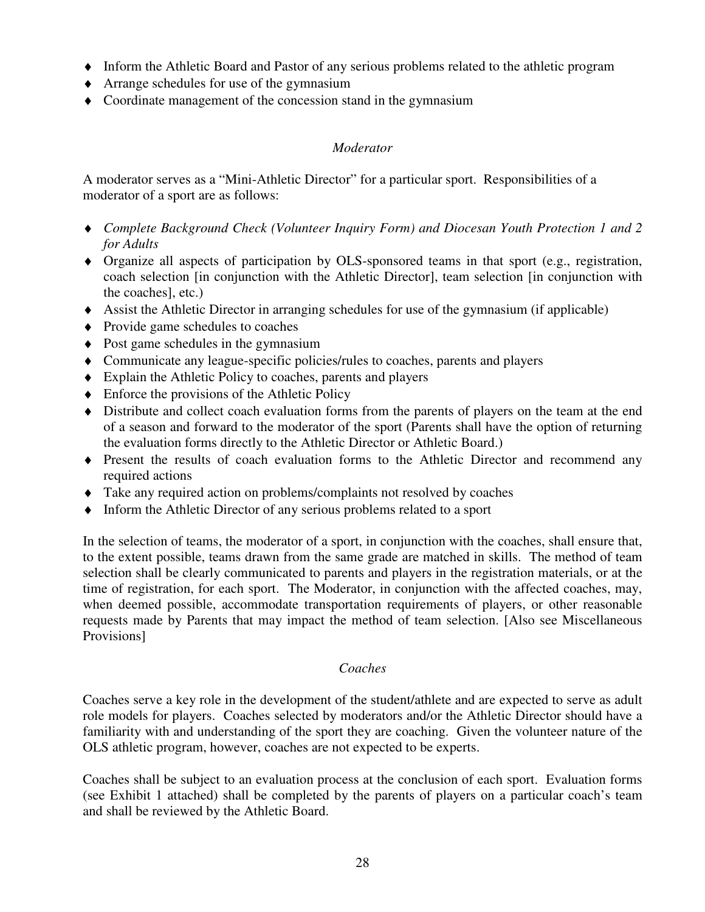- Inform the Athletic Board and Pastor of any serious problems related to the athletic program
- Arrange schedules for use of the gymnasium
- Coordinate management of the concession stand in the gymnasium

### *Moderator*

A moderator serves as a "Mini-Athletic Director" for a particular sport. Responsibilities of a moderator of a sport are as follows:

- *Complete Background Check (Volunteer Inquiry Form) and Diocesan Youth Protection 1 and 2 for Adults*
- Organize all aspects of participation by OLS-sponsored teams in that sport (e.g., registration, coach selection [in conjunction with the Athletic Director], team selection [in conjunction with the coaches], etc.)
- Assist the Athletic Director in arranging schedules for use of the gymnasium (if applicable)
- Provide game schedules to coaches
- Post game schedules in the gymnasium
- Communicate any league-specific policies/rules to coaches, parents and players
- Explain the Athletic Policy to coaches, parents and players
- Enforce the provisions of the Athletic Policy
- Distribute and collect coach evaluation forms from the parents of players on the team at the end of a season and forward to the moderator of the sport (Parents shall have the option of returning the evaluation forms directly to the Athletic Director or Athletic Board.)
- Present the results of coach evaluation forms to the Athletic Director and recommend any required actions
- Take any required action on problems/complaints not resolved by coaches
- Inform the Athletic Director of any serious problems related to a sport

In the selection of teams, the moderator of a sport, in conjunction with the coaches, shall ensure that, to the extent possible, teams drawn from the same grade are matched in skills. The method of team selection shall be clearly communicated to parents and players in the registration materials, or at the time of registration, for each sport. The Moderator, in conjunction with the affected coaches, may, when deemed possible, accommodate transportation requirements of players, or other reasonable requests made by Parents that may impact the method of team selection. [Also see Miscellaneous Provisions]

### *Coaches*

Coaches serve a key role in the development of the student/athlete and are expected to serve as adult role models for players. Coaches selected by moderators and/or the Athletic Director should have a familiarity with and understanding of the sport they are coaching. Given the volunteer nature of the OLS athletic program, however, coaches are not expected to be experts.

Coaches shall be subject to an evaluation process at the conclusion of each sport. Evaluation forms (see Exhibit 1 attached) shall be completed by the parents of players on a particular coach's team and shall be reviewed by the Athletic Board.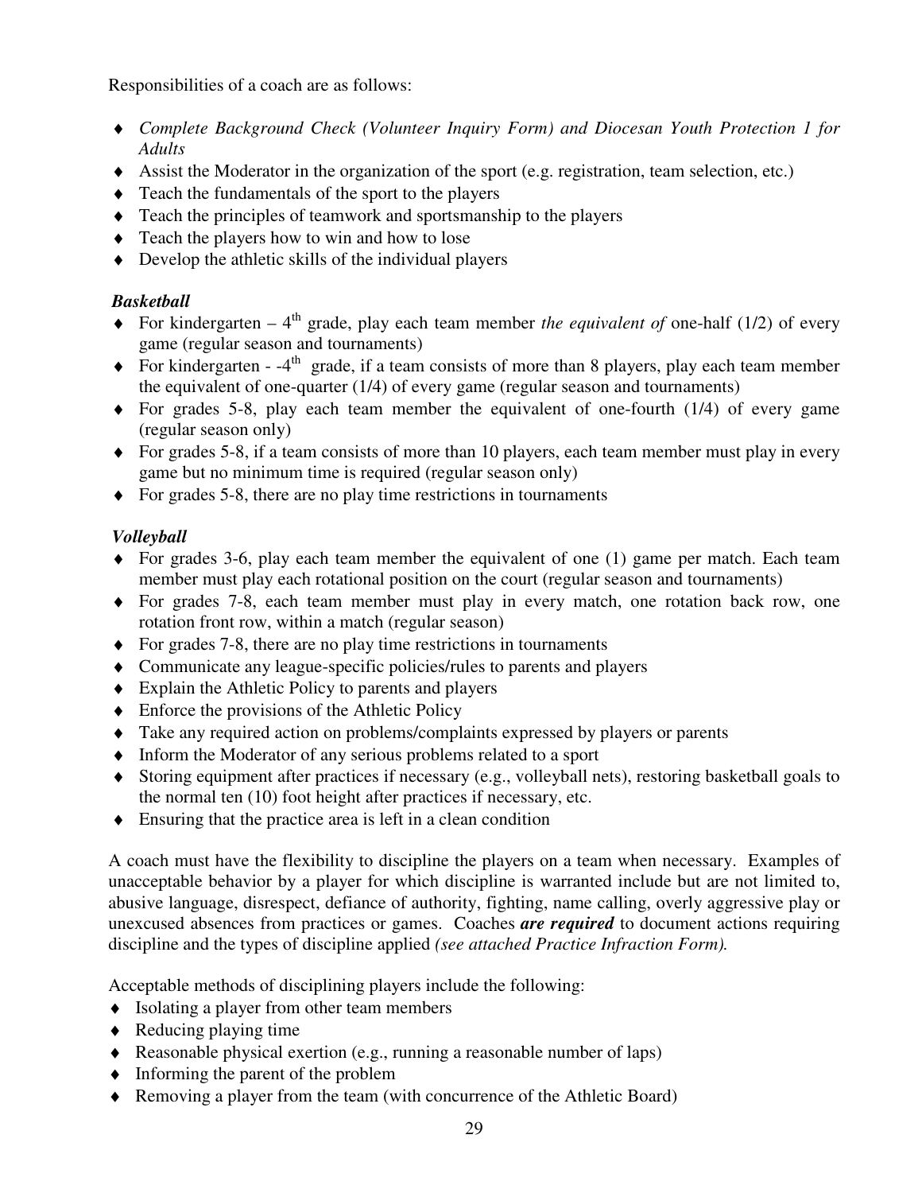Responsibilities of a coach are as follows:

- *Complete Background Check (Volunteer Inquiry Form) and Diocesan Youth Protection 1 for Adults*
- Assist the Moderator in the organization of the sport (e.g. registration, team selection, etc.)
- Teach the fundamentals of the sport to the players
- Teach the principles of teamwork and sportsmanship to the players
- Teach the players how to win and how to lose
- Develop the athletic skills of the individual players

***Basketball***

- For kindergarten – 4th grade, play each team member *the equivalent of* one-half (1/2) of every game (regular season and tournaments)
- For kindergarten - -4th grade, if a team consists of more than 8 players, play each team member the equivalent of one-quarter (1/4) of every game (regular season and tournaments)
- For grades 5-8, play each team member the equivalent of one-fourth (1/4) of every game (regular season only)
- For grades 5-8, if a team consists of more than 10 players, each team member must play in every game but no minimum time is required (regular season only)
- For grades 5-8, there are no play time restrictions in tournaments

***Volleyball***

- For grades 3-6, play each team member the equivalent of one (1) game per match. Each team member must play each rotational position on the court (regular season and tournaments)
- For grades 7-8, each team member must play in every match, one rotation back row, one rotation front row, within a match (regular season)
- For grades 7-8, there are no play time restrictions in tournaments
- Communicate any league-specific policies/rules to parents and players
- Explain the Athletic Policy to parents and players
- Enforce the provisions of the Athletic Policy
- Take any required action on problems/complaints expressed by players or parents
- Inform the Moderator of any serious problems related to a sport
- Storing equipment after practices if necessary (e.g., volleyball nets), restoring basketball goals to the normal ten (10) foot height after practices if necessary, etc.
- Ensuring that the practice area is left in a clean condition

A coach must have the flexibility to discipline the players on a team when necessary. Examples of unacceptable behavior by a player for which discipline is warranted include but are not limited to, abusive language, disrespect, defiance of authority, fighting, name calling, overly aggressive play or unexcused absences from practices or games. Coaches ***are required*** to document actions requiring discipline and the types of discipline applied *(see attached Practice Infraction Form).*

Acceptable methods of disciplining players include the following:

- Isolating a player from other team members
- Reducing playing time
- Reasonable physical exertion (e.g., running a reasonable number of laps)
- Informing the parent of the problem
- Removing a player from the team (with concurrence of the Athletic Board)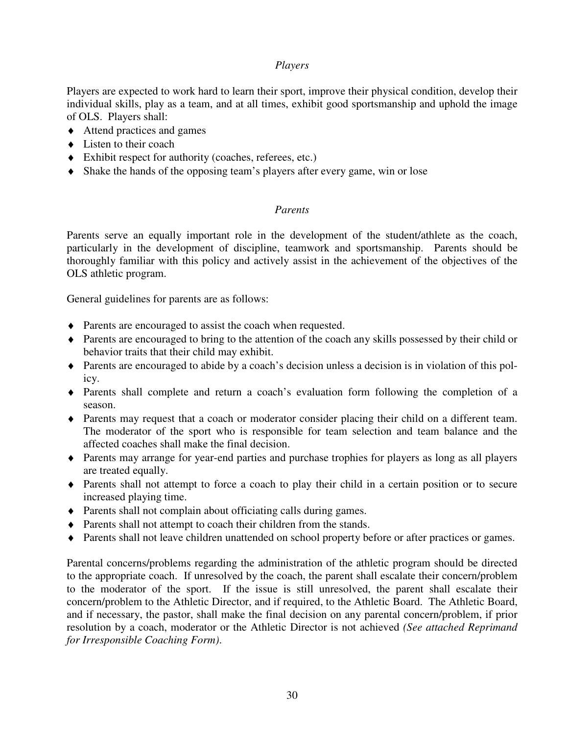### *Players*

Players are expected to work hard to learn their sport, improve their physical condition, develop their individual skills, play as a team, and at all times, exhibit good sportsmanship and uphold the image of OLS. Players shall:

- Attend practices and games
- Listen to their coach
- Exhibit respect for authority (coaches, referees, etc.)
- Shake the hands of the opposing team's players after every game, win or lose

### *Parents*

Parents serve an equally important role in the development of the student/athlete as the coach, particularly in the development of discipline, teamwork and sportsmanship. Parents should be thoroughly familiar with this policy and actively assist in the achievement of the objectives of the OLS athletic program.

General guidelines for parents are as follows:

- Parents are encouraged to assist the coach when requested.
- Parents are encouraged to bring to the attention of the coach any skills possessed by their child or behavior traits that their child may exhibit.
- Parents are encouraged to abide by a coach's decision unless a decision is in violation of this policy.
- Parents shall complete and return a coach's evaluation form following the completion of a season.
- Parents may request that a coach or moderator consider placing their child on a different team. The moderator of the sport who is responsible for team selection and team balance and the affected coaches shall make the final decision.
- Parents may arrange for year-end parties and purchase trophies for players as long as all players are treated equally.
- Parents shall not attempt to force a coach to play their child in a certain position or to secure increased playing time.
- Parents shall not complain about officiating calls during games.
- Parents shall not attempt to coach their children from the stands.
- Parents shall not leave children unattended on school property before or after practices or games.

Parental concerns/problems regarding the administration of the athletic program should be directed to the appropriate coach. If unresolved by the coach, the parent shall escalate their concern/problem to the moderator of the sport. If the issue is still unresolved, the parent shall escalate their concern/problem to the Athletic Director, and if required, to the Athletic Board. The Athletic Board, and if necessary, the pastor, shall make the final decision on any parental concern/problem, if prior resolution by a coach, moderator or the Athletic Director is not achieved *(See attached Reprimand for Irresponsible Coaching Form).*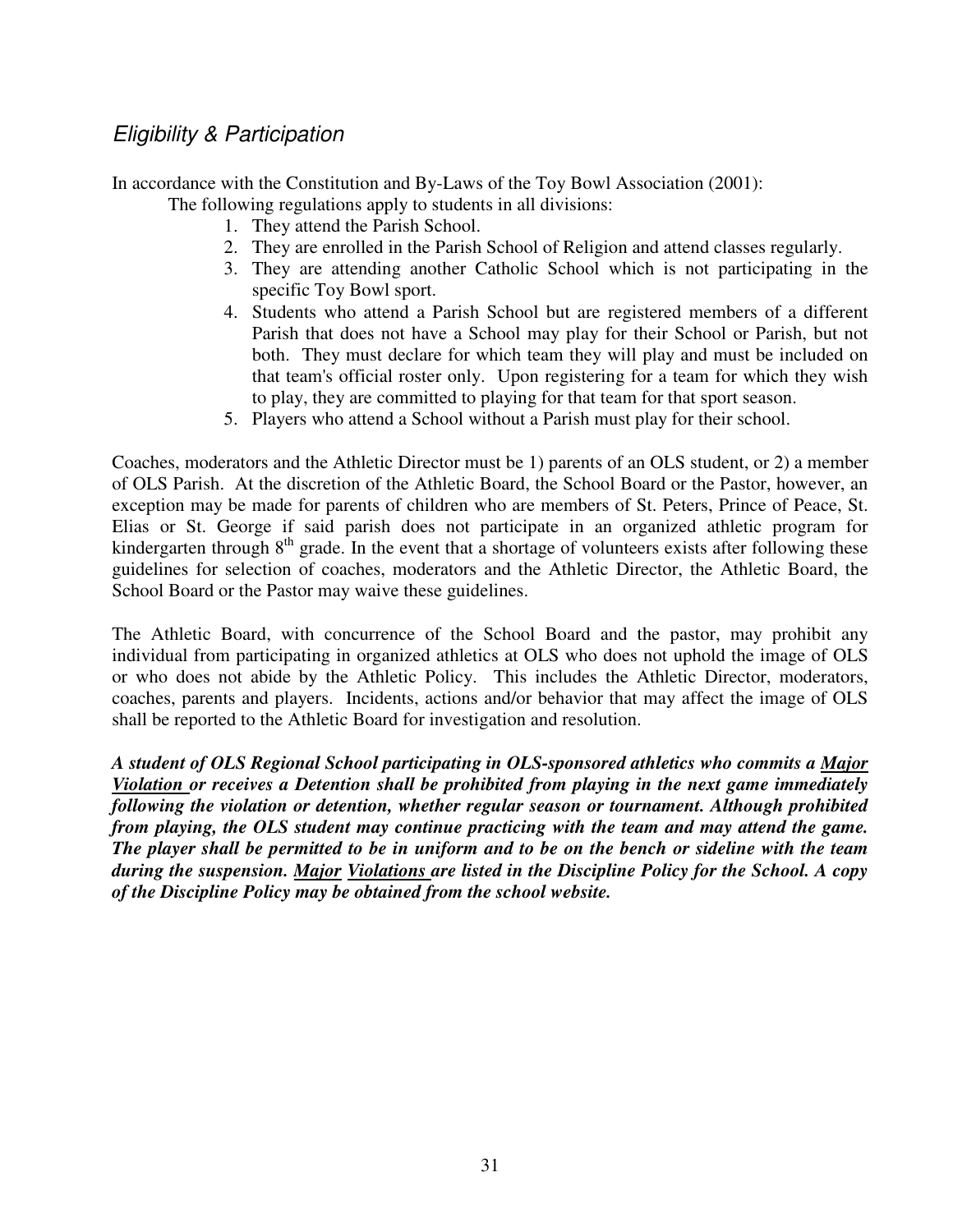## *Eligibility & Participation*

In accordance with the Constitution and By-Laws of the Toy Bowl Association (2001):

The following regulations apply to students in all divisions:

1. They attend the Parish School.
2. They are enrolled in the Parish School of Religion and attend classes regularly.
3. They are attending another Catholic School which is not participating in the specific Toy Bowl sport.
4. Students who attend a Parish School but are registered members of a different Parish that does not have a School may play for their School or Parish, but not both. They must declare for which team they will play and must be included on that team's official roster only. Upon registering for a team for which they wish to play, they are committed to playing for that team for that sport season.
5. Players who attend a School without a Parish must play for their school.

Coaches, moderators and the Athletic Director must be 1) parents of an OLS student, or 2) a member of OLS Parish. At the discretion of the Athletic Board, the School Board or the Pastor, however, an exception may be made for parents of children who are members of St. Peters, Prince of Peace, St. Elias or St. George if said parish does not participate in an organized athletic program for kindergarten through 8th grade. In the event that a shortage of volunteers exists after following these guidelines for selection of coaches, moderators and the Athletic Director, the Athletic Board, the School Board or the Pastor may waive these guidelines.

The Athletic Board, with concurrence of the School Board and the pastor, may prohibit any individual from participating in organized athletics at OLS who does not uphold the image of OLS or who does not abide by the Athletic Policy. This includes the Athletic Director, moderators, coaches, parents and players. Incidents, actions and/or behavior that may affect the image of OLS shall be reported to the Athletic Board for investigation and resolution.

***A student of OLS Regional School participating in OLS-sponsored athletics who commits a <u>Major Violation</u> or receives a Detention shall be prohibited from playing in the next game immediately following the violation or detention, whether regular season or tournament. Although prohibited from playing, the OLS student may continue practicing with the team and may attend the game. The player shall be permitted to be in uniform and to be on the bench or sideline with the team during the suspension. <u>Major Violations</u> are listed in the Discipline Policy for the School. A copy of the Discipline Policy may be obtained from the school website.***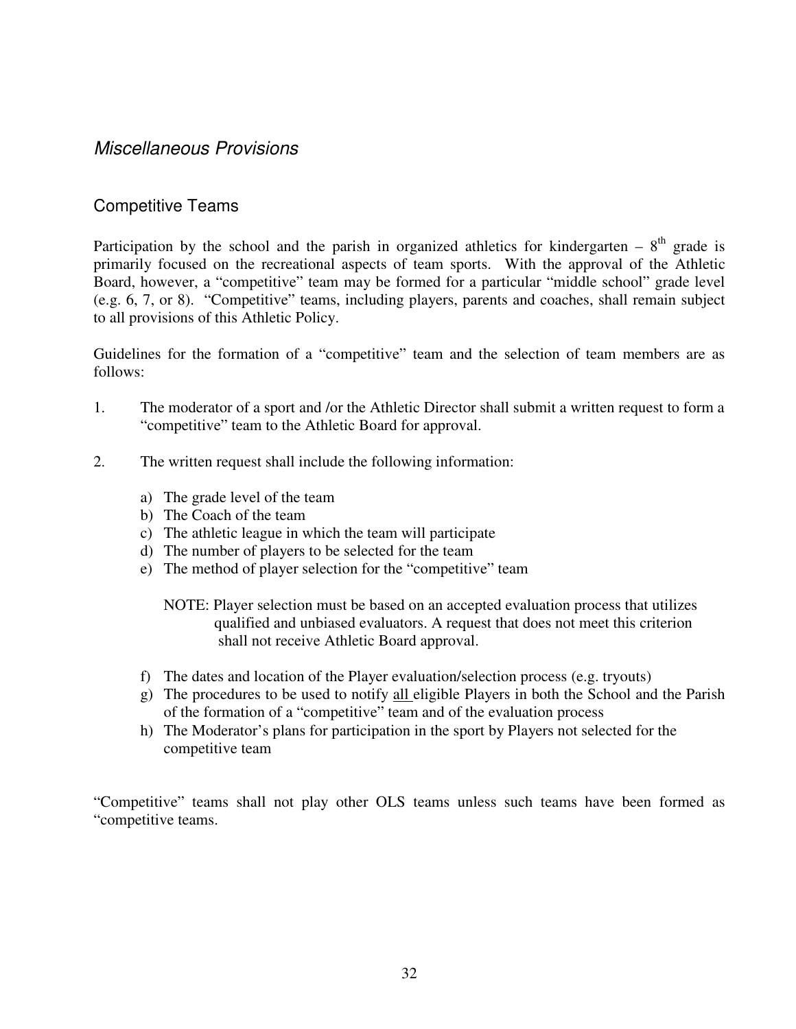## *Miscellaneous Provisions*

### Competitive Teams

Participation by the school and the parish in organized athletics for kindergarten – 8th grade is primarily focused on the recreational aspects of team sports. With the approval of the Athletic Board, however, a "competitive" team may be formed for a particular "middle school" grade level (e.g. 6, 7, or 8). "Competitive" teams, including players, parents and coaches, shall remain subject to all provisions of this Athletic Policy.

Guidelines for the formation of a "competitive" team and the selection of team members are as follows:

1. The moderator of a sport and /or the Athletic Director shall submit a written request to form a "competitive" team to the Athletic Board for approval.

2. The written request shall include the following information:

   a) The grade level of the team
   b) The Coach of the team
   c) The athletic league in which the team will participate
   d) The number of players to be selected for the team
   e) The method of player selection for the "competitive" team

      NOTE: Player selection must be based on an accepted evaluation process that utilizes qualified and unbiased evaluators. A request that does not meet this criterion shall not receive Athletic Board approval.

   f) The dates and location of the Player evaluation/selection process (e.g. tryouts)
   g) The procedures to be used to notify <u>all</u> eligible Players in both the School and the Parish of the formation of a "competitive" team and of the evaluation process
   h) The Moderator's plans for participation in the sport by Players not selected for the competitive team

"Competitive" teams shall not play other OLS teams unless such teams have been formed as "competitive teams.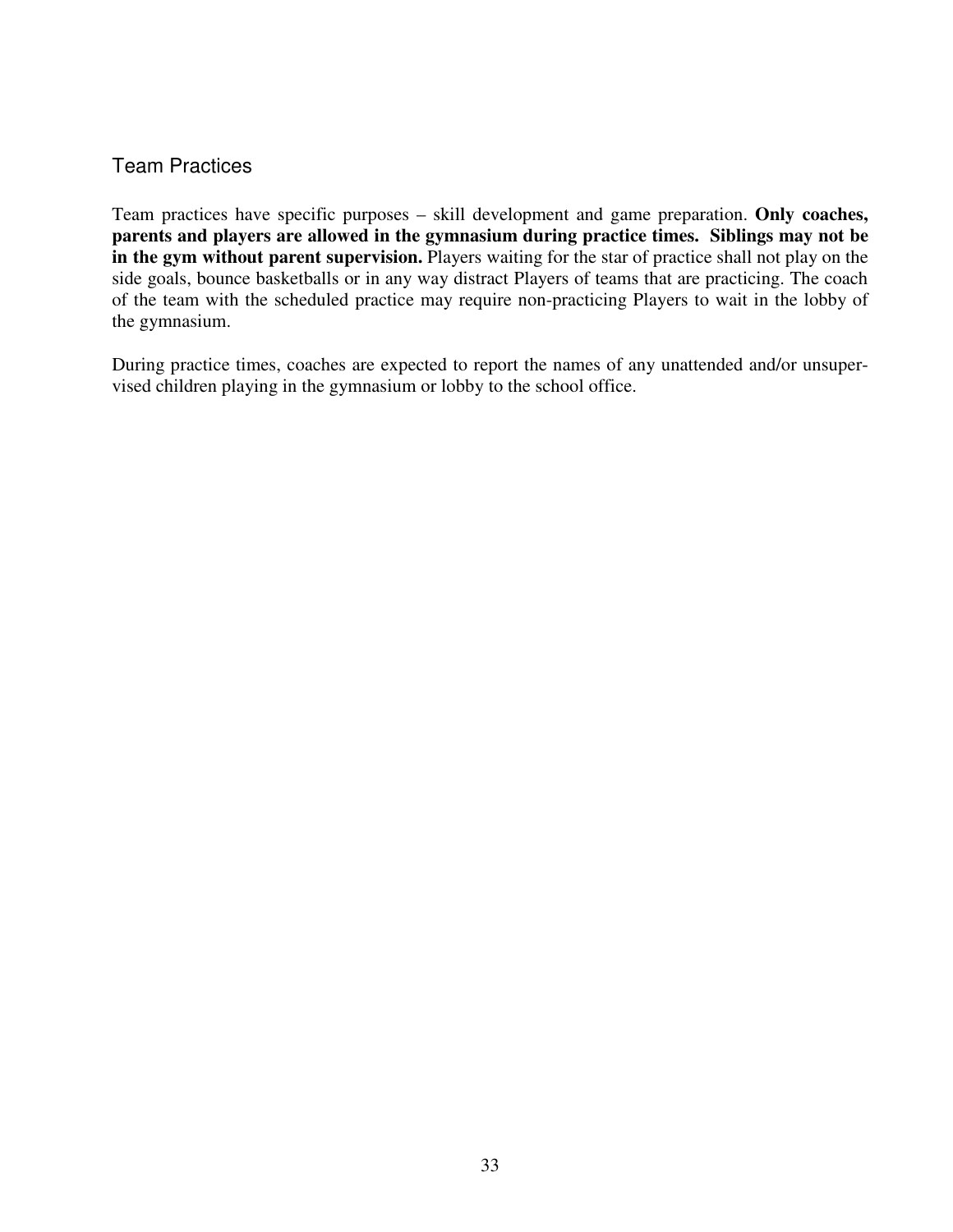## Team Practices

Team practices have specific purposes – skill development and game preparation. **Only coaches, parents and players are allowed in the gymnasium during practice times. Siblings may not be in the gym without parent supervision.** Players waiting for the star of practice shall not play on the side goals, bounce basketballs or in any way distract Players of teams that are practicing. The coach of the team with the scheduled practice may require non-practicing Players to wait in the lobby of the gymnasium.

During practice times, coaches are expected to report the names of any unattended and/or unsupervised children playing in the gymnasium or lobby to the school office.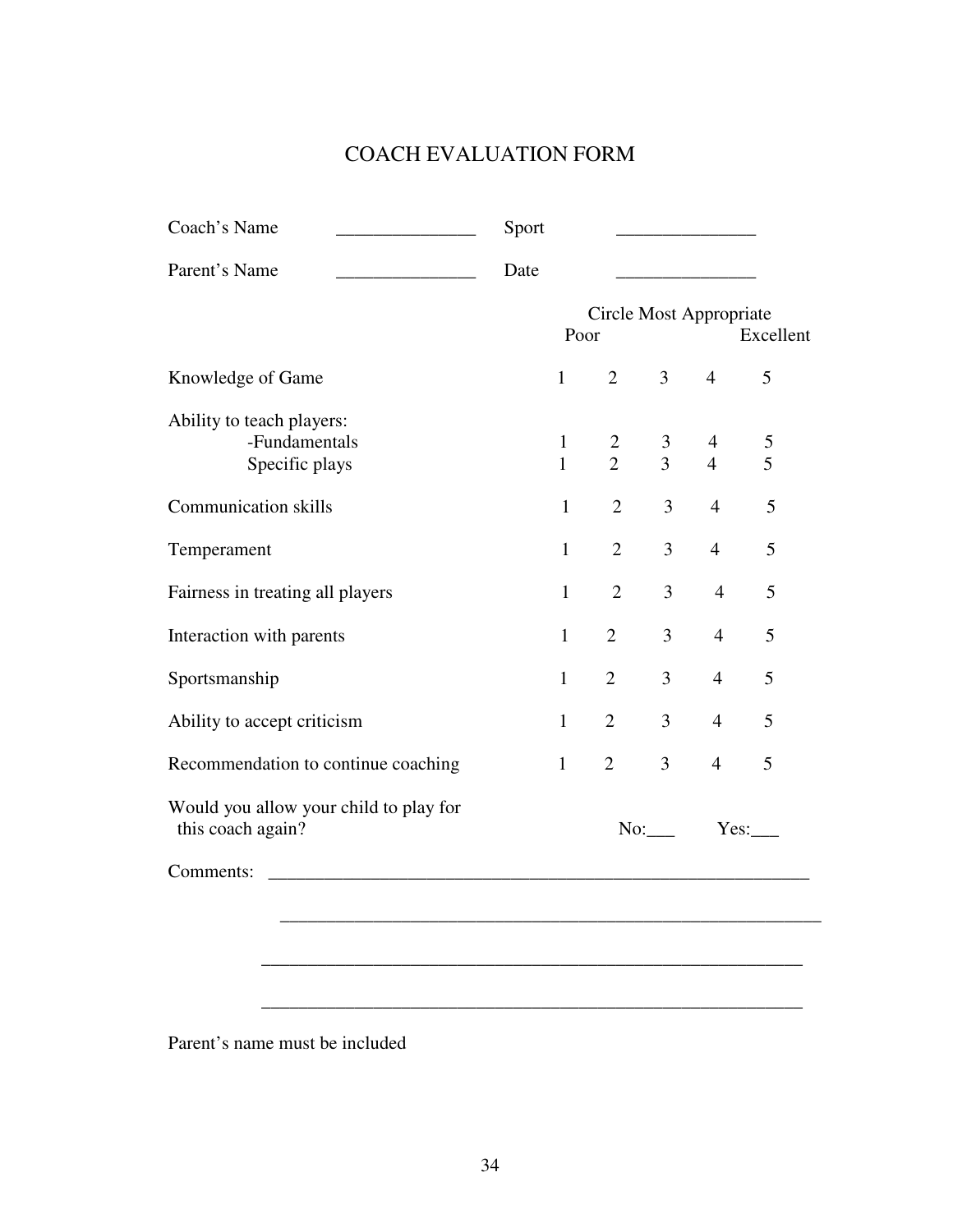# COACH EVALUATION FORM

Coach's Name _______________ Sport _______________

Parent's Name _______________ Date _______________

| | Circle Most Appropriate | | | | |
|---|---|---|---|---|---|
| | Poor | | | | Excellent |
| Knowledge of Game | 1 | 2 | 3 | 4 | 5 |
| Ability to teach players: | | | | | |
| -Fundamentals | 1 | 2 | 3 | 4 | 5 |
| Specific plays | 1 | 2 | 3 | 4 | 5 |
| Communication skills | 1 | 2 | 3 | 4 | 5 |
| Temperament | 1 | 2 | 3 | 4 | 5 |
| Fairness in treating all players | 1 | 2 | 3 | 4 | 5 |
| Interaction with parents | 1 | 2 | 3 | 4 | 5 |
| Sportsmanship | 1 | 2 | 3 | 4 | 5 |
| Ability to accept criticism | 1 | 2 | 3 | 4 | 5 |
| Recommendation to continue coaching | 1 | 2 | 3 | 4 | 5 |

Would you allow your child to play for this coach again? No:___ Yes:___

Comments: ____________________________________________________________

____________________________________________________________

____________________________________________________________

____________________________________________________________

Parent's name must be included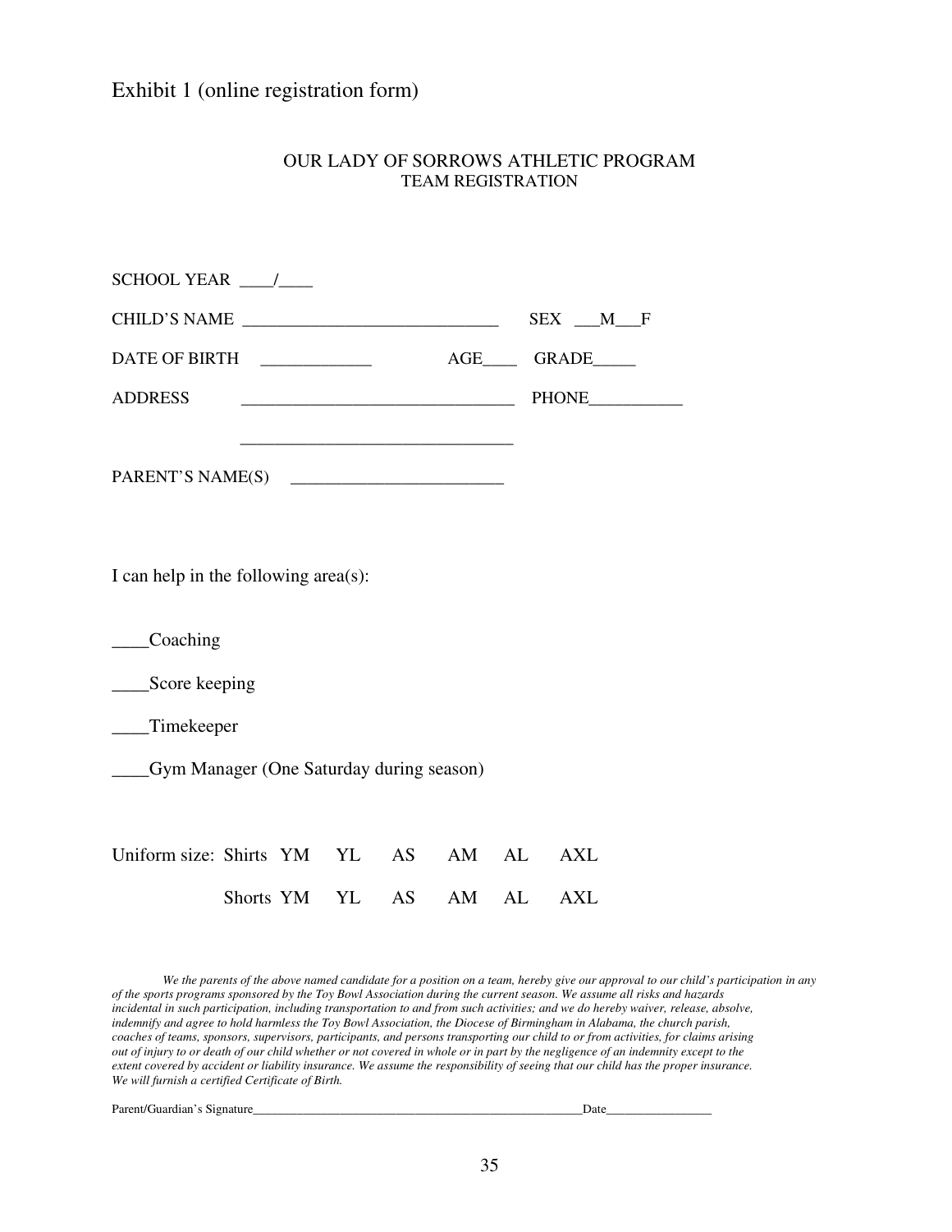Exhibit 1 (online registration form)

OUR LADY OF SORROWS ATHLETIC PROGRAM
TEAM REGISTRATION

SCHOOL YEAR ____/____

CHILD'S NAME ______________________________ SEX ___M___F

DATE OF BIRTH _____________ AGE____ GRADE_____

ADDRESS ________________________________ PHONE___________

________________________________

PARENT'S NAME(S) _________________________

I can help in the following area(s):

____Coaching

____Score keeping

____Timekeeper

____Gym Manager (One Saturday during season)

Uniform size: Shirts YM YL AS AM AL AXL

Shorts YM YL AS AM AL AXL

*We the parents of the above named candidate for a position on a team, hereby give our approval to our child's participation in any of the sports programs sponsored by the Toy Bowl Association during the current season. We assume all risks and hazards incidental in such participation, including transportation to and from such activities; and we do hereby waiver, release, absolve, indemnify and agree to hold harmless the Toy Bowl Association, the Diocese of Birmingham in Alabama, the church parish, coaches of teams, sponsors, supervisors, participants, and persons transporting our child to or from activities, for claims arising out of injury to or death of our child whether or not covered in whole or in part by the negligence of an indemnity except to the extent covered by accident or liability insurance. We assume the responsibility of seeing that our child has the proper insurance. We will furnish a certified Certificate of Birth.*

Parent/Guardian's Signature______________________________________________________Date_________________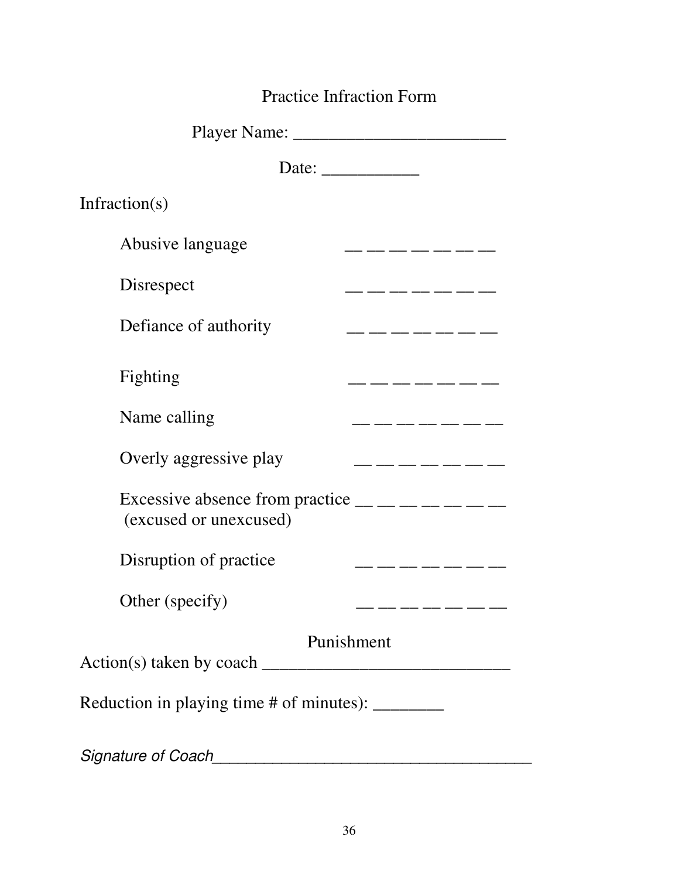# Practice Infraction Form

Player Name: ________________________

Date: ___________

Infraction(s)

Abusive language __ __ __ __ __ __ __

Disrespect __ __ __ __ __ __ __

Defiance of authority __ __ __ __ __ __ __

Fighting __ __ __ __ __ __ __

Name calling __ __ __ __ __ __ __

Overly aggressive play __ __ __ __ __ __ __

Excessive absence from practice __ __ __ __ __ __ __
(excused or unexcused)

Disruption of practice __ __ __ __ __ __ __

Other (specify) __ __ __ __ __ __ __

## Punishment

Action(s) taken by coach ____________________________

Reduction in playing time # of minutes): ________

*Signature of Coach*______________________________________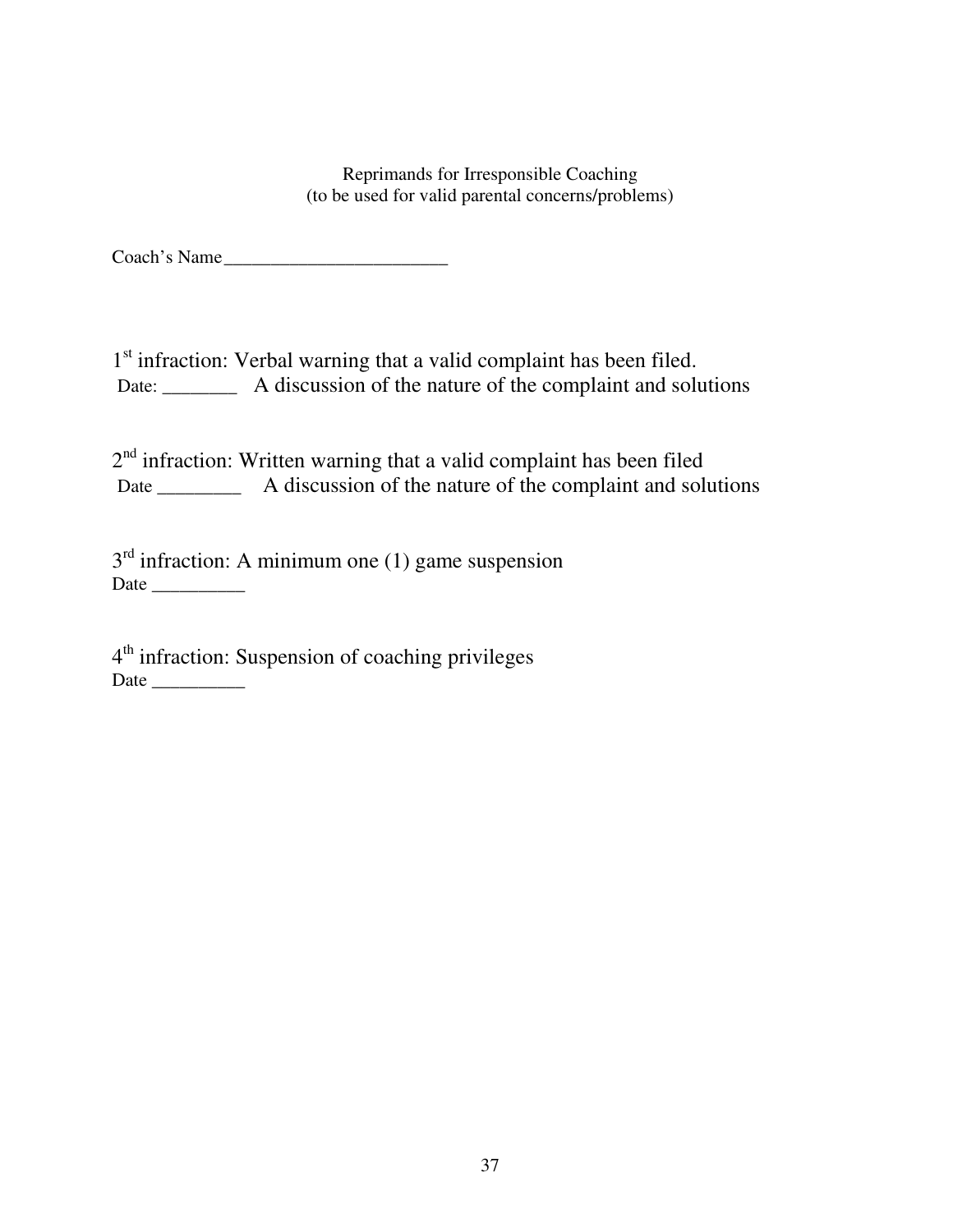Reprimands for Irresponsible Coaching
(to be used for valid parental concerns/problems)

Coach's Name________________________

1st infraction: Verbal warning that a valid complaint has been filed.
Date: _______ A discussion of the nature of the complaint and solutions

2nd infraction: Written warning that a valid complaint has been filed
Date ________ A discussion of the nature of the complaint and solutions

3rd infraction: A minimum one (1) game suspension
Date __________

4th infraction: Suspension of coaching privileges
Date __________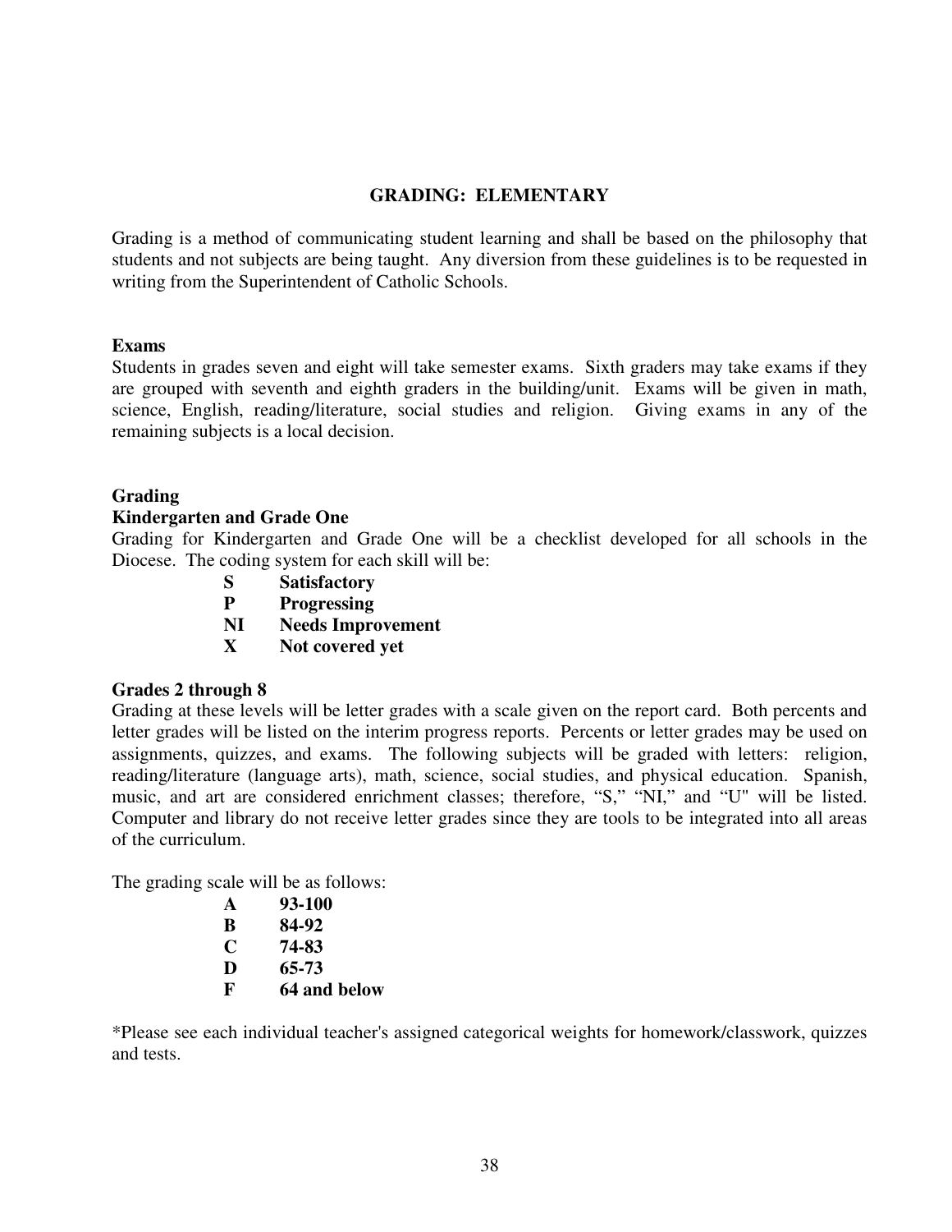## GRADING: ELEMENTARY

Grading is a method of communicating student learning and shall be based on the philosophy that students and not subjects are being taught. Any diversion from these guidelines is to be requested in writing from the Superintendent of Catholic Schools.

### Exams

Students in grades seven and eight will take semester exams. Sixth graders may take exams if they are grouped with seventh and eighth graders in the building/unit. Exams will be given in math, science, English, reading/literature, social studies and religion. Giving exams in any of the remaining subjects is a local decision.

### Grading

**Kindergarten and Grade One**

Grading for Kindergarten and Grade One will be a checklist developed for all schools in the Diocese. The coding system for each skill will be:

- **S** **Satisfactory**
- **P** **Progressing**
- **NI** **Needs Improvement**
- **X** **Not covered yet**

**Grades 2 through 8**

Grading at these levels will be letter grades with a scale given on the report card. Both percents and letter grades will be listed on the interim progress reports. Percents or letter grades may be used on assignments, quizzes, and exams. The following subjects will be graded with letters: religion, reading/literature (language arts), math, science, social studies, and physical education. Spanish, music, and art are considered enrichment classes; therefore, "S," "NI," and "U" will be listed. Computer and library do not receive letter grades since they are tools to be integrated into all areas of the curriculum.

The grading scale will be as follows:

- **A** **93-100**
- **B** **84-92**
- **C** **74-83**
- **D** **65-73**
- **F** **64 and below**

*Please see each individual teacher's assigned categorical weights for homework/classwork, quizzes and tests.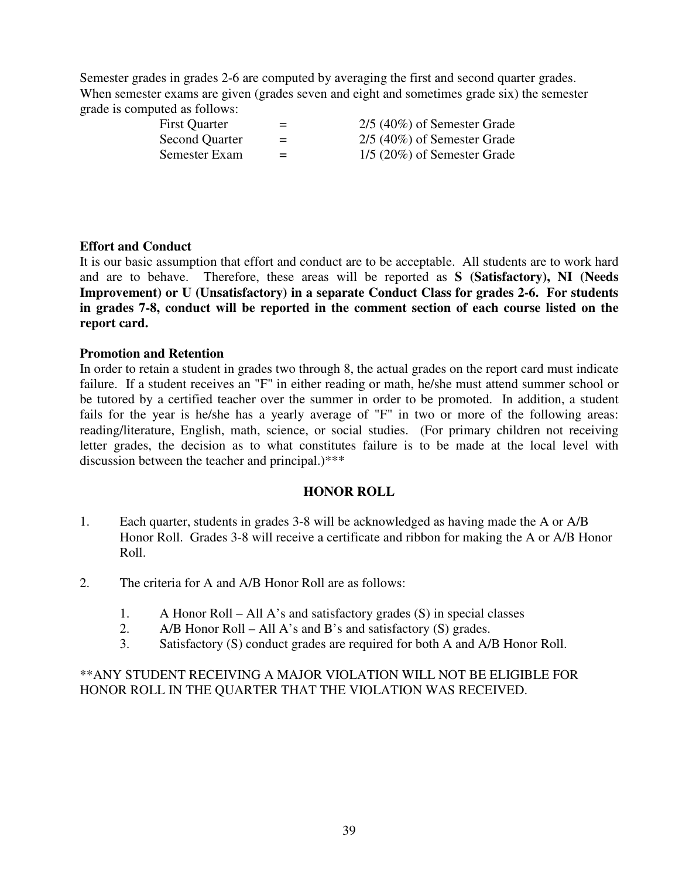Semester grades in grades 2-6 are computed by averaging the first and second quarter grades. When semester exams are given (grades seven and eight and sometimes grade six) the semester grade is computed as follows:

| | | |
|---|---|---|
| First Quarter | = | 2/5 (40%) of Semester Grade |
| Second Quarter | = | 2/5 (40%) of Semester Grade |
| Semester Exam | = | 1/5 (20%) of Semester Grade |

**Effort and Conduct**

It is our basic assumption that effort and conduct are to be acceptable. All students are to work hard and are to behave. Therefore, these areas will be reported as **S (Satisfactory), NI (Needs Improvement) or U (Unsatisfactory) in a separate Conduct Class for grades 2-6. For students in grades 7-8, conduct will be reported in the comment section of each course listed on the report card.**

**Promotion and Retention**

In order to retain a student in grades two through 8, the actual grades on the report card must indicate failure. If a student receives an "F" in either reading or math, he/she must attend summer school or be tutored by a certified teacher over the summer in order to be promoted. In addition, a student fails for the year is he/she has a yearly average of "F" in two or more of the following areas: reading/literature, English, math, science, or social studies. (For primary children not receiving letter grades, the decision as to what constitutes failure is to be made at the local level with discussion between the teacher and principal.)***

## HONOR ROLL

1. Each quarter, students in grades 3-8 will be acknowledged as having made the A or A/B Honor Roll. Grades 3-8 will receive a certificate and ribbon for making the A or A/B Honor Roll.

2. The criteria for A and A/B Honor Roll are as follows:

    1. A Honor Roll – All A's and satisfactory grades (S) in special classes
    2. A/B Honor Roll – All A's and B's and satisfactory (S) grades.
    3. Satisfactory (S) conduct grades are required for both A and A/B Honor Roll.

**ANY STUDENT RECEIVING A MAJOR VIOLATION WILL NOT BE ELIGIBLE FOR HONOR ROLL IN THE QUARTER THAT THE VIOLATION WAS RECEIVED.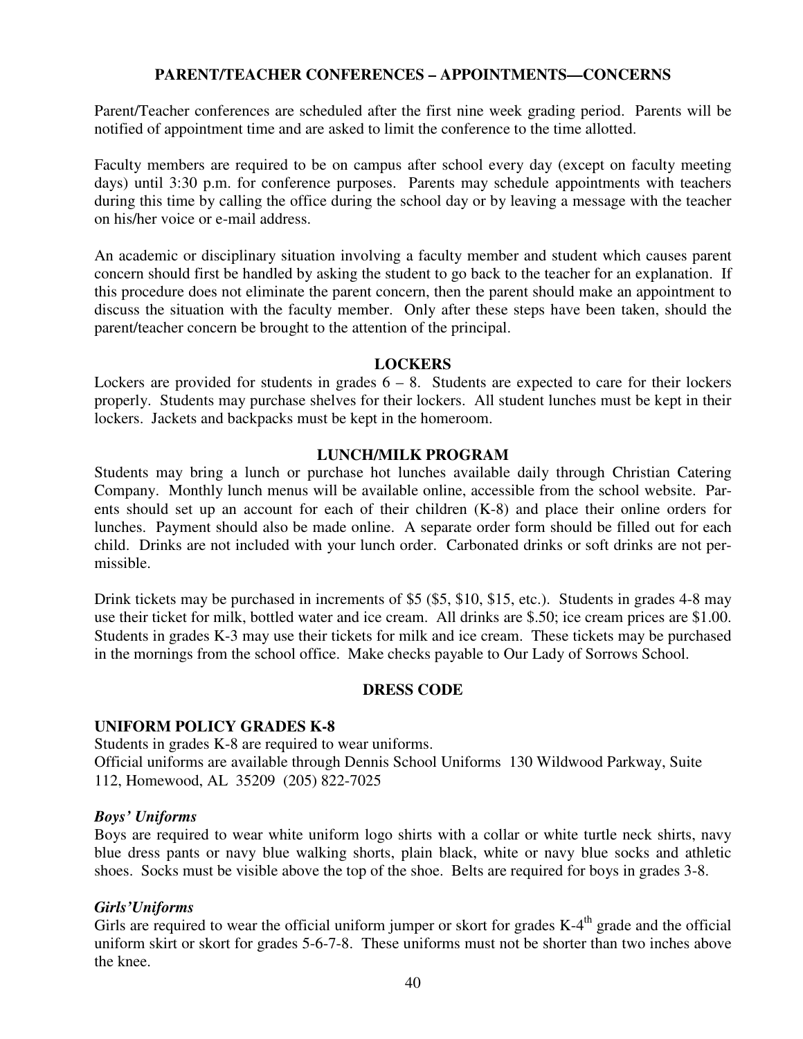## PARENT/TEACHER CONFERENCES – APPOINTMENTS—CONCERNS

Parent/Teacher conferences are scheduled after the first nine week grading period. Parents will be notified of appointment time and are asked to limit the conference to the time allotted.

Faculty members are required to be on campus after school every day (except on faculty meeting days) until 3:30 p.m. for conference purposes. Parents may schedule appointments with teachers during this time by calling the office during the school day or by leaving a message with the teacher on his/her voice or e-mail address.

An academic or disciplinary situation involving a faculty member and student which causes parent concern should first be handled by asking the student to go back to the teacher for an explanation. If this procedure does not eliminate the parent concern, then the parent should make an appointment to discuss the situation with the faculty member. Only after these steps have been taken, should the parent/teacher concern be brought to the attention of the principal.

## LOCKERS

Lockers are provided for students in grades 6 – 8. Students are expected to care for their lockers properly. Students may purchase shelves for their lockers. All student lunches must be kept in their lockers. Jackets and backpacks must be kept in the homeroom.

## LUNCH/MILK PROGRAM

Students may bring a lunch or purchase hot lunches available daily through Christian Catering Company. Monthly lunch menus will be available online, accessible from the school website. Parents should set up an account for each of their children (K-8) and place their online orders for lunches. Payment should also be made online. A separate order form should be filled out for each child. Drinks are not included with your lunch order. Carbonated drinks or soft drinks are not permissible.

Drink tickets may be purchased in increments of $5 ($5, $10, $15, etc.). Students in grades 4-8 may use their ticket for milk, bottled water and ice cream. All drinks are $.50; ice cream prices are $1.00. Students in grades K-3 may use their tickets for milk and ice cream. These tickets may be purchased in the mornings from the school office. Make checks payable to Our Lady of Sorrows School.

## DRESS CODE

### UNIFORM POLICY GRADES K-8

Students in grades K-8 are required to wear uniforms.
Official uniforms are available through Dennis School Uniforms 130 Wildwood Parkway, Suite 112, Homewood, AL 35209 (205) 822-7025

#### *Boys' Uniforms*

Boys are required to wear white uniform logo shirts with a collar or white turtle neck shirts, navy blue dress pants or navy blue walking shorts, plain black, white or navy blue socks and athletic shoes. Socks must be visible above the top of the shoe. Belts are required for boys in grades 3-8.

#### *Girls' Uniforms*

Girls are required to wear the official uniform jumper or skort for grades K-4th grade and the official uniform skirt or skort for grades 5-6-7-8. These uniforms must not be shorter than two inches above the knee.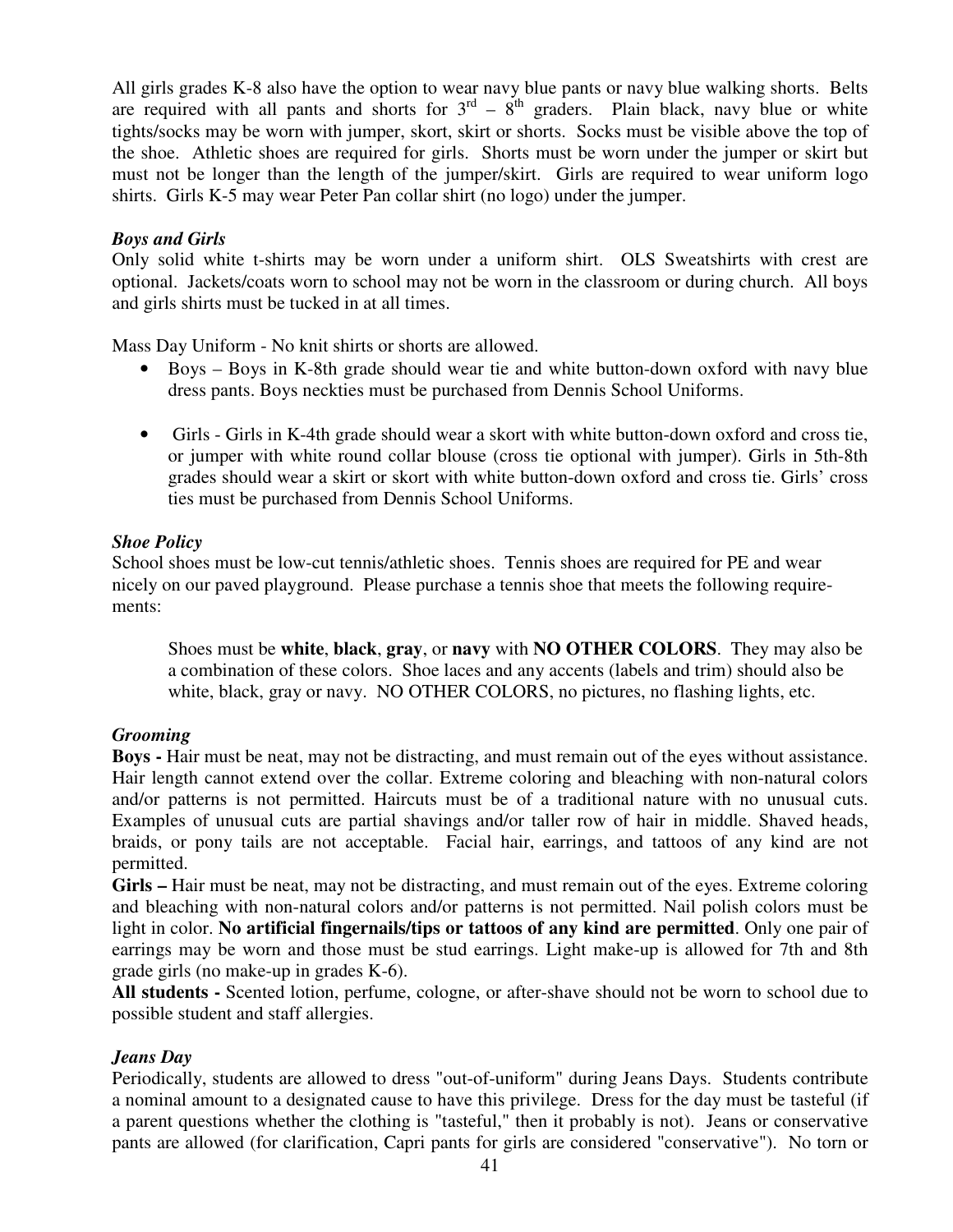All girls grades K-8 also have the option to wear navy blue pants or navy blue walking shorts. Belts are required with all pants and shorts for 3rd – 8th graders. Plain black, navy blue or white tights/socks may be worn with jumper, skort, skirt or shorts. Socks must be visible above the top of the shoe. Athletic shoes are required for girls. Shorts must be worn under the jumper or skirt but must not be longer than the length of the jumper/skirt. Girls are required to wear uniform logo shirts. Girls K-5 may wear Peter Pan collar shirt (no logo) under the jumper.

***Boys and Girls***

Only solid white t-shirts may be worn under a uniform shirt. OLS Sweatshirts with crest are optional. Jackets/coats worn to school may not be worn in the classroom or during church. All boys and girls shirts must be tucked in at all times.

Mass Day Uniform - No knit shirts or shorts are allowed.

- Boys – Boys in K-8th grade should wear tie and white button-down oxford with navy blue dress pants. Boys neckties must be purchased from Dennis School Uniforms.
- Girls - Girls in K-4th grade should wear a skort with white button-down oxford and cross tie, or jumper with white round collar blouse (cross tie optional with jumper). Girls in 5th-8th grades should wear a skirt or skort with white button-down oxford and cross tie. Girls' cross ties must be purchased from Dennis School Uniforms.

***Shoe Policy***

School shoes must be low-cut tennis/athletic shoes. Tennis shoes are required for PE and wear nicely on our paved playground. Please purchase a tennis shoe that meets the following requirements:

> Shoes must be **white**, **black**, **gray**, or **navy** with **NO OTHER COLORS**. They may also be a combination of these colors. Shoe laces and any accents (labels and trim) should also be white, black, gray or navy. NO OTHER COLORS, no pictures, no flashing lights, etc.

***Grooming***

**Boys -** Hair must be neat, may not be distracting, and must remain out of the eyes without assistance. Hair length cannot extend over the collar. Extreme coloring and bleaching with non-natural colors and/or patterns is not permitted. Haircuts must be of a traditional nature with no unusual cuts. Examples of unusual cuts are partial shavings and/or taller row of hair in middle. Shaved heads, braids, or pony tails are not acceptable. Facial hair, earrings, and tattoos of any kind are not permitted.

**Girls –** Hair must be neat, may not be distracting, and must remain out of the eyes. Extreme coloring and bleaching with non-natural colors and/or patterns is not permitted. Nail polish colors must be light in color. **No artificial fingernails/tips or tattoos of any kind are permitted**. Only one pair of earrings may be worn and those must be stud earrings. Light make-up is allowed for 7th and 8th grade girls (no make-up in grades K-6).

**All students -** Scented lotion, perfume, cologne, or after-shave should not be worn to school due to possible student and staff allergies.

***Jeans Day***

Periodically, students are allowed to dress "out-of-uniform" during Jeans Days. Students contribute a nominal amount to a designated cause to have this privilege. Dress for the day must be tasteful (if a parent questions whether the clothing is "tasteful," then it probably is not). Jeans or conservative pants are allowed (for clarification, Capri pants for girls are considered "conservative"). No torn or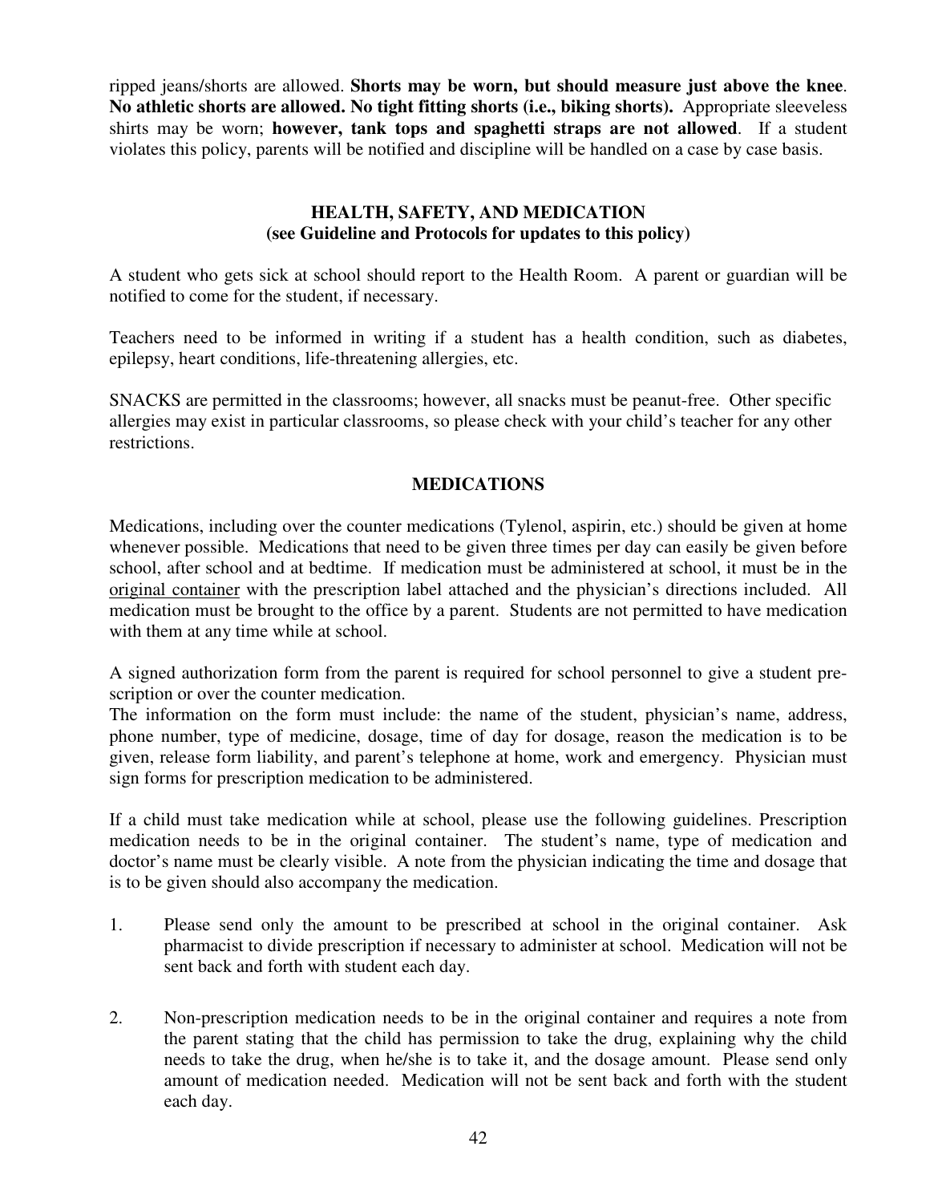ripped jeans/shorts are allowed. **Shorts may be worn, but should measure just above the knee**. **No athletic shorts are allowed. No tight fitting shorts (i.e., biking shorts).** Appropriate sleeveless shirts may be worn; **however, tank tops and spaghetti straps are not allowed**. If a student violates this policy, parents will be notified and discipline will be handled on a case by case basis.

## HEALTH, SAFETY, AND MEDICATION
**(see Guideline and Protocols for updates to this policy)**

A student who gets sick at school should report to the Health Room. A parent or guardian will be notified to come for the student, if necessary.

Teachers need to be informed in writing if a student has a health condition, such as diabetes, epilepsy, heart conditions, life-threatening allergies, etc.

SNACKS are permitted in the classrooms; however, all snacks must be peanut-free. Other specific allergies may exist in particular classrooms, so please check with your child's teacher for any other restrictions.

## MEDICATIONS

Medications, including over the counter medications (Tylenol, aspirin, etc.) should be given at home whenever possible. Medications that need to be given three times per day can easily be given before school, after school and at bedtime. If medication must be administered at school, it must be in the <u>original container</u> with the prescription label attached and the physician's directions included. All medication must be brought to the office by a parent. Students are not permitted to have medication with them at any time while at school.

A signed authorization form from the parent is required for school personnel to give a student prescription or over the counter medication.
The information on the form must include: the name of the student, physician's name, address, phone number, type of medicine, dosage, time of day for dosage, reason the medication is to be given, release form liability, and parent's telephone at home, work and emergency. Physician must sign forms for prescription medication to be administered.

If a child must take medication while at school, please use the following guidelines. Prescription medication needs to be in the original container. The student's name, type of medication and doctor's name must be clearly visible. A note from the physician indicating the time and dosage that is to be given should also accompany the medication.

1. Please send only the amount to be prescribed at school in the original container. Ask pharmacist to divide prescription if necessary to administer at school. Medication will not be sent back and forth with student each day.

2. Non-prescription medication needs to be in the original container and requires a note from the parent stating that the child has permission to take the drug, explaining why the child needs to take the drug, when he/she is to take it, and the dosage amount. Please send only amount of medication needed. Medication will not be sent back and forth with the student each day.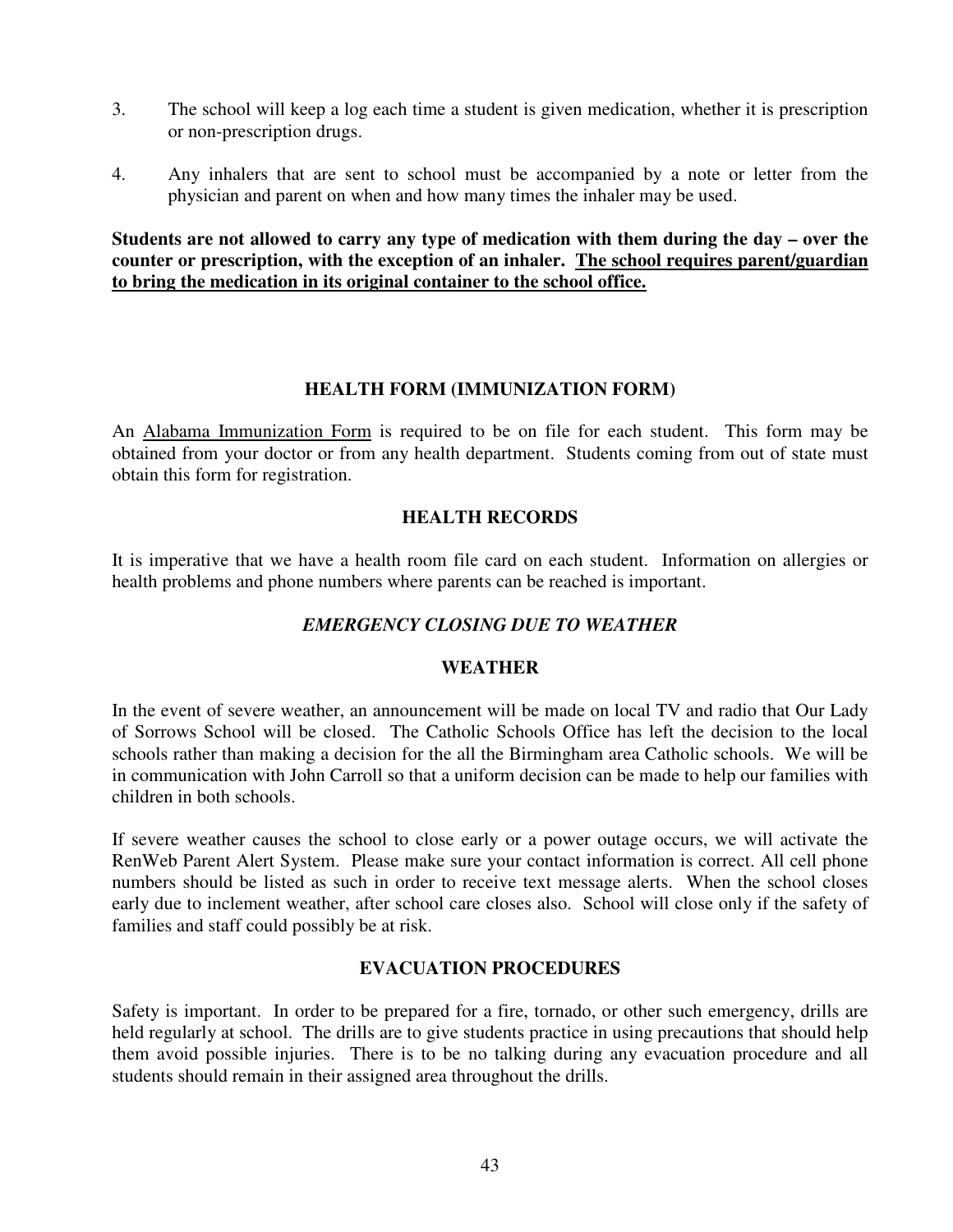3. The school will keep a log each time a student is given medication, whether it is prescription or non-prescription drugs.

4. Any inhalers that are sent to school must be accompanied by a note or letter from the physician and parent on when and how many times the inhaler may be used.

**Students are not allowed to carry any type of medication with them during the day – over the counter or prescription, with the exception of an inhaler. <u>The school requires parent/guardian to bring the medication in its original container to the school office.</u>**

## HEALTH FORM (IMMUNIZATION FORM)

An <u>Alabama Immunization Form</u> is required to be on file for each student. This form may be obtained from your doctor or from any health department. Students coming from out of state must obtain this form for registration.

## HEALTH RECORDS

It is imperative that we have a health room file card on each student. Information on allergies or health problems and phone numbers where parents can be reached is important.

## *EMERGENCY CLOSING DUE TO WEATHER*

### WEATHER

In the event of severe weather, an announcement will be made on local TV and radio that Our Lady of Sorrows School will be closed. The Catholic Schools Office has left the decision to the local schools rather than making a decision for the all the Birmingham area Catholic schools. We will be in communication with John Carroll so that a uniform decision can be made to help our families with children in both schools.

If severe weather causes the school to close early or a power outage occurs, we will activate the RenWeb Parent Alert System. Please make sure your contact information is correct. All cell phone numbers should be listed as such in order to receive text message alerts. When the school closes early due to inclement weather, after school care closes also. School will close only if the safety of families and staff could possibly be at risk.

## EVACUATION PROCEDURES

Safety is important. In order to be prepared for a fire, tornado, or other such emergency, drills are held regularly at school. The drills are to give students practice in using precautions that should help them avoid possible injuries. There is to be no talking during any evacuation procedure and all students should remain in their assigned area throughout the drills.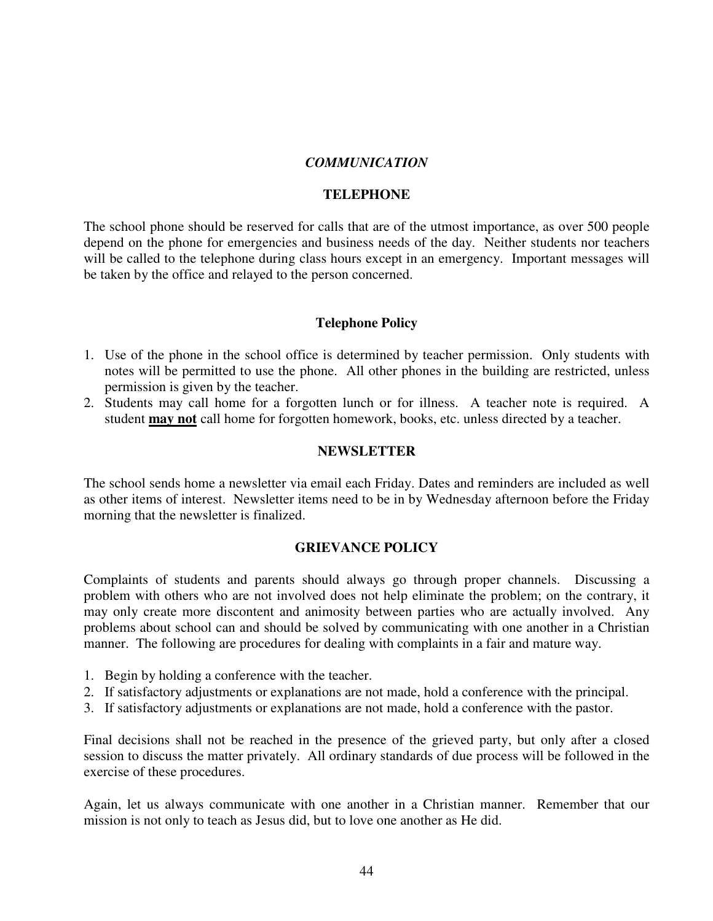# *COMMUNICATION*

## TELEPHONE

The school phone should be reserved for calls that are of the utmost importance, as over 500 people depend on the phone for emergencies and business needs of the day. Neither students nor teachers will be called to the telephone during class hours except in an emergency. Important messages will be taken by the office and relayed to the person concerned.

### Telephone Policy

1. Use of the phone in the school office is determined by teacher permission. Only students with notes will be permitted to use the phone. All other phones in the building are restricted, unless permission is given by the teacher.
2. Students may call home for a forgotten lunch or for illness. A teacher note is required. A student **<u>may not</u>** call home for forgotten homework, books, etc. unless directed by a teacher.

## NEWSLETTER

The school sends home a newsletter via email each Friday. Dates and reminders are included as well as other items of interest. Newsletter items need to be in by Wednesday afternoon before the Friday morning that the newsletter is finalized.

## GRIEVANCE POLICY

Complaints of students and parents should always go through proper channels. Discussing a problem with others who are not involved does not help eliminate the problem; on the contrary, it may only create more discontent and animosity between parties who are actually involved. Any problems about school can and should be solved by communicating with one another in a Christian manner. The following are procedures for dealing with complaints in a fair and mature way.

1. Begin by holding a conference with the teacher.
2. If satisfactory adjustments or explanations are not made, hold a conference with the principal.
3. If satisfactory adjustments or explanations are not made, hold a conference with the pastor.

Final decisions shall not be reached in the presence of the grieved party, but only after a closed session to discuss the matter privately. All ordinary standards of due process will be followed in the exercise of these procedures.

Again, let us always communicate with one another in a Christian manner. Remember that our mission is not only to teach as Jesus did, but to love one another as He did.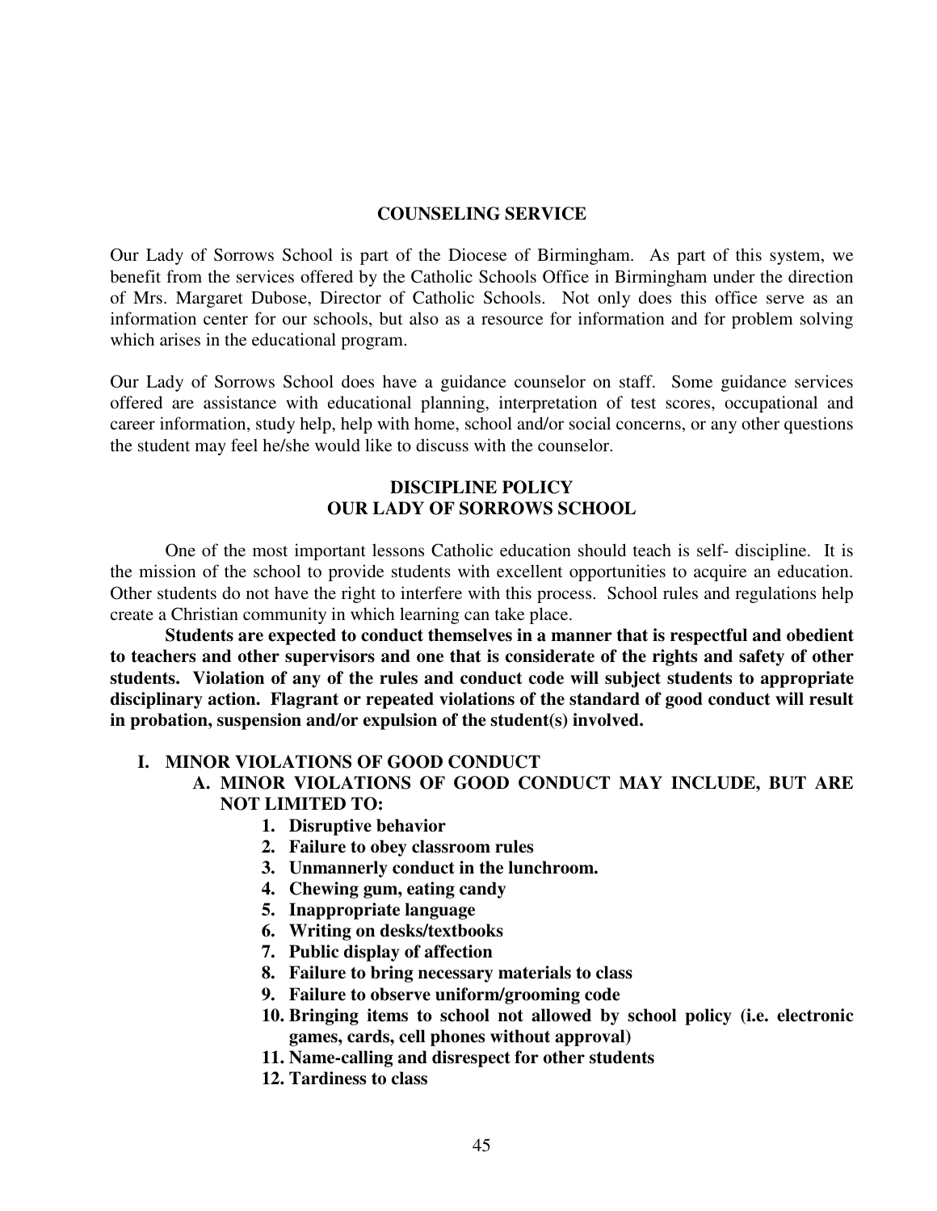## COUNSELING SERVICE

Our Lady of Sorrows School is part of the Diocese of Birmingham. As part of this system, we benefit from the services offered by the Catholic Schools Office in Birmingham under the direction of Mrs. Margaret Dubose, Director of Catholic Schools. Not only does this office serve as an information center for our schools, but also as a resource for information and for problem solving which arises in the educational program.

Our Lady of Sorrows School does have a guidance counselor on staff. Some guidance services offered are assistance with educational planning, interpretation of test scores, occupational and career information, study help, help with home, school and/or social concerns, or any other questions the student may feel he/she would like to discuss with the counselor.

## DISCIPLINE POLICY
## OUR LADY OF SORROWS SCHOOL

One of the most important lessons Catholic education should teach is self- discipline. It is the mission of the school to provide students with excellent opportunities to acquire an education. Other students do not have the right to interfere with this process. School rules and regulations help create a Christian community in which learning can take place.

**Students are expected to conduct themselves in a manner that is respectful and obedient to teachers and other supervisors and one that is considerate of the rights and safety of other students. Violation of any of the rules and conduct code will subject students to appropriate disciplinary action. Flagrant or repeated violations of the standard of good conduct will result in probation, suspension and/or expulsion of the student(s) involved.**

**I. MINOR VIOLATIONS OF GOOD CONDUCT**

**A. MINOR VIOLATIONS OF GOOD CONDUCT MAY INCLUDE, BUT ARE NOT LIMITED TO:**

1. **Disruptive behavior**
2. **Failure to obey classroom rules**
3. **Unmannerly conduct in the lunchroom.**
4. **Chewing gum, eating candy**
5. **Inappropriate language**
6. **Writing on desks/textbooks**
7. **Public display of affection**
8. **Failure to bring necessary materials to class**
9. **Failure to observe uniform/grooming code**
10. **Bringing items to school not allowed by school policy (i.e. electronic games, cards, cell phones without approval)**
11. **Name-calling and disrespect for other students**
12. **Tardiness to class**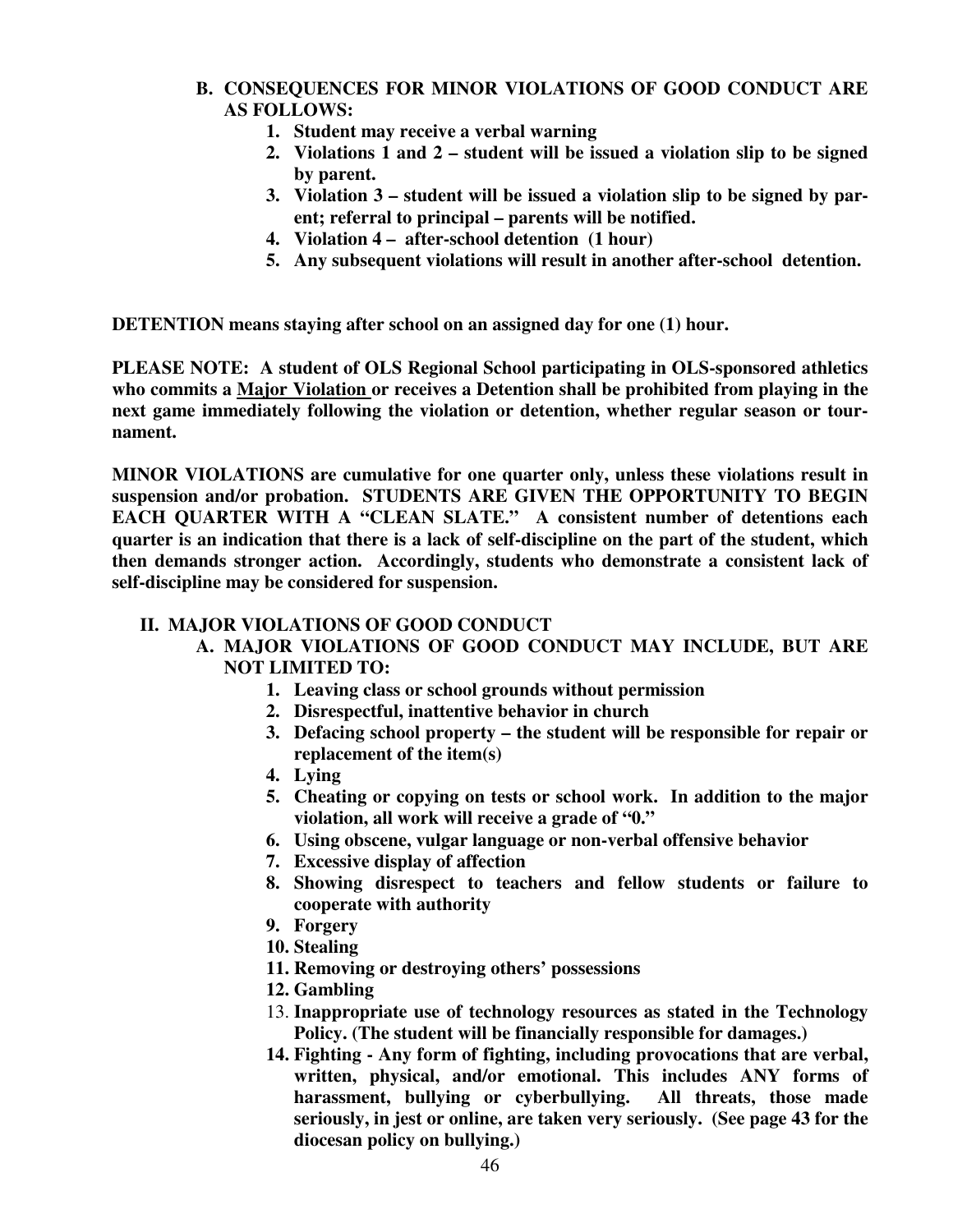**B. CONSEQUENCES FOR MINOR VIOLATIONS OF GOOD CONDUCT ARE AS FOLLOWS:**

1. **Student may receive a verbal warning**
2. **Violations 1 and 2 – student will be issued a violation slip to be signed by parent.**
3. **Violation 3 – student will be issued a violation slip to be signed by parent; referral to principal – parents will be notified.**
4. **Violation 4 – after-school detention (1 hour)**
5. **Any subsequent violations will result in another after-school detention.**

**DETENTION means staying after school on an assigned day for one (1) hour.**

**PLEASE NOTE: A student of OLS Regional School participating in OLS-sponsored athletics who commits a <u>Major Violation</u> or receives a Detention shall be prohibited from playing in the next game immediately following the violation or detention, whether regular season or tournament.**

**MINOR VIOLATIONS are cumulative for one quarter only, unless these violations result in suspension and/or probation. STUDENTS ARE GIVEN THE OPPORTUNITY TO BEGIN EACH QUARTER WITH A "CLEAN SLATE." A consistent number of detentions each quarter is an indication that there is a lack of self-discipline on the part of the student, which then demands stronger action. Accordingly, students who demonstrate a consistent lack of self-discipline may be considered for suspension.**

## II. MAJOR VIOLATIONS OF GOOD CONDUCT

**A. MAJOR VIOLATIONS OF GOOD CONDUCT MAY INCLUDE, BUT ARE NOT LIMITED TO:**

1. **Leaving class or school grounds without permission**
2. **Disrespectful, inattentive behavior in church**
3. **Defacing school property – the student will be responsible for repair or replacement of the item(s)**
4. **Lying**
5. **Cheating or copying on tests or school work. In addition to the major violation, all work will receive a grade of "0."**
6. **Using obscene, vulgar language or non-verbal offensive behavior**
7. **Excessive display of affection**
8. **Showing disrespect to teachers and fellow students or failure to cooperate with authority**
9. **Forgery**
10. **Stealing**
11. **Removing or destroying others' possessions**
12. **Gambling**
13. **Inappropriate use of technology resources as stated in the Technology Policy. (The student will be financially responsible for damages.)**
14. **Fighting - Any form of fighting, including provocations that are verbal, written, physical, and/or emotional. This includes ANY forms of harassment, bullying or cyberbullying. All threats, those made seriously, in jest or online, are taken very seriously. (See page 43 for the diocesan policy on bullying.)**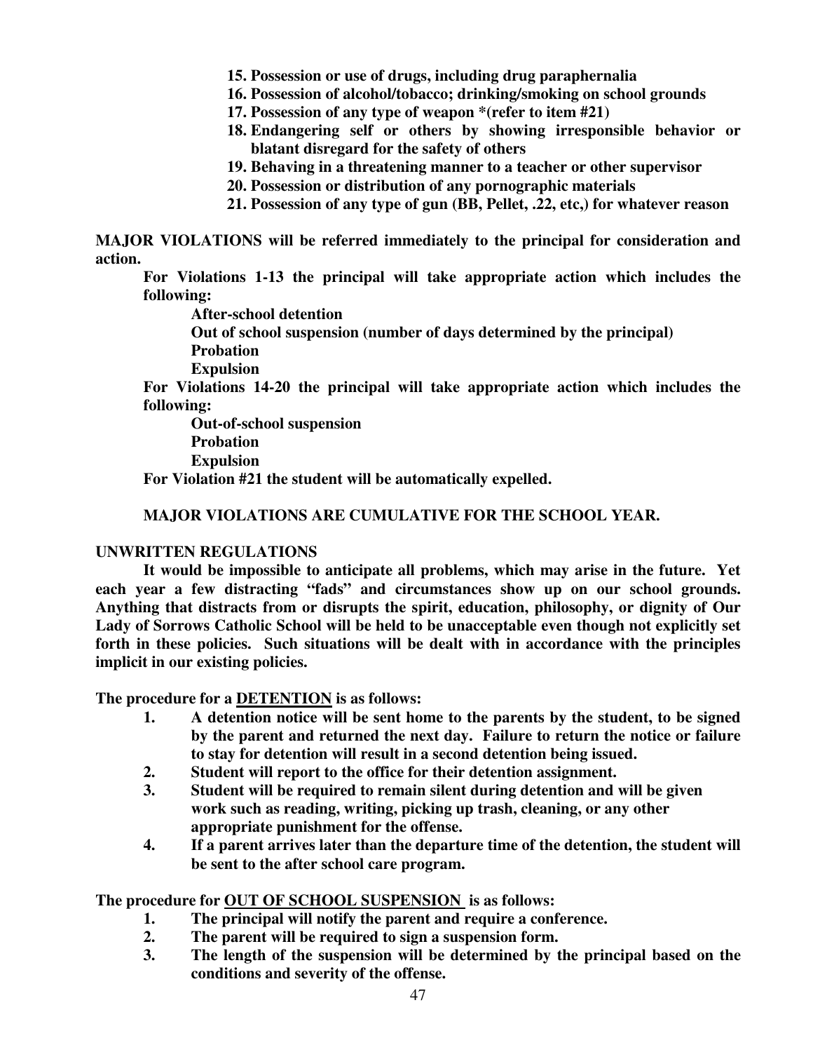15. **Possession or use of drugs, including drug paraphernalia**
16. **Possession of alcohol/tobacco; drinking/smoking on school grounds**
17. **Possession of any type of weapon *(refer to item #21)**
18. **Endangering self or others by showing irresponsible behavior or blatant disregard for the safety of others**
19. **Behaving in a threatening manner to a teacher or other supervisor**
20. **Possession or distribution of any pornographic materials**
21. **Possession of any type of gun (BB, Pellet, .22, etc,) for whatever reason**

**MAJOR VIOLATIONS will be referred immediately to the principal for consideration and action.**

**For Violations 1-13 the principal will take appropriate action which includes the following:**

**After-school detention**
**Out of school suspension (number of days determined by the principal)**
**Probation**
**Expulsion**

**For Violations 14-20 the principal will take appropriate action which includes the following:**

**Out-of-school suspension**
**Probation**
**Expulsion**

**For Violation #21 the student will be automatically expelled.**

**MAJOR VIOLATIONS ARE CUMULATIVE FOR THE SCHOOL YEAR.**

**UNWRITTEN REGULATIONS**

**It would be impossible to anticipate all problems, which may arise in the future. Yet each year a few distracting "fads" and circumstances show up on our school grounds. Anything that distracts from or disrupts the spirit, education, philosophy, or dignity of Our Lady of Sorrows Catholic School will be held to be unacceptable even though not explicitly set forth in these policies. Such situations will be dealt with in accordance with the principles implicit in our existing policies.**

**The procedure for a <u>DETENTION</u> is as follows:**

1. **A detention notice will be sent home to the parents by the student, to be signed by the parent and returned the next day. Failure to return the notice or failure to stay for detention will result in a second detention being issued.**
2. **Student will report to the office for their detention assignment.**
3. **Student will be required to remain silent during detention and will be given work such as reading, writing, picking up trash, cleaning, or any other appropriate punishment for the offense.**
4. **If a parent arrives later than the departure time of the detention, the student will be sent to the after school care program.**

**The procedure for <u>OUT OF SCHOOL SUSPENSION</u> is as follows:**

1. **The principal will notify the parent and require a conference.**
2. **The parent will be required to sign a suspension form.**
3. **The length of the suspension will be determined by the principal based on the conditions and severity of the offense.**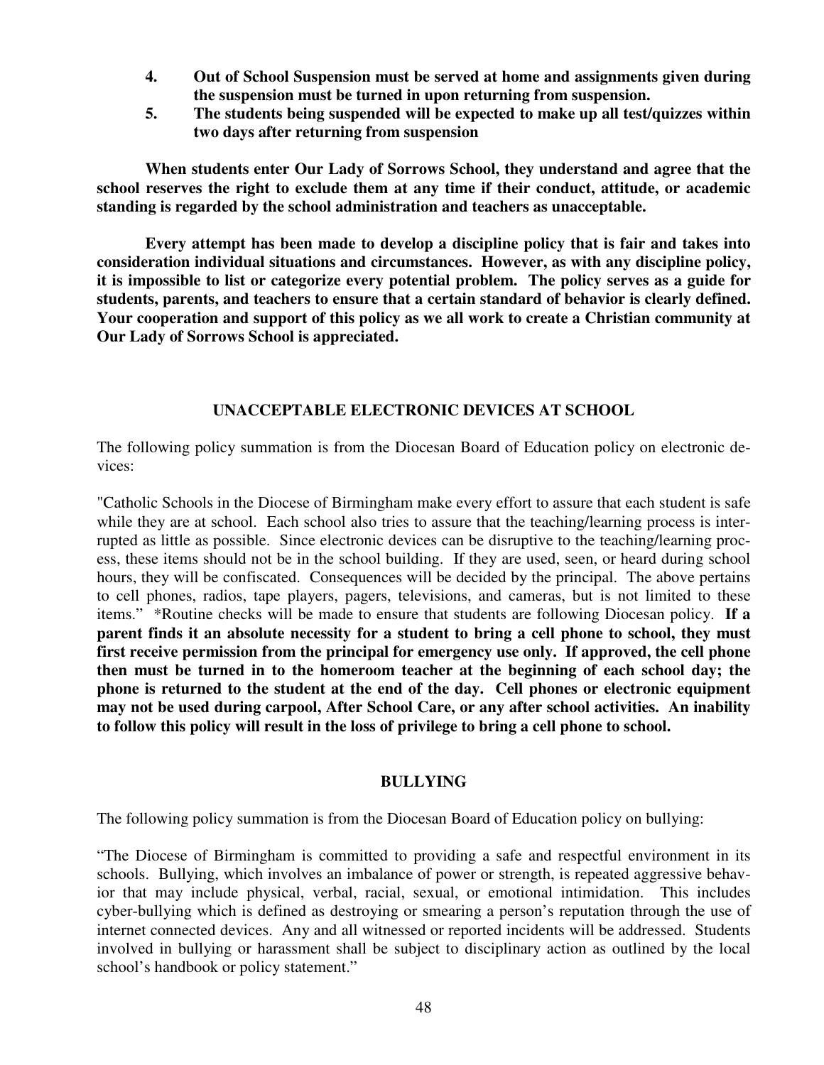4. **Out of School Suspension must be served at home and assignments given during the suspension must be turned in upon returning from suspension.**
5. **The students being suspended will be expected to make up all test/quizzes within two days after returning from suspension**

**When students enter Our Lady of Sorrows School, they understand and agree that the school reserves the right to exclude them at any time if their conduct, attitude, or academic standing is regarded by the school administration and teachers as unacceptable.**

**Every attempt has been made to develop a discipline policy that is fair and takes into consideration individual situations and circumstances. However, as with any discipline policy, it is impossible to list or categorize every potential problem. The policy serves as a guide for students, parents, and teachers to ensure that a certain standard of behavior is clearly defined. Your cooperation and support of this policy as we all work to create a Christian community at Our Lady of Sorrows School is appreciated.**

## UNACCEPTABLE ELECTRONIC DEVICES AT SCHOOL

The following policy summation is from the Diocesan Board of Education policy on electronic devices:

"Catholic Schools in the Diocese of Birmingham make every effort to assure that each student is safe while they are at school. Each school also tries to assure that the teaching/learning process is interrupted as little as possible. Since electronic devices can be disruptive to the teaching/learning process, these items should not be in the school building. If they are used, seen, or heard during school hours, they will be confiscated. Consequences will be decided by the principal. The above pertains to cell phones, radios, tape players, pagers, televisions, and cameras, but is not limited to these items." *Routine checks will be made to ensure that students are following Diocesan policy. **If a parent finds it an absolute necessity for a student to bring a cell phone to school, they must first receive permission from the principal for emergency use only. If approved, the cell phone then must be turned in to the homeroom teacher at the beginning of each school day; the phone is returned to the student at the end of the day. Cell phones or electronic equipment may not be used during carpool, After School Care, or any after school activities. An inability to follow this policy will result in the loss of privilege to bring a cell phone to school.**

## BULLYING

The following policy summation is from the Diocesan Board of Education policy on bullying:

"The Diocese of Birmingham is committed to providing a safe and respectful environment in its schools. Bullying, which involves an imbalance of power or strength, is repeated aggressive behavior that may include physical, verbal, racial, sexual, or emotional intimidation. This includes cyber-bullying which is defined as destroying or smearing a person's reputation through the use of internet connected devices. Any and all witnessed or reported incidents will be addressed. Students involved in bullying or harassment shall be subject to disciplinary action as outlined by the local school's handbook or policy statement."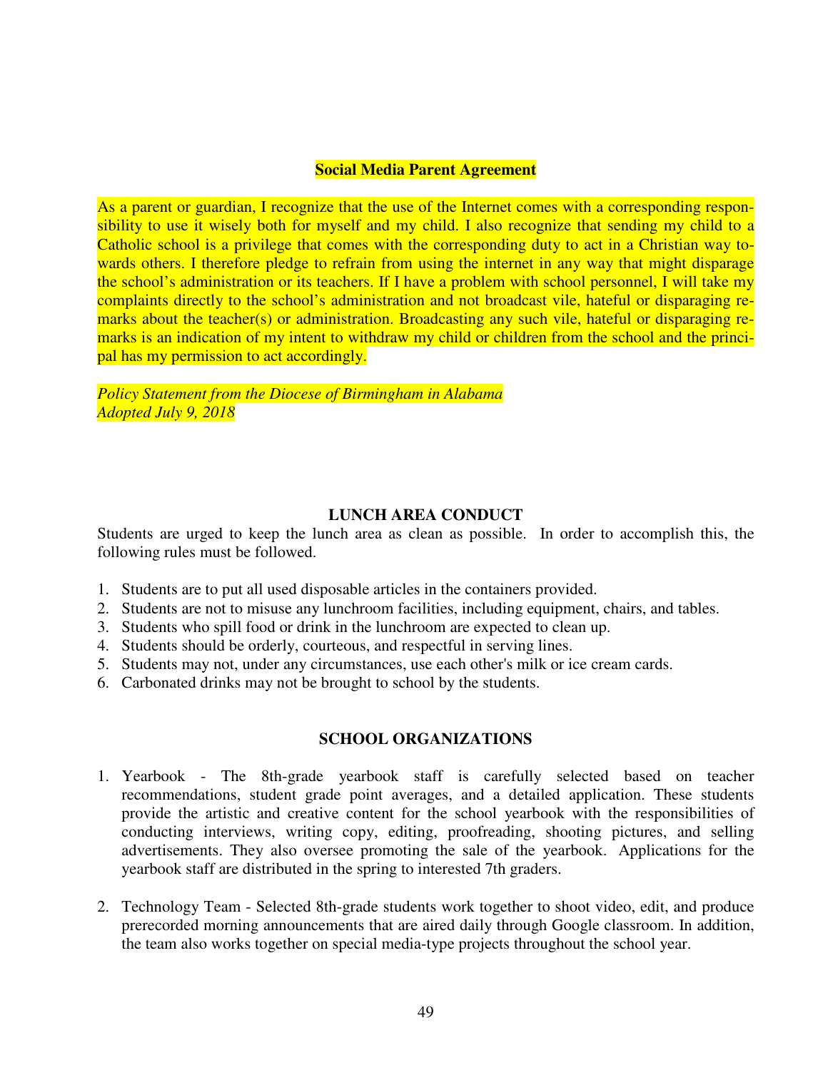## Social Media Parent Agreement

As a parent or guardian, I recognize that the use of the Internet comes with a corresponding responsibility to use it wisely both for myself and my child. I also recognize that sending my child to a Catholic school is a privilege that comes with the corresponding duty to act in a Christian way towards others. I therefore pledge to refrain from using the internet in any way that might disparage the school's administration or its teachers. If I have a problem with school personnel, I will take my complaints directly to the school's administration and not broadcast vile, hateful or disparaging remarks about the teacher(s) or administration. Broadcasting any such vile, hateful or disparaging remarks is an indication of my intent to withdraw my child or children from the school and the principal has my permission to act accordingly.

*Policy Statement from the Diocese of Birmingham in Alabama*
*Adopted July 9, 2018*

## LUNCH AREA CONDUCT

Students are urged to keep the lunch area as clean as possible. In order to accomplish this, the following rules must be followed.

1. Students are to put all used disposable articles in the containers provided.
2. Students are not to misuse any lunchroom facilities, including equipment, chairs, and tables.
3. Students who spill food or drink in the lunchroom are expected to clean up.
4. Students should be orderly, courteous, and respectful in serving lines.
5. Students may not, under any circumstances, use each other's milk or ice cream cards.
6. Carbonated drinks may not be brought to school by the students.

## SCHOOL ORGANIZATIONS

1. Yearbook - The 8th-grade yearbook staff is carefully selected based on teacher recommendations, student grade point averages, and a detailed application. These students provide the artistic and creative content for the school yearbook with the responsibilities of conducting interviews, writing copy, editing, proofreading, shooting pictures, and selling advertisements. They also oversee promoting the sale of the yearbook. Applications for the yearbook staff are distributed in the spring to interested 7th graders.

2. Technology Team - Selected 8th-grade students work together to shoot video, edit, and produce prerecorded morning announcements that are aired daily through Google classroom. In addition, the team also works together on special media-type projects throughout the school year.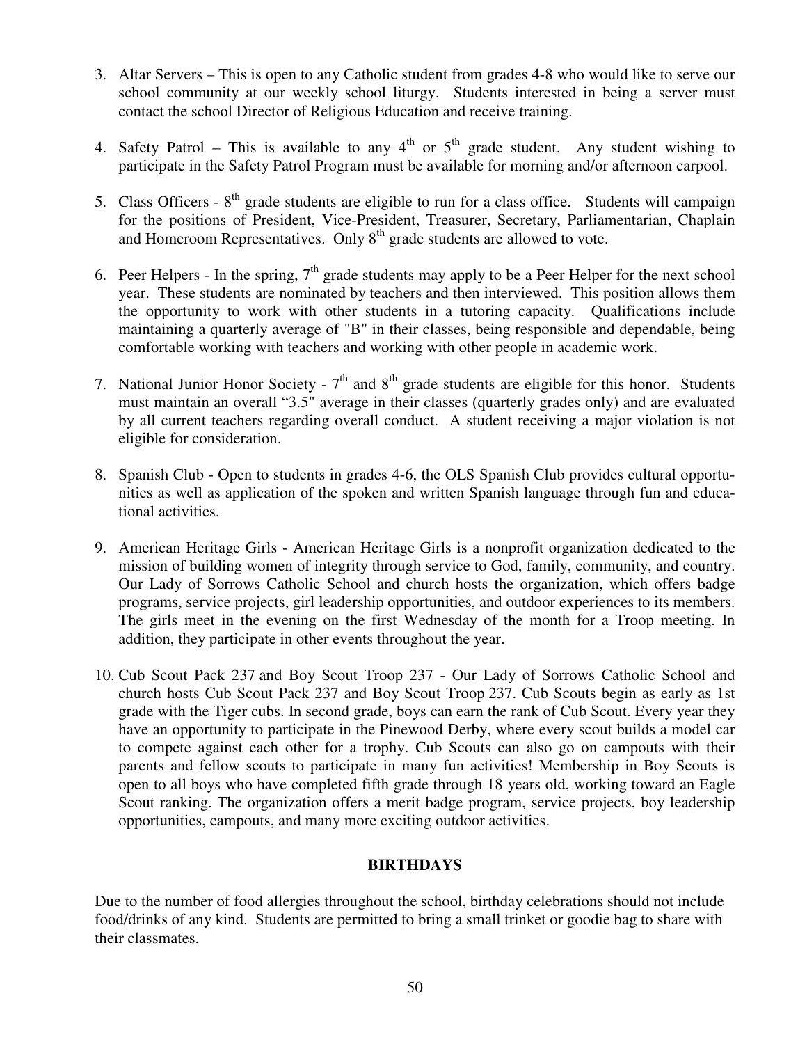3. Altar Servers – This is open to any Catholic student from grades 4-8 who would like to serve our school community at our weekly school liturgy. Students interested in being a server must contact the school Director of Religious Education and receive training.

4. Safety Patrol – This is available to any 4th or 5th grade student. Any student wishing to participate in the Safety Patrol Program must be available for morning and/or afternoon carpool.

5. Class Officers - 8th grade students are eligible to run for a class office. Students will campaign for the positions of President, Vice-President, Treasurer, Secretary, Parliamentarian, Chaplain and Homeroom Representatives. Only 8th grade students are allowed to vote.

6. Peer Helpers - In the spring, 7th grade students may apply to be a Peer Helper for the next school year. These students are nominated by teachers and then interviewed. This position allows them the opportunity to work with other students in a tutoring capacity. Qualifications include maintaining a quarterly average of "B" in their classes, being responsible and dependable, being comfortable working with teachers and working with other people in academic work.

7. National Junior Honor Society - 7th and 8th grade students are eligible for this honor. Students must maintain an overall "3.5" average in their classes (quarterly grades only) and are evaluated by all current teachers regarding overall conduct. A student receiving a major violation is not eligible for consideration.

8. Spanish Club - Open to students in grades 4-6, the OLS Spanish Club provides cultural opportunities as well as application of the spoken and written Spanish language through fun and educational activities.

9. American Heritage Girls - American Heritage Girls is a nonprofit organization dedicated to the mission of building women of integrity through service to God, family, community, and country. Our Lady of Sorrows Catholic School and church hosts the organization, which offers badge programs, service projects, girl leadership opportunities, and outdoor experiences to its members. The girls meet in the evening on the first Wednesday of the month for a Troop meeting. In addition, they participate in other events throughout the year.

10. Cub Scout Pack 237 and Boy Scout Troop 237 - Our Lady of Sorrows Catholic School and church hosts Cub Scout Pack 237 and Boy Scout Troop 237. Cub Scouts begin as early as 1st grade with the Tiger cubs. In second grade, boys can earn the rank of Cub Scout. Every year they have an opportunity to participate in the Pinewood Derby, where every scout builds a model car to compete against each other for a trophy. Cub Scouts can also go on campouts with their parents and fellow scouts to participate in many fun activities! Membership in Boy Scouts is open to all boys who have completed fifth grade through 18 years old, working toward an Eagle Scout ranking. The organization offers a merit badge program, service projects, boy leadership opportunities, campouts, and many more exciting outdoor activities.

## BIRTHDAYS

Due to the number of food allergies throughout the school, birthday celebrations should not include food/drinks of any kind. Students are permitted to bring a small trinket or goodie bag to share with their classmates.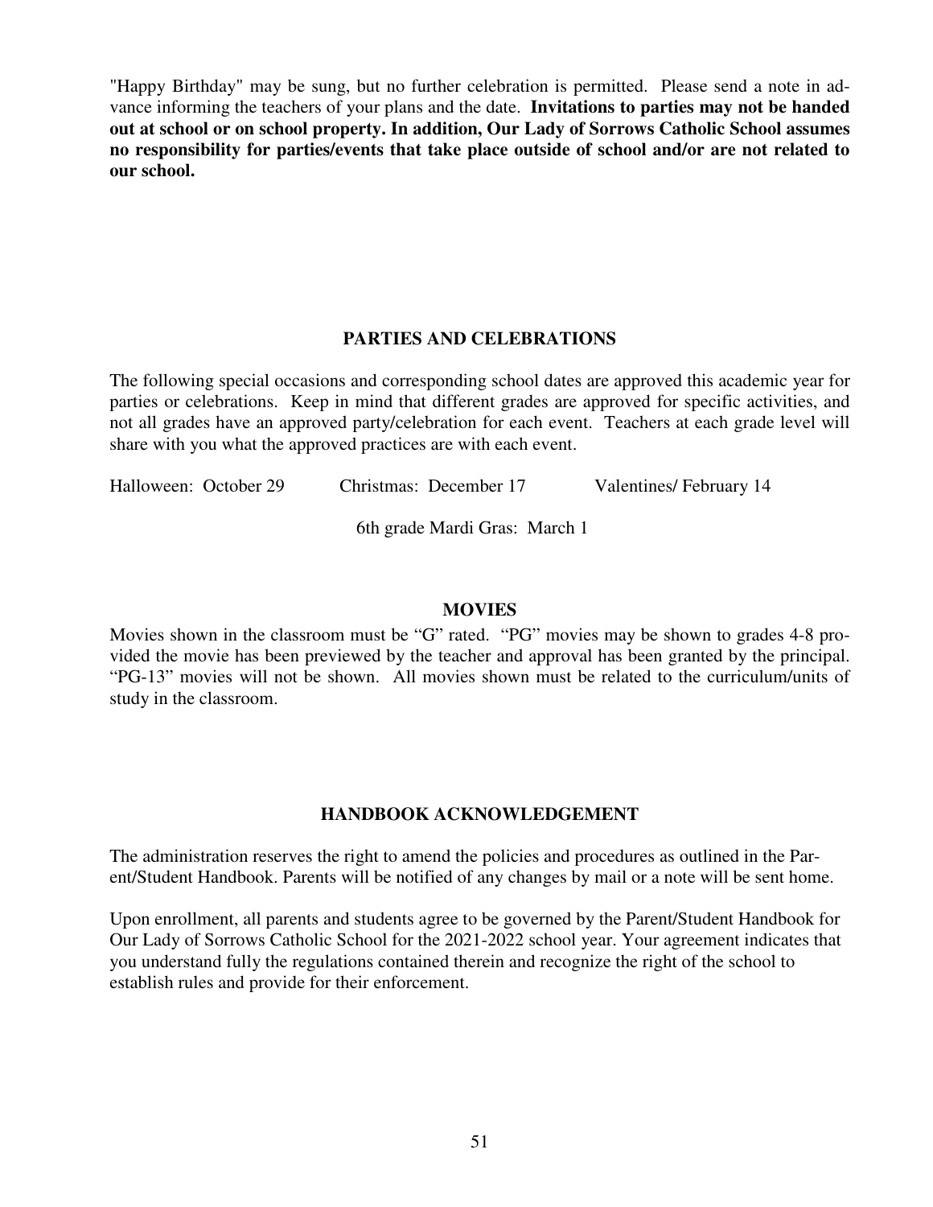"Happy Birthday" may be sung, but no further celebration is permitted. Please send a note in advance informing the teachers of your plans and the date. **Invitations to parties may not be handed out at school or on school property. In addition, Our Lady of Sorrows Catholic School assumes no responsibility for parties/events that take place outside of school and/or are not related to our school.**

## PARTIES AND CELEBRATIONS

The following special occasions and corresponding school dates are approved this academic year for parties or celebrations. Keep in mind that different grades are approved for specific activities, and not all grades have an approved party/celebration for each event. Teachers at each grade level will share with you what the approved practices are with each event.

Halloween: October 29 Christmas: December 17 Valentines/ February 14

6th grade Mardi Gras: March 1

## MOVIES

Movies shown in the classroom must be "G" rated. "PG" movies may be shown to grades 4-8 provided the movie has been previewed by the teacher and approval has been granted by the principal. "PG-13" movies will not be shown. All movies shown must be related to the curriculum/units of study in the classroom.

## HANDBOOK ACKNOWLEDGEMENT

The administration reserves the right to amend the policies and procedures as outlined in the Parent/Student Handbook. Parents will be notified of any changes by mail or a note will be sent home.

Upon enrollment, all parents and students agree to be governed by the Parent/Student Handbook for Our Lady of Sorrows Catholic School for the 2021-2022 school year. Your agreement indicates that you understand fully the regulations contained therein and recognize the right of the school to establish rules and provide for their enforcement.